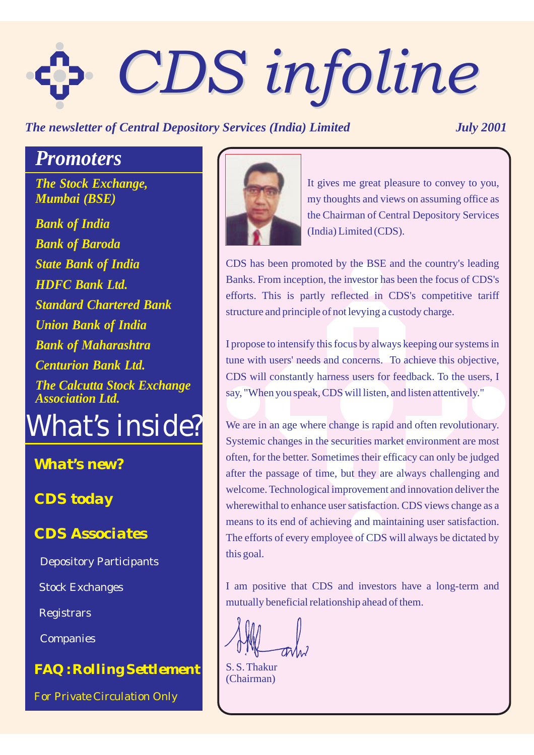# CDS infoline

*The newsletter of Central Depository Services (India) Limited* — *July 2001*

## Promoters

*The Stock Exchange, Mumbai (BSE)*

*Bank of India*

*Bank of Baroda*

*State Bank of India*

*HDFC Bank Ltd.*

*Standard Chartered Bank*

*Union Bank of India*

*Bank of Maharashtra*

*Centurion Bank Ltd.*

*The Calcutta Stock Exchange Association Ltd.*

## What's inside?

**What's new?**

**CDS today**

**CDS Associates**

- Depository Participants
- Stock Exchanges
- Registrars
- Companies

**FAQ : Rolling Settlement**

For Private Circulation Only

---

It gives me great pleasure to convey to you, my thoughts and views on assuming office as the Chairman of Central Depository Services (India) Limited (CDS).

CDS has been promoted by the BSE and the country's leading Banks. From inception, the investor has been the focus of CDS's efforts. This is partly reflected in CDS's competitive tariff structure and principle of not levying a custody charge.

I propose to intensify this focus by always keeping our systems in tune with users' needs and concerns. To achieve this objective, CDS will constantly harness users for feedback. To the users, I say, "When you speak, CDS will listen, and listen attentively."

We are in an age where change is rapid and often revolutionary. Systemic changes in the securities market environment are most often, for the better. Sometimes their efficacy can only be judged after the passage of time, but they are always challenging and welcome. Technological improvement and innovation deliver the wherewithal to enhance user satisfaction. CDS views change as a means to its end of achieving and maintaining user satisfaction. The efforts of every employee of CDS will always be dictated by this goal.

I am positive that CDS and investors have a long-term and mutually beneficial relationship ahead of them.

S. S. Thakur
(Chairman)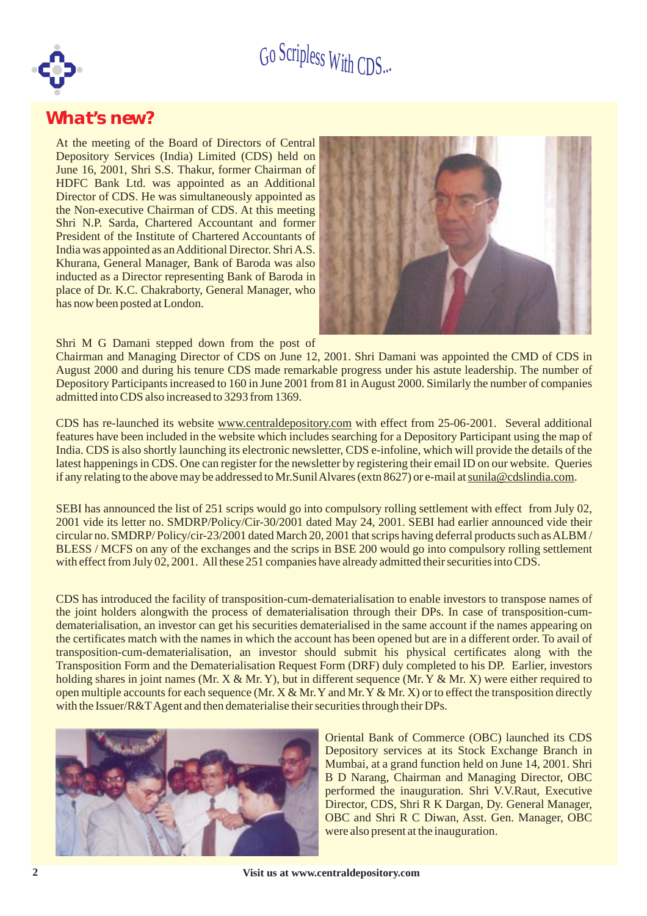Go Scripless With CDS...

## What's new?

At the meeting of the Board of Directors of Central Depository Services (India) Limited (CDS) held on June 16, 2001, Shri S.S. Thakur, former Chairman of HDFC Bank Ltd. was appointed as an Additional Director of CDS. He was simultaneously appointed as the Non-executive Chairman of CDS. At this meeting Shri N.P. Sarda, Chartered Accountant and former President of the Institute of Chartered Accountants of India was appointed as an Additional Director. Shri A.S. Khurana, General Manager, Bank of Baroda was also inducted as a Director representing Bank of Baroda in place of Dr. K.C. Chakraborty, General Manager, who has now been posted at London.

Shri M G Damani stepped down from the post of Chairman and Managing Director of CDS on June 12, 2001. Shri Damani was appointed the CMD of CDS in August 2000 and during his tenure CDS made remarkable progress under his astute leadership. The number of Depository Participants increased to 160 in June 2001 from 81 in August 2000. Similarly the number of companies admitted into CDS also increased to 3293 from 1369.

CDS has re-launched its website www.centraldepository.com with effect from 25-06-2001. Several additional features have been included in the website which includes searching for a Depository Participant using the map of India. CDS is also shortly launching its electronic newsletter, CDS e-infoline, which will provide the details of the latest happenings in CDS. One can register for the newsletter by registering their email ID on our website. Queries if any relating to the above may be addressed to Mr.Sunil Alvares (extn 8627) or e-mail at sunila@cdslindia.com.

SEBI has announced the list of 251 scrips would go into compulsory rolling settlement with effect from July 02, 2001 vide its letter no. SMDRP/Policy/Cir-30/2001 dated May 24, 2001. SEBI had earlier announced vide their circular no. SMDRP/ Policy/cir-23/2001 dated March 20, 2001 that scrips having deferral products such as ALBM / BLESS / MCFS on any of the exchanges and the scrips in BSE 200 would go into compulsory rolling settlement with effect from July 02, 2001. All these 251 companies have already admitted their securities into CDS.

CDS has introduced the facility of transposition-cum-dematerialisation to enable investors to transpose names of the joint holders alongwith the process of dematerialisation through their DPs. In case of transposition-cum-dematerialisation, an investor can get his securities dematerialised in the same account if the names appearing on the certificates match with the names in which the account has been opened but are in a different order. To avail of transposition-cum-dematerialisation, an investor should submit his physical certificates along with the Transposition Form and the Dematerialisation Request Form (DRF) duly completed to his DP. Earlier, investors holding shares in joint names (Mr. X & Mr. Y), but in different sequence (Mr. Y & Mr. X) were either required to open multiple accounts for each sequence (Mr. X & Mr. Y and Mr. Y & Mr. X) or to effect the transposition directly with the Issuer/R&T Agent and then dematerialise their securities through their DPs.

Oriental Bank of Commerce (OBC) launched its CDS Depository services at its Stock Exchange Branch in Mumbai, at a grand function held on June 14, 2001. Shri B D Narang, Chairman and Managing Director, OBC performed the inauguration. Shri V.V.Raut, Executive Director, CDS, Shri R K Dargan, Dy. General Manager, OBC and Shri R C Diwan, Asst. Gen. Manager, OBC were also present at the inauguration.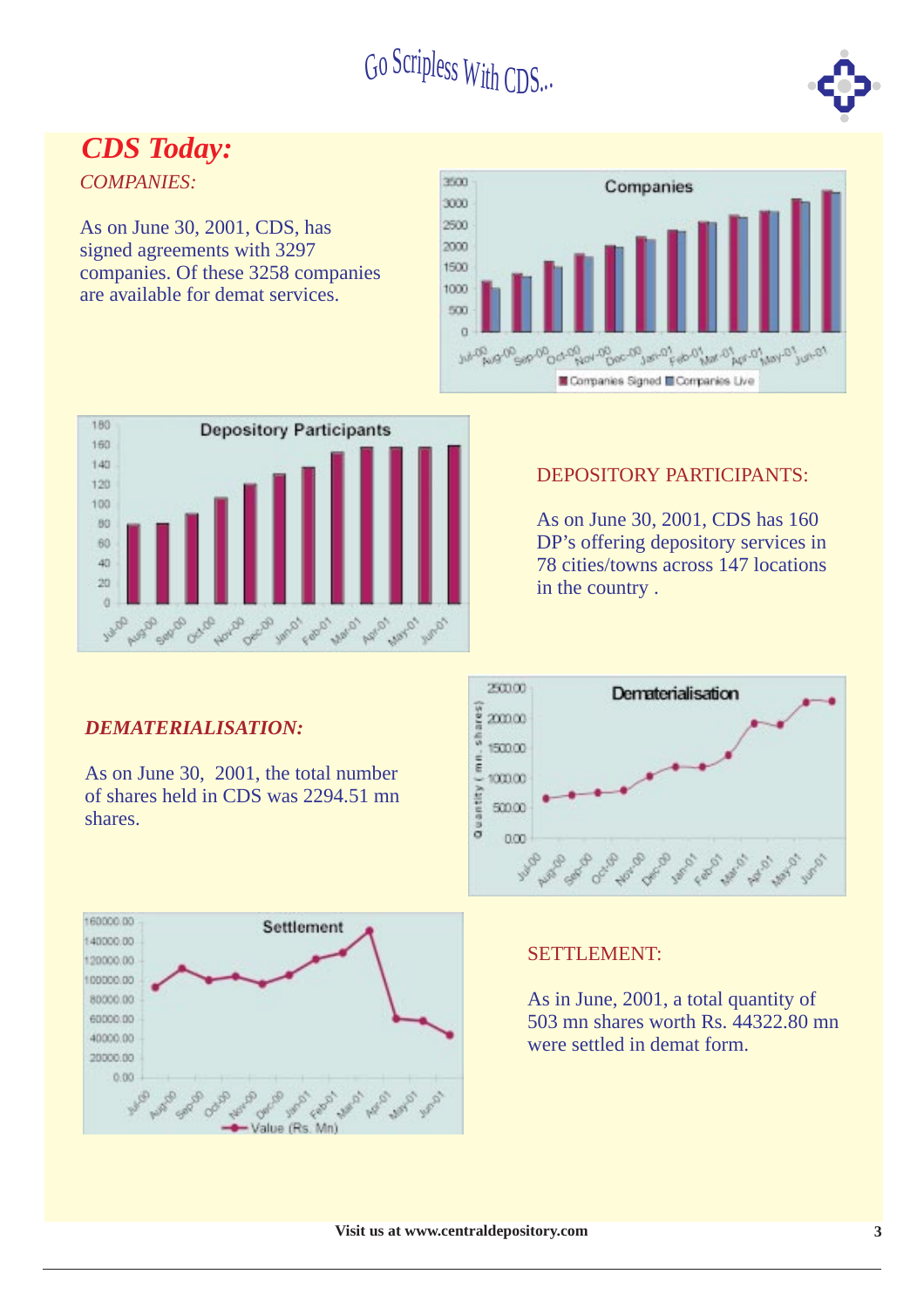# CDS Today:

*COMPANIES:*

As on June 30, 2001, CDS, has signed agreements with 3297 companies. Of these 3258 companies are available for demat services.

DEPOSITORY PARTICIPANTS:

As on June 30, 2001, CDS has 160 DP's offering depository services in 78 cities/towns across 147 locations in the country .

***DEMATERIALISATION:***

As on June 30, 2001, the total number of shares held in CDS was 2294.51 mn shares.

SETTLEMENT:

As in June, 2001, a total quantity of 503 mn shares worth Rs. 44322.80 mn were settled in demat form.

Visit us at www.centraldepository.com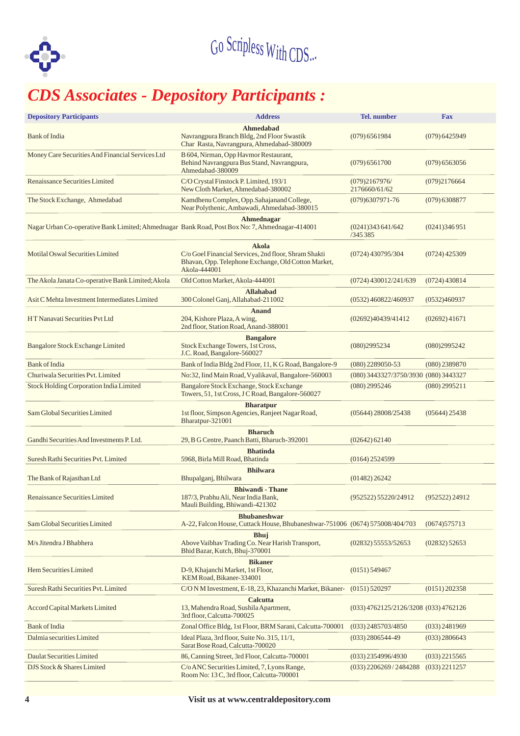Go Scripless With CDS...

# CDS Associates - Depository Participants :

| Depository Participants | Address | Tel. number | Fax |
|---|---|---|---|
| | **Ahmedabad** | | |
| Bank of India | Navrangpura Branch Bldg, 2nd Floor Swastik Char Rasta, Navrangpura, Ahmedabad-380009 | (079) 6561984 | (079) 6425949 |
| Money Care Securities And Financial Services Ltd | B 604, Nirman, Opp Havmor Restaurant, Behind Navrangpura Bus Stand, Navrangpura, Ahmedabad-380009 | (079) 6561700 | (079) 6563056 |
| Renaissance Securities Limited | C/O Crystal Finstock P. Limited, 193/1 New Cloth Market, Ahmedabad-380002 | (079)2167976/ 2176660/61/62 | (079)2176664 |
| The Stock Exchange, Ahmedabad | Kamdhenu Complex, Opp.Sahajanand College, Near Polythenic, Ambawadi, Ahmedabad-380015 | (079)6307971-76 | (079) 6308877 |
| | **Ahmednagar** | | |
| Nagar Urban Co-operative Bank Limited; Ahmednagar | Bank Road, Post Box No: 7, Ahmednagar-414001 | (0241)343 641/642 /345 385 | (0241)346 951 |
| | **Akola** | | |
| Motilal Oswal Securities Limited | C/o Goel Financial Services, 2nd floor, Shram Shakti Bhavan, Opp. Telephone Exchange, Old Cotton Market, Akola-444001 | (0724) 430795/304 | (0724) 425309 |
| The Akola Janata Co-operative Bank Limited;Akola | Old Cotton Market, Akola-444001 | (0724) 430012/241/639 | (0724) 430814 |
| | **Allahabad** | | |
| Asit C Mehta Investment Intermediates Limited | 300 Colonel Ganj, Allahabad-211002 | (0532) 460822/460937 | (0532)460937 |
| | **Anand** | | |
| H T Nanavati Securities Pvt Ltd | 204, Kishore Plaza, A wing, 2nd floor, Station Road, Anand-388001 | (02692)40439/41412 | (02692) 41671 |
| | **Bangalore** | | |
| Bangalore Stock Exchange Limited | Stock Exchange Towers, 1st Cross, J.C. Road, Bangalore-560027 | (080)2995234 | (080)2995242 |
| Bank of India | Bank of India Bldg 2nd Floor, 11, K G Road, Bangalore-9 | (080) 2289050-53 | (080) 2389870 |
| Churiwala Securities Pvt. Limited | No:32, IInd Main Road, Vyalikaval, Bangalore-560003 | (080) 3443327/3750/3930 | (080) 3443327 |
| Stock Holding Corporation India Limited | Bangalore Stock Exchange, Stock Exchange Towers, 51, 1st Cross, J C Road, Bangalore-560027 | (080) 2995246 | (080) 2995211 |
| | **Bharatpur** | | |
| Sam Global Securities Limited | 1st floor, Simpson Agencies, Ranjeet Nagar Road, Bharatpur-321001 | (05644) 28008/25438 | (05644) 25438 |
| | **Bharuch** | | |
| Gandhi Securities And Investments P. Ltd. | 29, B G Centre, Paanch Batti, Bharuch-392001 | (02642) 62140 | |
| | **Bhatinda** | | |
| Suresh Rathi Securities Pvt. Limited | 5968, Birla Mill Road, Bhatinda | (0164) 2524599 | |
| | **Bhilwara** | | |
| The Bank of Rajasthan Ltd | Bhupalganj, Bhilwara | (01482) 26242 | |
| | **Bhiwandi - Thane** | | |
| Renaissance Securities Limited | 187/3, Prabhu Ali, Near India Bank, Mauli Building, Bhiwandi-421302 | (952522) 55220/24912 | (952522) 24912 |
| | **Bhubaneshwar** | | |
| Sam Global Securities Limited | A-22, Falcon House, Cuttack House, Bhubaneshwar-751006 | (0674) 575008/404/703 | (0674)575713 |
| | **Bhuj** | | |
| M/s Jitendra J Bhabhera | Above Vaibhav Trading Co. Near Harish Transport, Bhid Bazar, Kutch, Bhuj-370001 | (02832) 55553/52653 | (02832) 52653 |
| | **Bikaner** | | |
| Hem Securities Limited | D-9, Khajanchi Market, 1st Floor, KEM Road, Bikaner-334001 | (0151) 549467 | |
| Suresh Rathi Securities Pvt. Limited | C/O N M Investment, E-18, 23, Khazanchi Market, Bikaner- | (0151) 520297 | (0151) 202358 |
| | **Calcutta** | | |
| Accord Capital Markets Limited | 13, Mahendra Road, Sushila Apartment, 3rd floor, Calcutta-700025 | (033) 4762125/2126/3208 | (033) 4762126 |
| Bank of India | Zonal Office Bldg, 1st Floor, BRM Sarani, Calcutta-700001 | (033) 2485703/4850 | (033) 2481969 |
| Dalmia securities Limited | Ideal Plaza, 3rd floor, Suite No. 315, 11/1, Sarat Bose Road, Calcutta-700020 | (033) 2806544-49 | (033) 2806643 |
| Daulat Securities Limited | 86, Canning Street, 3rd Floor, Calcutta-700001 | (033) 2354996/4930 | (033) 2215565 |
| DJS Stock & Shares Limited | C/o ANC Securities Limited, 7, Lyons Range, Room No: 13 C, 3rd floor, Calcutta-700001 | (033) 2206269 / 2484288 | (033) 2211257 |

**Visit us at www.centraldepository.com**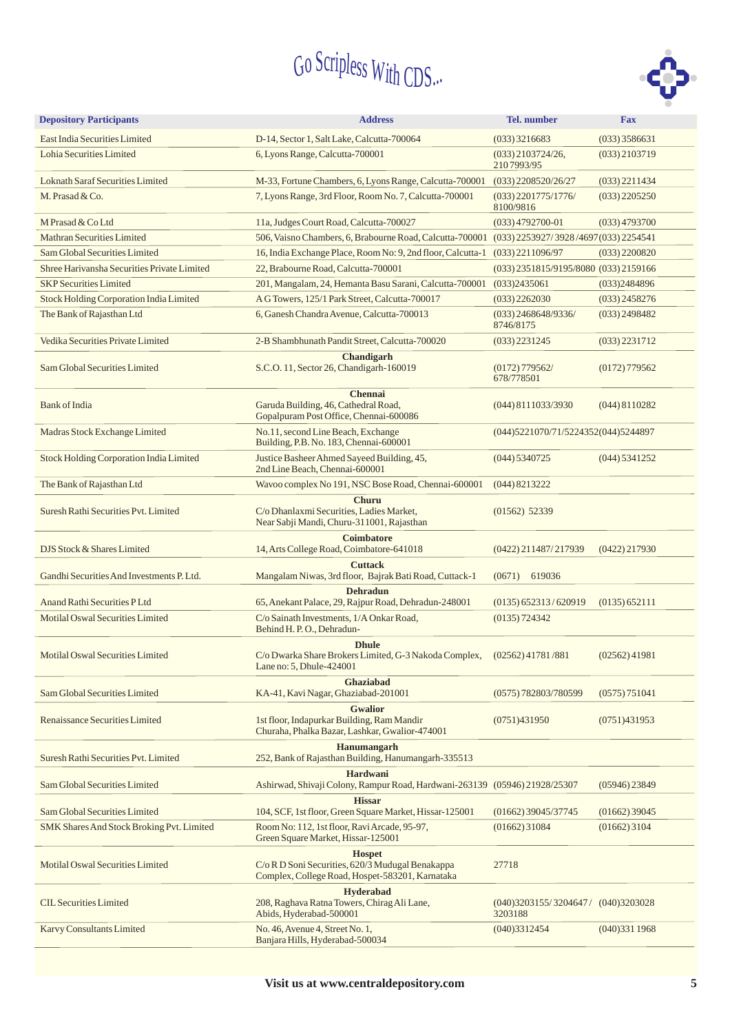# Go Scripless With CDS...

| Depository Participants | Address | Tel. number | Fax |
|---|---|---|---|
| East India Securities Limited | D-14, Sector 1, Salt Lake, Calcutta-700064 | (033) 3216683 | (033) 3586631 |
| Lohia Securities Limited | 6, Lyons Range, Calcutta-700001 | (033) 2103724/26, 210 7993/95 | (033) 2103719 |
| Loknath Saraf Securities Limited | M-33, Fortune Chambers, 6, Lyons Range, Calcutta-700001 | (033) 2208520/26/27 | (033) 2211434 |
| M. Prasad & Co. | 7, Lyons Range, 3rd Floor, Room No. 7, Calcutta-700001 | (033) 2201775/1776/ 8100/9816 | (033) 2205250 |
| M Prasad & Co Ltd | 11a, Judges Court Road, Calcutta-700027 | (033) 4792700-01 | (033) 4793700 |
| Mathran Securities Limited | 506, Vaisno Chambers, 6, Brabourne Road, Calcutta-700001 | (033) 2253927/ 3928 /4697 | (033) 2254541 |
| Sam Global Securities Limited | 16, India Exchange Place, Room No: 9, 2nd floor, Calcutta-1 | (033) 2211096/97 | (033) 2200820 |
| Shree Harivansha Securities Private Limited | 22, Brabourne Road, Calcutta-700001 | (033) 2351815/9195/8080 | (033) 2159166 |
| SKP Securities Limited | 201, Mangalam, 24, Hemanta Basu Sarani, Calcutta-700001 | (033)2435061 | (033)2484896 |
| Stock Holding Corporation India Limited | A G Towers, 125/1 Park Street, Calcutta-700017 | (033) 2262030 | (033) 2458276 |
| The Bank of Rajasthan Ltd | 6, Ganesh Chandra Avenue, Calcutta-700013 | (033) 2468648/9336/ 8746/8175 | (033) 2498482 |
| Vedika Securities Private Limited | 2-B Shambhunath Pandit Street, Calcutta-700020 | (033) 2231245 | (033) 2231712 |
| | **Chandigarh** | | |
| Sam Global Securities Limited | S.C.O. 11, Sector 26, Chandigarh-160019 | (0172) 779562/ 678/778501 | (0172) 779562 |
| | **Chennai** | | |
| Bank of India | Garuda Building, 46, Cathedral Road, Gopalpuram Post Office, Chennai-600086 | (044) 8111033/3930 | (044) 8110282 |
| Madras Stock Exchange Limited | No.11, second Line Beach, Exchange Building, P.B. No. 183, Chennai-600001 | (044)5221070/71/5224352 | (044)5244897 |
| Stock Holding Corporation India Limited | Justice Basheer Ahmed Sayeed Building, 45, 2nd Line Beach, Chennai-600001 | (044) 5340725 | (044) 5341252 |
| The Bank of Rajasthan Ltd | Wavoo complex No 191, NSC Bose Road, Chennai-600001 | (044) 8213222 | |
| | **Churu** | | |
| Suresh Rathi Securities Pvt. Limited | C/o Dhanlaxmi Securities, Ladies Market, Near Sabji Mandi, Churu-311001, Rajasthan | (01562) 52339 | |
| | **Coimbatore** | | |
| DJS Stock & Shares Limited | 14, Arts College Road, Coimbatore-641018 | (0422) 211487/ 217939 | (0422) 217930 |
| | **Cuttack** | | |
| Gandhi Securities And Investments P. Ltd. | Mangalam Niwas, 3rd floor, Bajrak Bati Road, Cuttack-1 | (0671) 619036 | |
| | **Dehradun** | | |
| Anand Rathi Securities P Ltd | 65, Anekant Palace, 29, Rajpur Road, Dehradun-248001 | (0135) 652313 / 620919 | (0135) 652111 |
| Motilal Oswal Securities Limited | C/o Sainath Investments, 1/A Onkar Road, Behind H. P. O., Dehradun- | (0135) 724342 | |
| | **Dhule** | | |
| Motilal Oswal Securities Limited | C/o Dwarka Share Brokers Limited, G-3 Nakoda Complex, Lane no: 5, Dhule-424001 | (02562) 41781 /881 | (02562) 41981 |
| | **Ghaziabad** | | |
| Sam Global Securities Limited | KA-41, Kavi Nagar, Ghaziabad-201001 | (0575) 782803/780599 | (0575) 751041 |
| | **Gwalior** | | |
| Renaissance Securities Limited | 1st floor, Indapurkar Building, Ram Mandir Churaha, Phalka Bazar, Lashkar, Gwalior-474001 | (0751)431950 | (0751)431953 |
| | **Hanumangarh** | | |
| Suresh Rathi Securities Pvt. Limited | 252, Bank of Rajasthan Building, Hanumangarh-335513 | | |
| | **Hardwani** | | |
| Sam Global Securities Limited | Ashirwad, Shivaji Colony, Rampur Road, Hardwani-263139 | (05946) 21928/25307 | (05946) 23849 |
| | **Hissar** | | |
| Sam Global Securities Limited | 104, SCF, 1st floor, Green Square Market, Hissar-125001 | (01662) 39045/37745 | (01662) 39045 |
| SMK Shares And Stock Broking Pvt. Limited | Room No: 112, 1st floor, Ravi Arcade, 95-97, Green Square Market, Hissar-125001 | (01662) 31084 | (01662) 3104 |
| | **Hospet** | | |
| Motilal Oswal Securities Limited | C/o R D Soni Securities, 620/3 Mudugal Benakappa Complex, College Road, Hospet-583201, Karnataka | 27718 | |
| | **Hyderabad** | | |
| CIL Securities Limited | 208, Raghava Ratna Towers, Chirag Ali Lane, Abids, Hyderabad-500001 | (040)3203155/ 3204647 / 3203188 | (040)3203028 |
| Karvy Consultants Limited | No. 46, Avenue 4, Street No. 1, Banjara Hills, Hyderabad-500034 | (040)3312454 | (040)331 1968 |

**Visit us at www.centraldepository.com**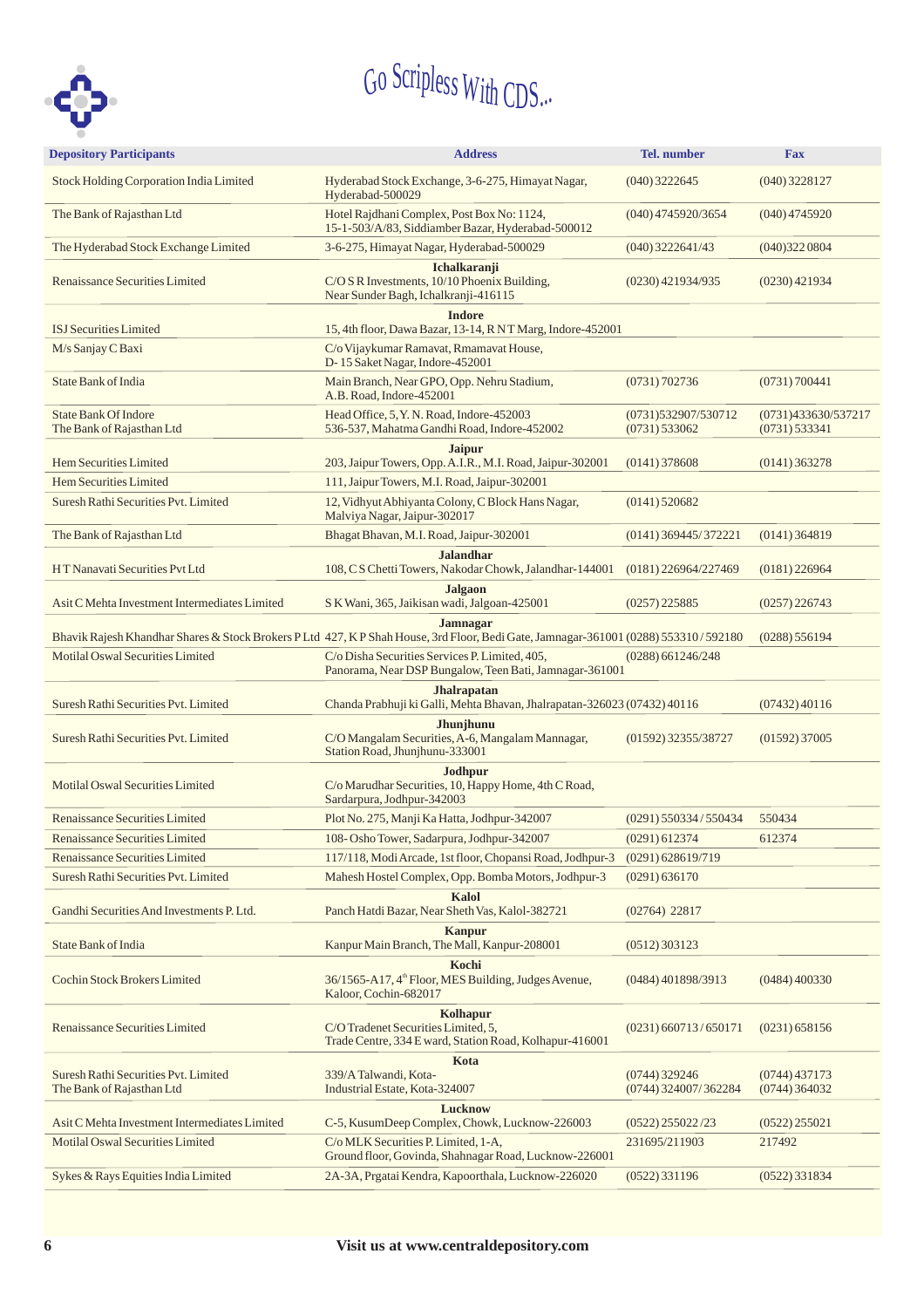# Go Scripless With CDS...

| Depository Participants | Address | Tel. number | Fax |
|---|---|---|---|
| Stock Holding Corporation India Limited | Hyderabad Stock Exchange, 3-6-275, Himayat Nagar, Hyderabad-500029 | (040) 3222645 | (040) 3228127 |
| The Bank of Rajasthan Ltd | Hotel Rajdhani Complex, Post Box No: 1124, 15-1-503/A/83, Siddiamber Bazar, Hyderabad-500012 | (040) 4745920/3654 | (040) 4745920 |
| The Hyderabad Stock Exchange Limited | 3-6-275, Himayat Nagar, Hyderabad-500029 | (040) 3222641/43 | (040)322 0804 |
| | **Ichalkaranji** | | |
| Renaissance Securities Limited | C/O S R Investments, 10/10 Phoenix Building, Near Sunder Bagh, Ichalkranji-416115 | (0230) 421934/935 | (0230) 421934 |
| | **Indore** | | |
| ISJ Securities Limited | 15, 4th floor, Dawa Bazar, 13-14, R N T Marg, Indore-452001 | | |
| M/s Sanjay C Baxi | C/o Vijaykumar Ramavat, Rmamavat House, D- 15 Saket Nagar, Indore-452001 | | |
| State Bank of India | Main Branch, Near GPO, Opp. Nehru Stadium, A.B. Road, Indore-452001 | (0731) 702736 | (0731) 700441 |
| State Bank Of Indore | Head Office, 5, Y. N. Road, Indore-452003 | (0731)532907/530712 | (0731)433630/537217 |
| The Bank of Rajasthan Ltd | 536-537, Mahatma Gandhi Road, Indore-452002 | (0731) 533062 | (0731) 533341 |
| | **Jaipur** | | |
| Hem Securities Limited | 203, Jaipur Towers, Opp. A.I.R., M.I. Road, Jaipur-302001 | (0141) 378608 | (0141) 363278 |
| Hem Securities Limited | 111, Jaipur Towers, M.I. Road, Jaipur-302001 | | |
| Suresh Rathi Securities Pvt. Limited | 12, Vidhyut Abhiyanta Colony, C Block Hans Nagar, Malviya Nagar, Jaipur-302017 | (0141) 520682 | |
| The Bank of Rajasthan Ltd | Bhagat Bhavan, M.I. Road, Jaipur-302001 | (0141) 369445/ 372221 | (0141) 364819 |
| | **Jalandhar** | | |
| H T Nanavati Securities Pvt Ltd | 108, C S Chetti Towers, Nakodar Chowk, Jalandhar-144001 | (0181) 226964/227469 | (0181) 226964 |
| | **Jalgaon** | | |
| Asit C Mehta Investment Intermediates Limited | S K Wani, 365, Jaikisan wadi, Jalgoan-425001 | (0257) 225885 | (0257) 226743 |
| | **Jamnagar** | | |
| Bhavik Rajesh Khandhar Shares & Stock Brokers P Ltd | 427, K P Shah House, 3rd Floor, Bedi Gate, Jamnagar-361001 | (0288) 553310 / 592180 | (0288) 556194 |
| Motilal Oswal Securities Limited | C/o Disha Securities Services P. Limited, 405, Panorama, Near DSP Bungalow, Teen Bati, Jamnagar-361001 | (0288) 661246/248 | |
| | **Jhalrapatan** | | |
| Suresh Rathi Securities Pvt. Limited | Chanda Prabhuji ki Galli, Mehta Bhavan, Jhalrapatan-326023 | (07432) 40116 | (07432) 40116 |
| | **Jhunjhunu** | | |
| Suresh Rathi Securities Pvt. Limited | C/O Mangalam Securities, A-6, Mangalam Mannagar, Station Road, Jhunjhunu-333001 | (01592) 32355/38727 | (01592) 37005 |
| | **Jodhpur** | | |
| Motilal Oswal Securities Limited | C/o Marudhar Securities, 10, Happy Home, 4th C Road, Sardarpura, Jodhpur-342003 | | |
| Renaissance Securities Limited | Plot No. 275, Manji Ka Hatta, Jodhpur-342007 | (0291) 550334 / 550434 | 550434 |
| Renaissance Securities Limited | 108- Osho Tower, Sadarpura, Jodhpur-342007 | (0291) 612374 | 612374 |
| Renaissance Securities Limited | 117/118, Modi Arcade, 1st floor, Chopansi Road, Jodhpur-3 | (0291) 628619/719 | |
| Suresh Rathi Securities Pvt. Limited | Mahesh Hostel Complex, Opp. Bomba Motors, Jodhpur-3 | (0291) 636170 | |
| | **Kalol** | | |
| Gandhi Securities And Investments P. Ltd. | Panch Hatdi Bazar, Near Sheth Vas, Kalol-382721 | (02764) 22817 | |
| | **Kanpur** | | |
| State Bank of India | Kanpur Main Branch, The Mall, Kanpur-208001 | (0512) 303123 | |
| | **Kochi** | | |
| Cochin Stock Brokers Limited | 36/1565-A17, 4th Floor, MES Building, Judges Avenue, Kaloor, Cochin-682017 | (0484) 401898/3913 | (0484) 400330 |
| | **Kolhapur** | | |
| Renaissance Securities Limited | C/O Tradenet Securities Limited, 5, Trade Centre, 334 E ward, Station Road, Kolhapur-416001 | (0231) 660713 / 650171 | (0231) 658156 |
| | **Kota** | | |
| Suresh Rathi Securities Pvt. Limited | 339/A Talwandi, Kota- | (0744) 329246 | (0744) 437173 |
| The Bank of Rajasthan Ltd | Industrial Estate, Kota-324007 | (0744) 324007/ 362284 | (0744) 364032 |
| | **Lucknow** | | |
| Asit C Mehta Investment Intermediates Limited | C-5, KusumDeep Complex, Chowk, Lucknow-226003 | (0522) 255022 /23 | (0522) 255021 |
| Motilal Oswal Securities Limited | C/o MLK Securities P. Limited, 1-A, Ground floor, Govinda, Shahnagar Road, Lucknow-226001 | 231695/211903 | 217492 |
| Sykes & Rays Equities India Limited | 2A-3A, Prgatai Kendra, Kapoorthala, Lucknow-226020 | (0522) 331196 | (0522) 331834 |

**Visit us at www.centraldepository.com**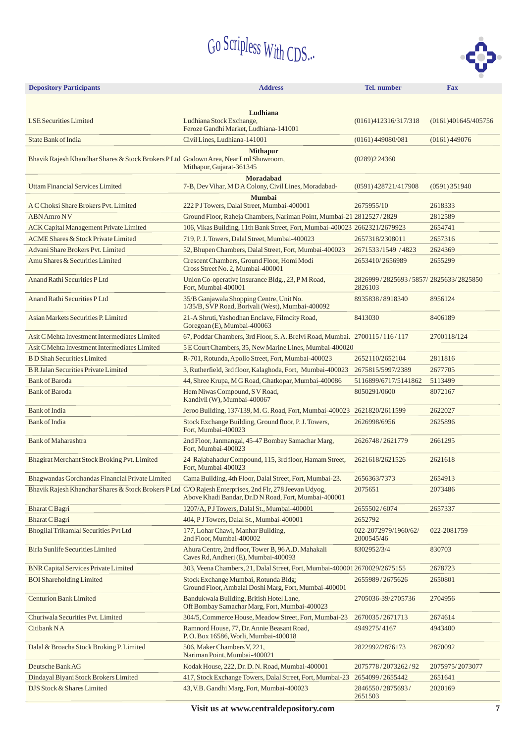# Go Scripless With CDS...

| Depository Participants | Address | Tel. number | Fax |
|---|---|---|---|
| | **Ludhiana** | | |
| LSE Securities Limited | Ludhiana Stock Exchange, Feroze Gandhi Market, Ludhiana-141001 | (0161)412316/317/318 | (0161)401645/405756 |
| State Bank of India | Civil Lines, Ludhiana-141001 | (0161) 449080/081 | (0161) 449076 |
| | **Mithapur** | | |
| Bhavik Rajesh Khandhar Shares & Stock Brokers P Ltd | Godown Area, Near Lml Showroom, Mithapur, Gujarat-361345 | (0289)2 24360 | |
| | **Moradabad** | | |
| Uttam Financial Services Limited | 7-B, Dev Vihar, M D A Colony, Civil Lines, Moradabad- | (0591) 428721/417908 | (0591) 351940 |
| | **Mumbai** | | |
| A C Choksi Share Brokers Pvt. Limited | 222 P J Towers, Dalal Street, Mumbai-400001 | 2675955/10 | 2618333 |
| ABN Amro N V | Ground Floor, Raheja Chambers, Nariman Point, Mumbai-21 | 2812527 / 2829 | 2812589 |
| ACK Capital Management Private Limited | 106, Vikas Building, 11th Bank Street, Fort, Mumbai-400023 | 2662321/2679923 | 2654741 |
| ACME Shares & Stock Private Limited | 719, P. J. Towers, Dalal Street, Mumbai-400023 | 2657318/2308011 | 2657316 |
| Advani Share Brokers Pvt. Limited | 52, Bhupen Chambers, Dalal Street, Fort, Mumbai-400023 | 2671533 /1549 / 4823 | 2624369 |
| Amu Shares & Securities Limited | Crescent Chambers, Ground Floor, Homi Modi Cross Street No. 2, Mumbai-400001 | 2653410/ 2656989 | 2655299 |
| Anand Rathi Securities P Ltd | Union Co-operative Insurance Bldg., 23, P M Road, Fort, Mumbai-400001 | 2826999 / 2825693 / 5857/ 2826103 | 2825633/ 2825850 |
| Anand Rathi Securities P Ltd | 35/B Ganjawala Shopping Centre, Unit No. 1/35/B, SVP Road, Borivali (West), Mumbai-400092 | 8935838 / 8918340 | 8956124 |
| Asian Markets Securities P. Limited | 21-A Shruti, Yashodhan Enclave, Filmcity Road, Goregoan (E), Mumbai-400063 | 8413030 | 8406189 |
| Asit C Mehta Investment Intermediates Limited | 67, Poddar Chambers, 3rd Floor, S. A. Brelvi Road, Mumbai. | 2700115 / 116 / 117 | 2700118/124 |
| Asit C Mehta Investment Intermediates Limited | 5 E Court Chambers, 35, New Marine Lines, Mumbai-400020 | | |
| B D Shah Securities Limited | R-701, Rotunda, Apollo Street, Fort, Mumbai-400023 | 2652110/2652104 | 2811816 |
| B R Jalan Securities Private Limited | 3, Rutherfield, 3rd floor, Kalaghoda, Fort, Mumbai-400023 | 2675815/5997/2389 | 2677705 |
| Bank of Baroda | 44, Shree Krupa, M G Road, Ghatkopar, Mumbai-400086 | 5116899/6717/5141862 | 5113499 |
| Bank of Baroda | Hem Niwas Compound, S V Road, Kandivli (W), Mumbai-400067 | 8050291/0600 | 8072167 |
| Bank of India | Jeroo Building, 137/139, M. G. Road, Fort, Mumbai-400023 | 2621820/2611599 | 2622027 |
| Bank of India | Stock Exchange Building, Ground floor, P. J. Towers, Fort, Mumbai-400023 | 2626998/6956 | 2625896 |
| Bank of Maharashtra | 2nd Floor, Janmangal, 45-47 Bombay Samachar Marg, Fort, Mumbai-400023 | 2626748 / 2621779 | 2661295 |
| Bhagirat Merchant Stock Broking Pvt. Limited | 24 Rajabahadur Compound, 115, 3rd floor, Hamam Street, Fort, Mumbai-400023 | 2621618/2621526 | 2621618 |
| Bhagwandas Gordhandas Financial Private Limited | Cama Building, 4th Floor, Dalal Street, Fort, Mumbai-23. | 2656363/7373 | 2654913 |
| Bhavik Rajesh Khandhar Shares & Stock Brokers P Ltd | C/O Rajesh Enterprises, 2nd Flr, 278 Jeevan Udyog, Above Khadi Bandar, Dr.D N Road, Fort, Mumbai-400001 | 2075651 | 2073486 |
| Bharat C Bagri | 1207/A, P J Towers, Dalal St., Mumbai-400001 | 2655502 / 6074 | 2657337 |
| Bharat C Bagri | 404, P J Towers, Dalal St., Mumbai-400001 | 2652792 | |
| Bhogilal Trikamlal Securities Pvt Ltd | 177, Lohar Chawl, Manhar Building, 2nd Floor, Mumbai-400002 | 022-2072979/1960/62/ 2000545/46 | 022-2081759 |
| Birla Sunlife Securities Limited | Ahura Centre, 2nd floor, Tower B, 96 A.D. Mahakali Caves Rd, Andheri (E), Mumbai-400093 | 8302952/3/4 | 830703 |
| BNR Capital Services Private Limited | 303, Veena Chambers, 21, Dalal Street, Fort, Mumbai-400001 | 2670029/2675155 | 2678723 |
| BOI Shareholding Limited | Stock Exchange Mumbai, Rotunda Bldg; Ground Floor, Ambalal Doshi Marg, Fort, Mumbai-400001 | 2655989 / 2675626 | 2650801 |
| Centurion Bank Limited | Bandukwala Building, British Hotel Lane, Off Bombay Samachar Marg, Fort, Mumbai-400023 | 2705036-39/2705736 | 2704956 |
| Churiwala Securities Pvt. Limited | 304/5, Commerce House, Meadow Street, Fort, Mumbai-23 | 2670035 / 2671713 | 2674614 |
| Citibank N A | Ramnord House, 77, Dr. Annie Beasant Road, P. O. Box 16586, Worli, Mumbai-400018 | 4949275/ 4167 | 4943400 |
| Dalal & Broacha Stock Broking P. Limited | 506, Maker Chambers V, 221, Nariman Point, Mumbai-400021 | 2822992/2876173 | 2870092 |
| Deutsche Bank AG | Kodak House, 222, Dr. D. N. Road, Mumbai-400001 | 2075778 / 2073262 / 92 | 2075975/ 2073077 |
| Dindayal Biyani Stock Brokers Limited | 417, Stock Exchange Towers, Dalal Street, Fort, Mumbai-23 | 2654099 / 2655442 | 2651641 |
| DJS Stock & Shares Limited | 43, V.B. Gandhi Marg, Fort, Mumbai-400023 | 2846550 / 2875693 / 2651503 | 2020169 |

**Visit us at www.centraldepository.com**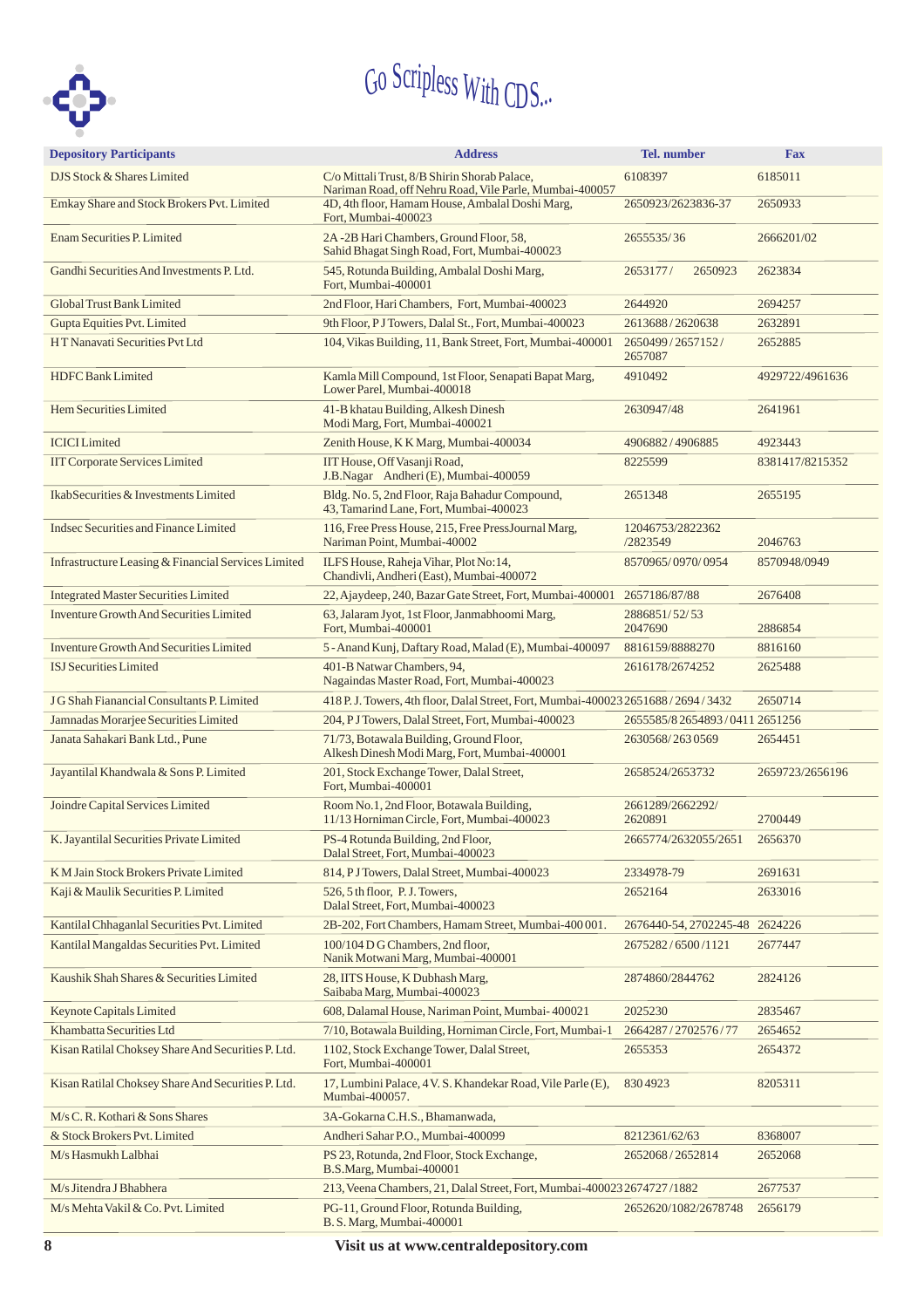Go Scripless With CDS...

| Depository Participants | Address | Tel. number | Fax |
|---|---|---|---|
| DJS Stock & Shares Limited | C/o Mittali Trust, 8/B Shirin Shorab Palace, Nariman Road, off Nehru Road, Vile Parle, Mumbai-400057 | 6108397 | 6185011 |
| Emkay Share and Stock Brokers Pvt. Limited | 4D, 4th floor, Hamam House, Ambalal Doshi Marg, Fort, Mumbai-400023 | 2650923/2623836-37 | 2650933 |
| Enam Securities P. Limited | 2A -2B Hari Chambers, Ground Floor, 58, Sahid Bhagat Singh Road, Fort, Mumbai-400023 | 2655535/36 | 2666201/02 |
| Gandhi Securities And Investments P. Ltd. | 545, Rotunda Building, Ambalal Doshi Marg, Fort, Mumbai-400001 | 2653177/ 2650923 | 2623834 |
| Global Trust Bank Limited | 2nd Floor, Hari Chambers, Fort, Mumbai-400023 | 2644920 | 2694257 |
| Gupta Equities Pvt. Limited | 9th Floor, P J Towers, Dalal St., Fort, Mumbai-400023 | 2613688 / 2620638 | 2632891 |
| H T Nanavati Securities Pvt Ltd | 104, Vikas Building, 11, Bank Street, Fort, Mumbai-400001 | 2650499 / 2657152 / 2657087 | 2652885 |
| HDFC Bank Limited | Kamla Mill Compound, 1st Floor, Senapati Bapat Marg, Lower Parel, Mumbai-400018 | 4910492 | 4929722/4961636 |
| Hem Securities Limited | 41-B khatau Building, Alkesh Dinesh Modi Marg, Fort, Mumbai-400021 | 2630947/48 | 2641961 |
| ICICI Limited | Zenith House, K K Marg, Mumbai-400034 | 4906882 / 4906885 | 4923443 |
| IIT Corporate Services Limited | IIT House, Off Vasanji Road, J.B.Nagar Andheri (E), Mumbai-400059 | 8225599 | 8381417/8215352 |
| IkabSecurities & Investments Limited | Bldg. No. 5, 2nd Floor, Raja Bahadur Compound, 43, Tamarind Lane, Fort, Mumbai-400023 | 2651348 | 2655195 |
| Indsec Securities and Finance Limited | 116, Free Press House, 215, Free PressJournal Marg, Nariman Point, Mumbai-40002 | 12046753/2822362 /2823549 | 2046763 |
| Infrastructure Leasing & Financial Services Limited | ILFS House, Raheja Vihar, Plot No:14, Chandivli, Andheri (East), Mumbai-400072 | 8570965/0970/ 0954 | 8570948/0949 |
| Integrated Master Securities Limited | 22, Ajaydeep, 240, Bazar Gate Street, Fort, Mumbai-400001 | 2657186/87/88 | 2676408 |
| Inventure Growth And Securities Limited | 63, Jalaram Jyot, 1st Floor, Janmabhoomi Marg, Fort, Mumbai-400001 | 2886851/ 52/ 53 2047690 | 2886854 |
| Inventure Growth And Securities Limited | 5 - Anand Kunj, Daftary Road, Malad (E), Mumbai-400097 | 8816159/8888270 | 8816160 |
| ISJ Securities Limited | 401-B Natwar Chambers, 94, Nagaindas Master Road, Fort, Mumbai-400023 | 2616178/2674252 | 2625488 |
| J G Shah Fianancial Consultants P. Limited | 418 P. J. Towers, 4th floor, Dalal Street, Fort, Mumbai-400023 | 2651688 / 2694 / 3432 | 2650714 |
| Jamnadas Morarjee Securities Limited | 204, P J Towers, Dalal Street, Fort, Mumbai-400023 | 2655585/8 2654893 / 0411 | 2651256 |
| Janata Sahakari Bank Ltd., Pune | 71/73, Botawala Building, Ground Floor, Alkesh Dinesh Modi Marg, Fort, Mumbai-400001 | 2630568/ 263 0569 | 2654451 |
| Jayantilal Khandwala & Sons P. Limited | 201, Stock Exchange Tower, Dalal Street, Fort, Mumbai-400001 | 2658524/2653732 | 2659723/2656196 |
| Joindre Capital Services Limited | Room No.1, 2nd Floor, Botawala Building, 11/13 Horniman Circle, Fort, Mumbai-400023 | 2661289/2662292/ 2620891 | 2700449 |
| K. Jayantilal Securities Private Limited | PS-4 Rotunda Building, 2nd Floor, Dalal Street, Fort, Mumbai-400023 | 2665774/2632055/2651 | 2656370 |
| K M Jain Stock Brokers Private Limited | 814, P J Towers, Dalal Street, Mumbai-400023 | 2334978-79 | 2691631 |
| Kaji & Maulik Securities P. Limited | 526, 5 th floor, P. J. Towers, Dalal Street, Fort, Mumbai-400023 | 2652164 | 2633016 |
| Kantilal Chhaganlal Securities Pvt. Limited | 2B-202, Fort Chambers, Hamam Street, Mumbai-400 001. | 2676440-54, 2702245-48 | 2624226 |
| Kantilal Mangaldas Securities Pvt. Limited | 100/104 D G Chambers, 2nd floor, Nanik Motwani Marg, Mumbai-400001 | 2675282 / 6500 /1121 | 2677447 |
| Kaushik Shah Shares & Securities Limited | 28, IITS House, K Dubhash Marg, Saibaba Marg, Mumbai-400023 | 2874860/2844762 | 2824126 |
| Keynote Capitals Limited | 608, Dalamal House, Nariman Point, Mumbai- 400021 | 2025230 | 2835467 |
| Khambatta Securities Ltd | 7/10, Botawala Building, Horniman Circle, Fort, Mumbai-1 | 2664287 / 2702576 / 77 | 2654652 |
| Kisan Ratilal Choksey Share And Securities P. Ltd. | 1102, Stock Exchange Tower, Dalal Street, Fort, Mumbai-400001 | 2655353 | 2654372 |
| Kisan Ratilal Choksey Share And Securities P. Ltd. | 17, Lumbini Palace, 4 V. S. Khandekar Road, Vile Parle (E), Mumbai-400057. | 830 4923 | 8205311 |
| M/s C. R. Kothari & Sons Shares | 3A-Gokarna C.H.S., Bhamanwada, | | |
| & Stock Brokers Pvt. Limited | Andheri Sahar P.O., Mumbai-400099 | 8212361/62/63 | 8368007 |
| M/s Hasmukh Lalbhai | PS 23, Rotunda, 2nd Floor, Stock Exchange, B.S.Marg, Mumbai-400001 | 2652068 / 2652814 | 2652068 |
| M/s Jitendra J Bhabhera | 213, Veena Chambers, 21, Dalal Street, Fort, Mumbai-400023 | 2674727 /1882 | 2677537 |
| M/s Mehta Vakil & Co. Pvt. Limited | PG-11, Ground Floor, Rotunda Building, B. S. Marg, Mumbai-400001 | 2652620/1082/2678748 | 2656179 |

Visit us at www.centraldepository.com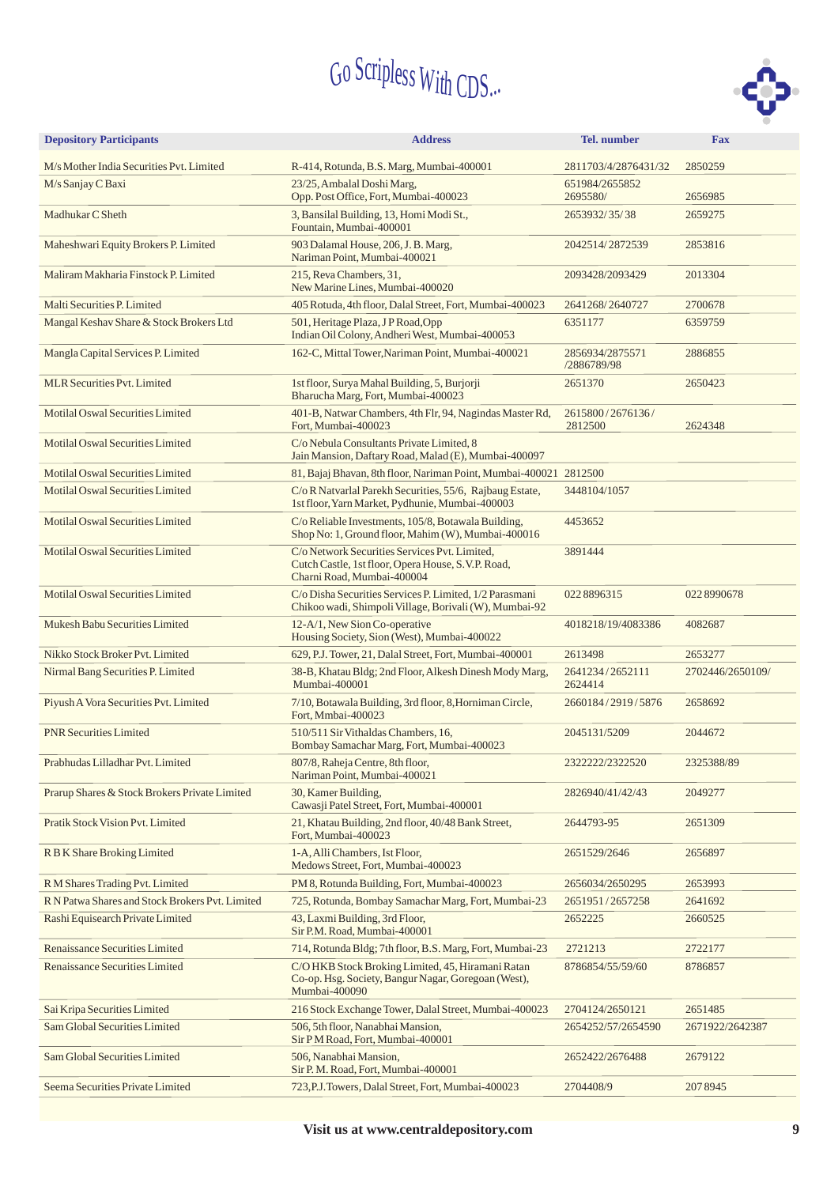| Depository Participants | Address | Tel. number | Fax |
|---|---|---|---|
| M/s Mother India Securities Pvt. Limited | R-414, Rotunda, B.S. Marg, Mumbai-400001 | 2811703/4/2876431/32 | 2850259 |
| M/s Sanjay C Baxi | 23/25, Ambalal Doshi Marg, Opp. Post Office, Fort, Mumbai-400023 | 651984/2655852 2695580/ | 2656985 |
| Madhukar C Sheth | 3, Bansilal Building, 13, Homi Modi St., Fountain, Mumbai-400001 | 2653932/35/38 | 2659275 |
| Maheshwari Equity Brokers P. Limited | 903 Dalamal House, 206, J. B. Marg, Nariman Point, Mumbai-400021 | 2042514/2872539 | 2853816 |
| Maliram Makharia Finstock P. Limited | 215, Reva Chambers, 31, New Marine Lines, Mumbai-400020 | 2093428/2093429 | 2013304 |
| Malti Securities P. Limited | 405 Rotuda, 4th floor, Dalal Street, Fort, Mumbai-400023 | 2641268/2640727 | 2700678 |
| Mangal Keshav Share & Stock Brokers Ltd | 501, Heritage Plaza, J P Road,Opp Indian Oil Colony, Andheri West, Mumbai-400053 | 6351177 | 6359759 |
| Mangla Capital Services P. Limited | 162-C, Mittal Tower,Nariman Point, Mumbai-400021 | 2856934/2875571 /2886789/98 | 2886855 |
| MLR Securities Pvt. Limited | 1st floor, Surya Mahal Building, 5, Burjorji Bharucha Marg, Fort, Mumbai-400023 | 2651370 | 2650423 |
| Motilal Oswal Securities Limited | 401-B, Natwar Chambers, 4th Flr, 94, Nagindas Master Rd, Fort, Mumbai-400023 | 2615800 / 2676136 / 2812500 | 2624348 |
| Motilal Oswal Securities Limited | C/o Nebula Consultants Private Limited, 8 Jain Mansion, Daftary Road, Malad (E), Mumbai-400097 | | |
| Motilal Oswal Securities Limited | 81, Bajaj Bhavan, 8th floor, Nariman Point, Mumbai-400021 | 2812500 | |
| Motilal Oswal Securities Limited | C/o R Natvarlal Parekh Securities, 55/6, Rajbaug Estate, 1st floor, Yarn Market, Pydhunie, Mumbai-400003 | 3448104/1057 | |
| Motilal Oswal Securities Limited | C/o Reliable Investments, 105/8, Botawala Building, Shop No: 1, Ground floor, Mahim (W), Mumbai-400016 | 4453652 | |
| Motilal Oswal Securities Limited | C/o Network Securities Services Pvt. Limited, Cutch Castle, 1st floor, Opera House, S.V.P. Road, Charni Road, Mumbai-400004 | 3891444 | |
| Motilal Oswal Securities Limited | C/o Disha Securities Services P. Limited, 1/2 Parasmani Chikoo wadi, Shimpoli Village, Borivali (W), Mumbai-92 | 022 8896315 | 022 8990678 |
| Mukesh Babu Securities Limited | 12-A/1, New Sion Co-operative Housing Society, Sion (West), Mumbai-400022 | 4018218/19/4083386 | 4082687 |
| Nikko Stock Broker Pvt. Limited | 629, P.J. Tower, 21, Dalal Street, Fort, Mumbai-400001 | 2613498 | 2653277 |
| Nirmal Bang Securities P. Limited | 38-B, Khatau Bldg; 2nd Floor, Alkesh Dinesh Mody Marg, Mumbai-400001 | 2641234 / 2652111 2624414 | 2702446/2650109/ |
| Piyush A Vora Securities Pvt. Limited | 7/10, Botawala Building, 3rd floor, 8,Horniman Circle, Fort, Mmbai-400023 | 2660184 / 2919 / 5876 | 2658692 |
| PNR Securities Limited | 510/511 Sir Vithaldas Chambers, 16, Bombay Samachar Marg, Fort, Mumbai-400023 | 2045131/5209 | 2044672 |
| Prabhudas Lilladhar Pvt. Limited | 807/8, Raheja Centre, 8th floor, Nariman Point, Mumbai-400021 | 2322222/2322520 | 2325388/89 |
| Prarup Shares & Stock Brokers Private Limited | 30, Kamer Building, Cawasji Patel Street, Fort, Mumbai-400001 | 2826940/41/42/43 | 2049277 |
| Pratik Stock Vision Pvt. Limited | 21, Khatau Building, 2nd floor, 40/48 Bank Street, Fort, Mumbai-400023 | 2644793-95 | 2651309 |
| R B K Share Broking Limited | 1-A, Alli Chambers, Ist Floor, Medows Street, Fort, Mumbai-400023 | 2651529/2646 | 2656897 |
| R M Shares Trading Pvt. Limited | PM 8, Rotunda Building, Fort, Mumbai-400023 | 2656034/2650295 | 2653993 |
| R N Patwa Shares and Stock Brokers Pvt. Limited | 725, Rotunda, Bombay Samachar Marg, Fort, Mumbai-23 | 2651951 / 2657258 | 2641692 |
| Rashi Equisearch Private Limited | 43, Laxmi Building, 3rd Floor, Sir P.M. Road, Mumbai-400001 | 2652225 | 2660525 |
| Renaissance Securities Limited | 714, Rotunda Bldg; 7th floor, B.S. Marg, Fort, Mumbai-23 | 2721213 | 2722177 |
| Renaissance Securities Limited | C/O HKB Stock Broking Limited, 45, Hiramani Ratan Co-op. Hsg. Society, Bangur Nagar, Goregoan (West), Mumbai-400090 | 8786854/55/59/60 | 8786857 |
| Sai Kripa Securities Limited | 216 Stock Exchange Tower, Dalal Street, Mumbai-400023 | 2704124/2650121 | 2651485 |
| Sam Global Securities Limited | 506, 5th floor, Nanabhai Mansion, Sir P M Road, Fort, Mumbai-400001 | 2654252/57/2654590 | 2671922/2642387 |
| Sam Global Securities Limited | 506, Nanabhai Mansion, Sir P. M. Road, Fort, Mumbai-400001 | 2652422/2676488 | 2679122 |
| Seema Securities Private Limited | 723,P.J.Towers, Dalal Street, Fort, Mumbai-400023 | 2704408/9 | 207 8945 |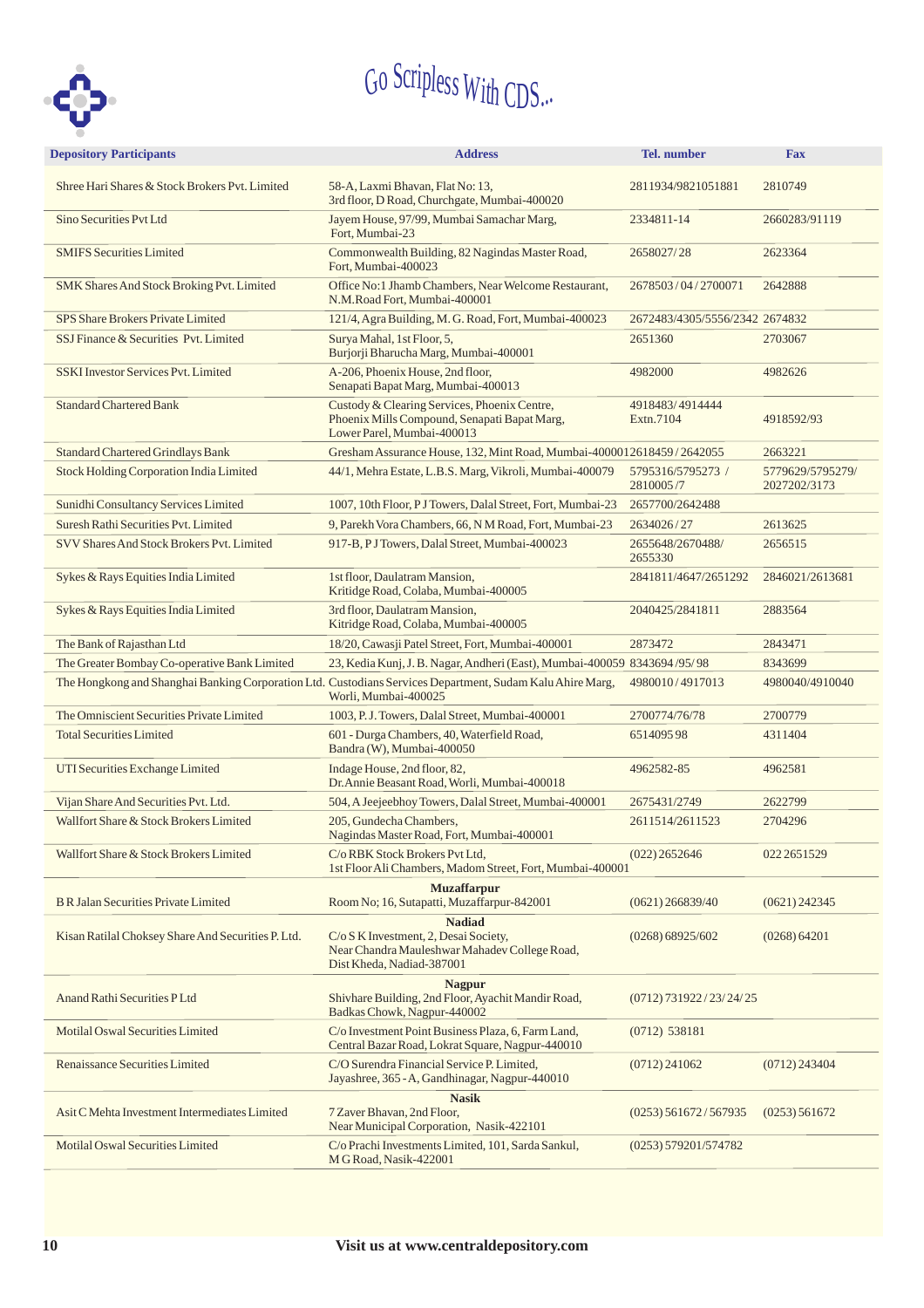# Go Scripless With CDS...

| Depository Participants | Address | Tel. number | Fax |
|---|---|---|---|
| Shree Hari Shares & Stock Brokers Pvt. Limited | 58-A, Laxmi Bhavan, Flat No: 13, 3rd floor, D Road, Churchgate, Mumbai-400020 | 2811934/9821051881 | 2810749 |
| Sino Securities Pvt Ltd | Jayem House, 97/99, Mumbai Samachar Marg, Fort, Mumbai-23 | 2334811-14 | 2660283/91119 |
| SMIFS Securities Limited | Commonwealth Building, 82 Nagindas Master Road, Fort, Mumbai-400023 | 2658027/28 | 2623364 |
| SMK Shares And Stock Broking Pvt. Limited | Office No:1 Jhamb Chambers, Near Welcome Restaurant, N.M.Road Fort, Mumbai-400001 | 2678503 / 04 / 2700071 | 2642888 |
| SPS Share Brokers Private Limited | 121/4, Agra Building, M. G. Road, Fort, Mumbai-400023 | 2672483/4305/5556/2342 | 2674832 |
| SSJ Finance & Securities Pvt. Limited | Surya Mahal, 1st Floor, 5, Burjorji Bharucha Marg, Mumbai-400001 | 2651360 | 2703067 |
| SSKI Investor Services Pvt. Limited | A-206, Phoenix House, 2nd floor, Senapati Bapat Marg, Mumbai-400013 | 4982000 | 4982626 |
| Standard Chartered Bank | Custody & Clearing Services, Phoenix Centre, Phoenix Mills Compound, Senapati Bapat Marg, Lower Parel, Mumbai-400013 | 4918483/ 4914444 Extn.7104 | 4918592/93 |
| Standard Chartered Grindlays Bank | Gresham Assurance House, 132, Mint Road, Mumbai-400001 | 2618459 / 2642055 | 2663221 |
| Stock Holding Corporation India Limited | 44/1, Mehra Estate, L.B.S. Marg, Vikroli, Mumbai-400079 | 5795316/5795273 / 2810005 /7 | 5779629/5795279/ 2027202/3173 |
| Sunidhi Consultancy Services Limited | 1007, 10th Floor, P J Towers, Dalal Street, Fort, Mumbai-23 | 2657700/2642488 | |
| Suresh Rathi Securities Pvt. Limited | 9, Parekh Vora Chambers, 66, N M Road, Fort, Mumbai-23 | 2634026 / 27 | 2613625 |
| SVV Shares And Stock Brokers Pvt. Limited | 917-B, P J Towers, Dalal Street, Mumbai-400023 | 2655648/2670488/ 2655330 | 2656515 |
| Sykes & Rays Equities India Limited | 1st floor, Daulatram Mansion, Kritidge Road, Colaba, Mumbai-400005 | 2841811/4647/2651292 | 2846021/2613681 |
| Sykes & Rays Equities India Limited | 3rd floor, Daulatram Mansion, Kitridge Road, Colaba, Mumbai-400005 | 2040425/2841811 | 2883564 |
| The Bank of Rajasthan Ltd | 18/20, Cawasji Patel Street, Fort, Mumbai-400001 | 2873472 | 2843471 |
| The Greater Bombay Co-operative Bank Limited | 23, Kedia Kunj, J. B. Nagar, Andheri (East), Mumbai-400059 | 8343694 /95/ 98 | 8343699 |
| The Hongkong and Shanghai Banking Corporation Ltd. | Custodians Services Department, Sudam Kalu Ahire Marg, Worli, Mumbai-400025 | 4980010 / 4917013 | 4980040/4910040 |
| The Omniscient Securities Private Limited | 1003, P. J. Towers, Dalal Street, Mumbai-400001 | 2700774/76/78 | 2700779 |
| Total Securities Limited | 601 - Durga Chambers, 40, Waterfield Road, Bandra (W), Mumbai-400050 | 651409598 | 4311404 |
| UTI Securities Exchange Limited | Indage House, 2nd floor, 82, Dr.Annie Beasant Road, Worli, Mumbai-400018 | 4962582-85 | 4962581 |
| Vijan Share And Securities Pvt. Ltd. | 504, A Jeejeebhoy Towers, Dalal Street, Mumbai-400001 | 2675431/2749 | 2622799 |
| Wallfort Share & Stock Brokers Limited | 205, Gundecha Chambers, Nagindas Master Road, Fort, Mumbai-400001 | 2611514/2611523 | 2704296 |
| Wallfort Share & Stock Brokers Limited | C/o RBK Stock Brokers Pvt Ltd, 1st Floor Ali Chambers, Madom Street, Fort, Mumbai-400001 | (022) 2652646 | 022 2651529 |
| | **Muzaffarpur** | | |
| B R Jalan Securities Private Limited | Room No; 16, Sutapatti, Muzaffarpur-842001 | (0621) 266839/40 | (0621) 242345 |
| | **Nadiad** | | |
| Kisan Ratilal Choksey Share And Securities P. Ltd. | C/o S K Investment, 2, Desai Society, Near Chandra Mauleshwar Mahadev College Road, Dist Kheda, Nadiad-387001 | (0268) 68925/602 | (0268) 64201 |
| | **Nagpur** | | |
| Anand Rathi Securities P Ltd | Shivhare Building, 2nd Floor, Ayachit Mandir Road, Badkas Chowk, Nagpur-440002 | (0712) 731922 / 23/ 24/ 25 | |
| Motilal Oswal Securities Limited | C/o Investment Point Business Plaza, 6, Farm Land, Central Bazar Road, Lokrat Square, Nagpur-440010 | (0712) 538181 | |
| Renaissance Securities Limited | C/O Surendra Financial Service P. Limited, Jayashree, 365 - A, Gandhinagar, Nagpur-440010 | (0712) 241062 | (0712) 243404 |
| | **Nasik** | | |
| Asit C Mehta Investment Intermediates Limited | 7 Zaver Bhavan, 2nd Floor, Near Municipal Corporation, Nasik-422101 | (0253) 561672 / 567935 | (0253) 561672 |
| Motilal Oswal Securities Limited | C/o Prachi Investments Limited, 101, Sarda Sankul, M G Road, Nasik-422001 | (0253) 579201/574782 | |

**Visit us at www.centraldepository.com**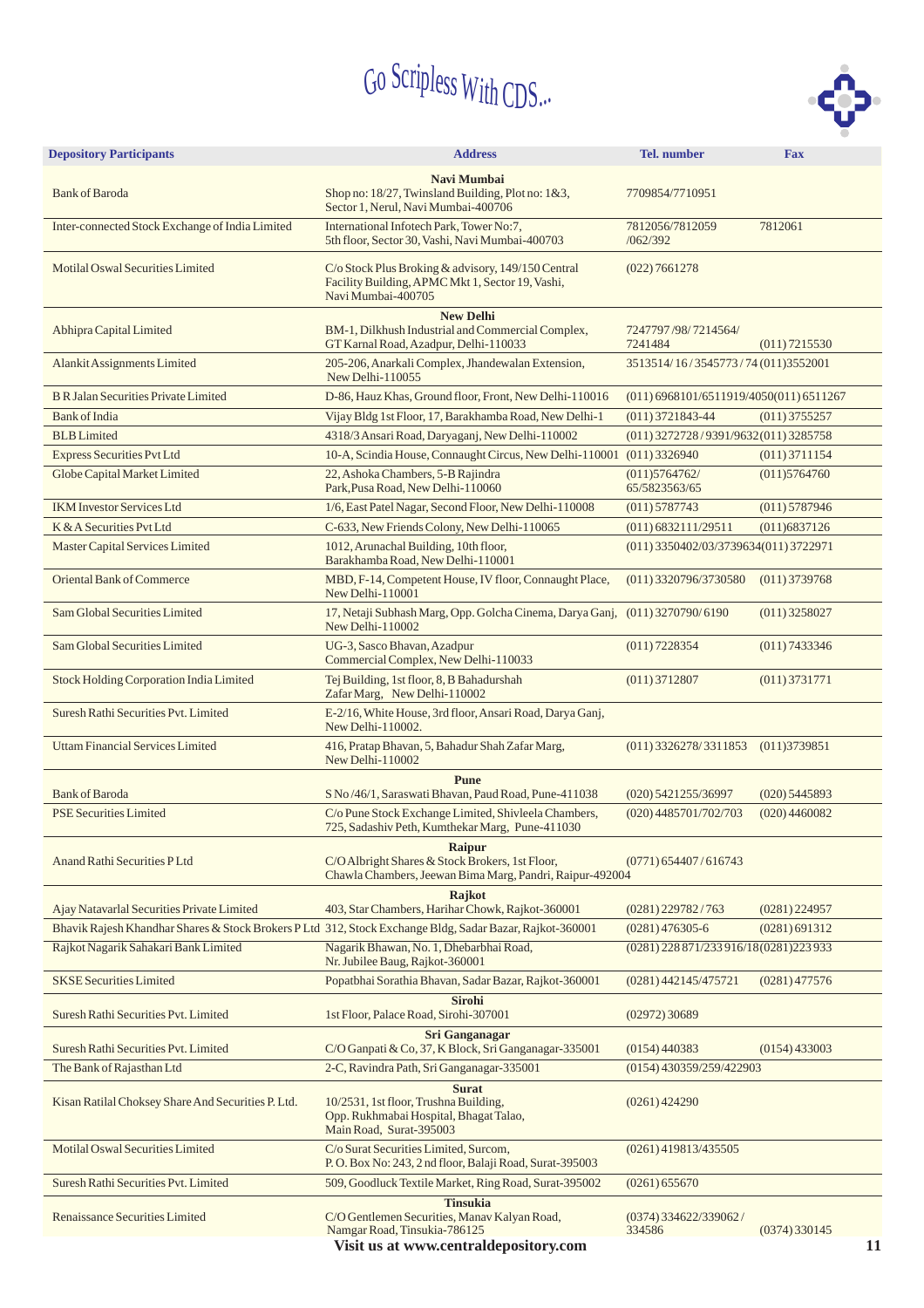# Go Scripless With CDS...

| Depository Participants | Address | Tel. number | Fax |
|---|---|---|---|
| | **Navi Mumbai** | | |
| Bank of Baroda | Shop no: 18/27, Twinsland Building, Plot no: 1&3, Sector 1, Nerul, Navi Mumbai-400706 | 7709854/7710951 | |
| Inter-connected Stock Exchange of India Limited | International Infotech Park, Tower No:7, 5th floor, Sector 30, Vashi, Navi Mumbai-400703 | 7812056/7812059 /062/392 | 7812061 |
| Motilal Oswal Securities Limited | C/o Stock Plus Broking & advisory, 149/150 Central Facility Building, APMC Mkt 1, Sector 19, Vashi, Navi Mumbai-400705 | (022) 7661278 | |
| | **New Delhi** | | |
| Abhipra Capital Limited | BM-1, Dilkhush Industrial and Commercial Complex, GT Karnal Road, Azadpur, Delhi-110033 | 7247797 /98/ 7214564/ 7241484 | (011) 7215530 |
| Alankit Assignments Limited | 205-206, Anarkali Complex, Jhandewalan Extension, New Delhi-110055 | 3513514/ 16 / 3545773 / 74 | (011)3552001 |
| B R Jalan Securities Private Limited | D-86, Hauz Khas, Ground floor, Front, New Delhi-110016 | (011) 6968101/6511919/4050 | (011) 6511267 |
| Bank of India | Vijay Bldg 1st Floor, 17, Barakhamba Road, New Delhi-1 | (011) 3721843-44 | (011) 3755257 |
| BLB Limited | 4318/3 Ansari Road, Daryaganj, New Delhi-110002 | (011) 3272728 / 9391/9632 | (011) 3285758 |
| Express Securities Pvt Ltd | 10-A, Scindia House, Connaught Circus, New Delhi-110001 | (011) 3326940 | (011) 3711154 |
| Globe Capital Market Limited | 22, Ashoka Chambers, 5-B Rajindra Park, Pusa Road, New Delhi-110060 | (011)5764762/ 65/5823563/65 | (011)5764760 |
| IKM Investor Services Ltd | 1/6, East Patel Nagar, Second Floor, New Delhi-110008 | (011) 5787743 | (011) 5787946 |
| K & A Securities Pvt Ltd | C-633, New Friends Colony, New Delhi-110065 | (011) 6832111/29511 | (011)6837126 |
| Master Capital Services Limited | 1012, Arunachal Building, 10th floor, Barakhamba Road, New Delhi-110001 | (011) 3350402/03/3739634 | (011) 3722971 |
| Oriental Bank of Commerce | MBD, F-14, Competent House, IV floor, Connaught Place, New Delhi-110001 | (011) 3320796/3730580 | (011) 3739768 |
| Sam Global Securities Limited | 17, Netaji Subhash Marg, Opp. Golcha Cinema, Darya Ganj, New Delhi-110002 | (011) 3270790/ 6190 | (011) 3258027 |
| Sam Global Securities Limited | UG-3, Sasco Bhavan, Azadpur Commercial Complex, New Delhi-110033 | (011) 7228354 | (011) 7433346 |
| Stock Holding Corporation India Limited | Tej Building, 1st floor, 8, B Bahadurshah Zafar Marg, New Delhi-110002 | (011) 3712807 | (011) 3731771 |
| Suresh Rathi Securities Pvt. Limited | E-2/16, White House, 3rd floor, Ansari Road, Darya Ganj, New Delhi-110002. | | |
| Uttam Financial Services Limited | 416, Pratap Bhavan, 5, Bahadur Shah Zafar Marg, New Delhi-110002 | (011) 3326278/ 3311853 | (011)3739851 |
| | **Pune** | | |
| Bank of Baroda | S No /46/1, Saraswati Bhavan, Paud Road, Pune-411038 | (020) 5421255/36997 | (020) 5445893 |
| PSE Securities Limited | C/o Pune Stock Exchange Limited, Shivleela Chambers, 725, Sadashiv Peth, Kumthekar Marg, Pune-411030 | (020) 4485701/702/703 | (020) 4460082 |
| | **Raipur** | | |
| Anand Rathi Securities P Ltd | C/O Albright Shares & Stock Brokers, 1st Floor, Chawla Chambers, Jeewan Bima Marg, Pandri, Raipur-492004 | (0771) 654407 / 616743 | |
| | **Rajkot** | | |
| Ajay Natavarlal Securities Private Limited | 403, Star Chambers, Harihar Chowk, Rajkot-360001 | (0281) 229782 / 763 | (0281) 224957 |
| Bhavik Rajesh Khandhar Shares & Stock Brokers P Ltd | 312, Stock Exchange Bldg, Sadar Bazar, Rajkot-360001 | (0281) 476305-6 | (0281) 691312 |
| Rajkot Nagarik Sahakari Bank Limited | Nagarik Bhawan, No. 1, Dhebarbhai Road, Nr. Jubilee Baug, Rajkot-360001 | (0281) 228 871/233 916/18 | (0281) 223 933 |
| SKSE Securities Limited | Popatbhai Sorathia Bhavan, Sadar Bazar, Rajkot-360001 | (0281) 442145/475721 | (0281) 477576 |
| | **Sirohi** | | |
| Suresh Rathi Securities Pvt. Limited | 1st Floor, Palace Road, Sirohi-307001 | (02972) 30689 | |
| | **Sri Ganganagar** | | |
| Suresh Rathi Securities Pvt. Limited | C/O Ganpati & Co, 37, K Block, Sri Ganganagar-335001 | (0154) 440383 | (0154) 433003 |
| The Bank of Rajasthan Ltd | 2-C, Ravindra Path, Sri Ganganagar-335001 | (0154) 430359/259/422903 | |
| | **Surat** | | |
| Kisan Ratilal Choksey Share And Securities P. Ltd. | 10/2531, 1st floor, Trushna Building, Opp. Rukhmabai Hospital, Bhagat Talao, Main Road, Surat-395003 | (0261) 424290 | |
| Motilal Oswal Securities Limited | C/o Surat Securities Limited, Surcom, P. O. Box No: 243, 2 nd floor, Balaji Road, Surat-395003 | (0261) 419813/435505 | |
| Suresh Rathi Securities Pvt. Limited | 509, Goodluck Textile Market, Ring Road, Surat-395002 | (0261) 655670 | |
| | **Tinsukia** | | |
| Renaissance Securities Limited | C/O Gentlemen Securities, Manav Kalyan Road, Namgar Road, Tinsukia-786125 | (0374) 334622/339062 / 334586 | (0374) 330145 |

**Visit us at www.centraldepository.com**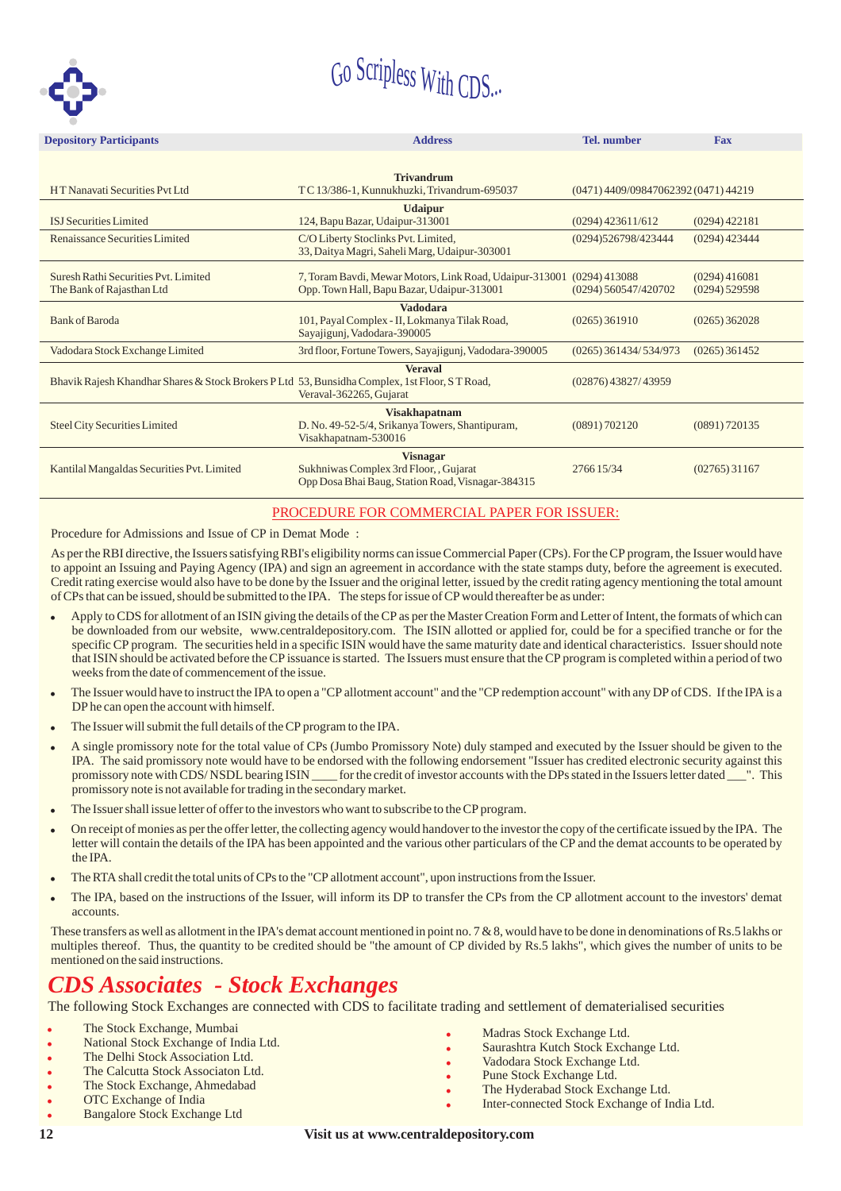Go Scripless With CDS...

| Depository Participants | Address | Tel. number | Fax |
|---|---|---|---|
| | **Trivandrum** | | |
| H T Nanavati Securities Pvt Ltd | T C 13/386-1, Kunnukhuzki, Trivandrum-695037 | (0471) 4409/09847062392 | (0471) 44219 |
| | **Udaipur** | | |
| ISJ Securities Limited | 124, Bapu Bazar, Udaipur-313001 | (0294) 423611/612 | (0294) 422181 |
| Renaissance Securities Limited | C/O Liberty Stoclinks Pvt. Limited, 33, Daitya Magri, Saheli Marg, Udaipur-303001 | (0294)526798/423444 | (0294) 423444 |
| Suresh Rathi Securities Pvt. Limited | 7, Toram Bavdi, Mewar Motors, Link Road, Udaipur-313001 | (0294) 413088 | (0294) 416081 |
| The Bank of Rajasthan Ltd | Opp. Town Hall, Bapu Bazar, Udaipur-313001 | (0294) 560547/420702 | (0294) 529598 |
| | **Vadodara** | | |
| Bank of Baroda | 101, Payal Complex - II, Lokmanya Tilak Road, Sayajigunj, Vadodara-390005 | (0265) 361910 | (0265) 362028 |
| Vadodara Stock Exchange Limited | 3rd floor, Fortune Towers, Sayajigunj, Vadodara-390005 | (0265) 361434/ 534/973 | (0265) 361452 |
| | **Veraval** | | |
| Bhavik Rajesh Khandhar Shares & Stock Brokers P Ltd | 53, Bunsidha Complex, 1st Floor, S T Road, Veraval-362265, Gujarat | (02876) 43827/ 43959 | |
| | **Visakhapatnam** | | |
| Steel City Securities Limited | D. No. 49-52-5/4, Srikanya Towers, Shantipuram, Visakhapatnam-530016 | (0891) 702120 | (0891) 720135 |
| | **Visnagar** | | |
| Kantilal Mangaldas Securities Pvt. Limited | Sukhniwas Complex 3rd Floor, , Gujarat Opp Dosa Bhai Baug, Station Road, Visnagar-384315 | 2766 15/34 | (02765) 31167 |

## PROCEDURE FOR COMMERCIAL PAPER FOR ISSUER:

Procedure for Admissions and Issue of CP in Demat Mode :

As per the RBI directive, the Issuers satisfying RBI's eligibility norms can issue Commercial Paper (CPs). For the CP program, the Issuer would have to appoint an Issuing and Paying Agency (IPA) and sign an agreement in accordance with the state stamps duty, before the agreement is executed. Credit rating exercise would also have to be done by the Issuer and the original letter, issued by the credit rating agency mentioning the total amount of CPs that can be issued, should be submitted to the IPA. The steps for issue of CP would thereafter be as under:

- Apply to CDS for allotment of an ISIN giving the details of the CP as per the Master Creation Form and Letter of Intent, the formats of which can be downloaded from our website, www.centraldepository.com. The ISIN allotted or applied for, could be for a specified tranche or for the specific CP program. The securities held in a specific ISIN would have the same maturity date and identical characteristics. Issuer should note that ISIN should be activated before the CP issuance is started. The Issuers must ensure that the CP program is completed within a period of two weeks from the date of commencement of the issue.
- The Issuer would have to instruct the IPA to open a "CP allotment account" and the "CP redemption account" with any DP of CDS. If the IPA is a DP he can open the account with himself.
- The Issuer will submit the full details of the CP program to the IPA.
- A single promissory note for the total value of CPs (Jumbo Promissory Note) duly stamped and executed by the Issuer should be given to the IPA. The said promissory note would have to be endorsed with the following endorsement "Issuer has credited electronic security against this promissory note with CDS/ NSDL bearing ISIN ____ for the credit of investor accounts with the DPs stated in the Issuers letter dated ___". This promissory note is not available for trading in the secondary market.
- The Issuer shall issue letter of offer to the investors who want to subscribe to the CP program.
- On receipt of monies as per the offer letter, the collecting agency would handover to the investor the copy of the certificate issued by the IPA. The letter will contain the details of the IPA has been appointed and the various other particulars of the CP and the demat accounts to be operated by the IPA.
- The RTA shall credit the total units of CPs to the "CP allotment account", upon instructions from the Issuer.
- The IPA, based on the instructions of the Issuer, will inform its DP to transfer the CPs from the CP allotment account to the investors' demat accounts.

These transfers as well as allotment in the IPA's demat account mentioned in point no. 7 & 8, would have to be done in denominations of Rs.5 lakhs or multiples thereof. Thus, the quantity to be credited should be "the amount of CP divided by Rs.5 lakhs", which gives the number of units to be mentioned on the said instructions.

## *CDS Associates - Stock Exchanges*

The following Stock Exchanges are connected with CDS to facilitate trading and settlement of dematerialised securities

- The Stock Exchange, Mumbai
- National Stock Exchange of India Ltd.
- The Delhi Stock Association Ltd.
- The Calcutta Stock Associaton Ltd.
- The Stock Exchange, Ahmedabad
- OTC Exchange of India
- Bangalore Stock Exchange Ltd
- Madras Stock Exchange Ltd.
- Saurashtra Kutch Stock Exchange Ltd.
- Vadodara Stock Exchange Ltd.
- Pune Stock Exchange Ltd.
- The Hyderabad Stock Exchange Ltd.
- Inter-connected Stock Exchange of India Ltd.

**Visit us at www.centraldepository.com**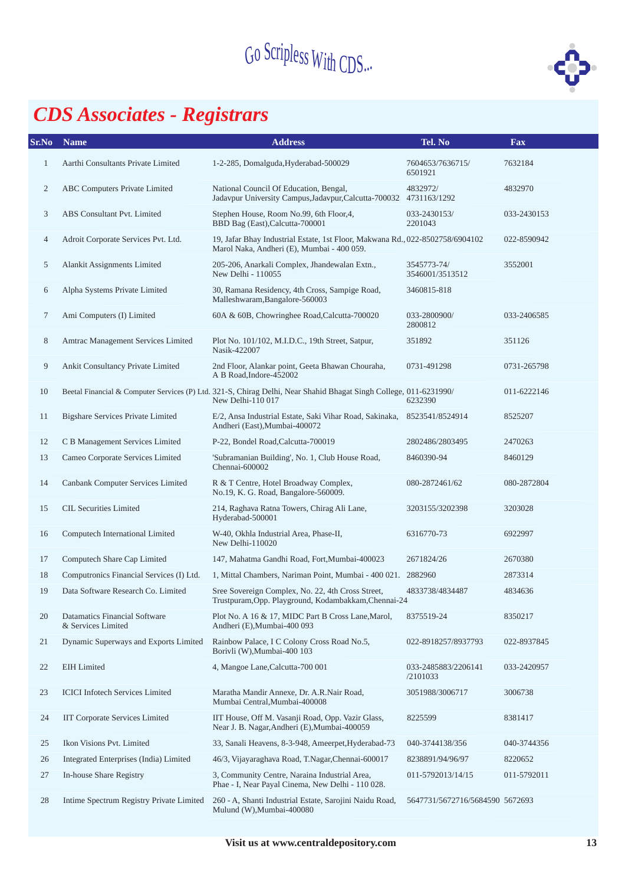# CDS Associates - Registrars

| Sr.No | Name | Address | Tel. No | Fax |
|---|---|---|---|---|
| 1 | Aarthi Consultants Private Limited | 1-2-285, Domalguda,Hyderabad-500029 | 7604653/7636715/ 6501921 | 7632184 |
| 2 | ABC Computers Private Limited | National Council Of Education, Bengal, Jadavpur University Campus,Jadavpur,Calcutta-700032 | 4832972/ 4731163/1292 | 4832970 |
| 3 | ABS Consultant Pvt. Limited | Stephen House, Room No.99, 6th Floor,4, BBD Bag (East),Calcutta-700001 | 033-2430153/ 2201043 | 033-2430153 |
| 4 | Adroit Corporate Services Pvt. Ltd. | 19, Jafar Bhay Industrial Estate, 1st Floor, Makwana Rd., Marol Naka, Andheri (E), Mumbai - 400 059. | 022-8502758/6904102 | 022-8590942 |
| 5 | Alankit Assignments Limited | 205-206, Anarkali Complex, Jhandewalan Extn., New Delhi - 110055 | 3545773-74/ 3546001/3513512 | 3552001 |
| 6 | Alpha Systems Private Limited | 30, Ramana Residency, 4th Cross, Sampige Road, Malleshwaram,Bangalore-560003 | 3460815-818 | |
| 7 | Ami Computers (I) Limited | 60A & 60B, Chowringhee Road,Calcutta-700020 | 033-2800900/ 2800812 | 033-2406585 |
| 8 | Amtrac Management Services Limited | Plot No. 101/102, M.I.D.C., 19th Street, Satpur, Nasik-422007 | 351892 | 351126 |
| 9 | Ankit Consultancy Private Limited | 2nd Floor, Alankar point, Geeta Bhawan Chouraha, A B Road,Indore-452002 | 0731-491298 | 0731-265798 |
| 10 | Beetal Financial & Computer Services (P) Ltd. | 321-S, Chirag Delhi, Near Shahid Bhagat Singh College, New Delhi-110 017 | 011-6231990/ 6232390 | 011-6222146 |
| 11 | Bigshare Services Private Limited | E/2, Ansa Industrial Estate, Saki Vihar Road, Sakinaka, Andheri (East),Mumbai-400072 | 8523541/8524914 | 8525207 |
| 12 | C B Management Services Limited | P-22, Bondel Road,Calcutta-700019 | 2802486/2803495 | 2470263 |
| 13 | Cameo Corporate Services Limited | 'Subramanian Building', No. 1, Club House Road, Chennai-600002 | 8460390-94 | 8460129 |
| 14 | Canbank Computer Services Limited | R & T Centre, Hotel Broadway Complex, No.19, K. G. Road, Bangalore-560009. | 080-2872461/62 | 080-2872804 |
| 15 | CIL Securities Limited | 214, Raghava Ratna Towers, Chirag Ali Lane, Hyderabad-500001 | 3203155/3202398 | 3203028 |
| 16 | Computech International Limited | W-40, Okhla Industrial Area, Phase-II, New Delhi-110020 | 6316770-73 | 6922997 |
| 17 | Computech Share Cap Limited | 147, Mahatma Gandhi Road, Fort,Mumbai-400023 | 2671824/26 | 2670380 |
| 18 | Computronics Financial Services (I) Ltd. | 1, Mittal Chambers, Nariman Point, Mumbai - 400 021. | 2882960 | 2873314 |
| 19 | Data Software Research Co. Limited | Sree Sovereign Complex, No. 22, 4th Cross Street, Trustpuram,Opp. Playground, Kodambakkam,Chennai-24 | 4833738/4834487 | 4834636 |
| 20 | Datamatics Financial Software & Services Limited | Plot No. A 16 & 17, MIDC Part B Cross Lane,Marol, Andheri (E),Mumbai-400 093 | 8375519-24 | 8350217 |
| 21 | Dynamic Superways and Exports Limited | Rainbow Palace, I C Colony Cross Road No.5, Borivli (W),Mumbai-400 103 | 022-8918257/8937793 | 022-8937845 |
| 22 | EIH Limited | 4, Mangoe Lane,Calcutta-700 001 | 033-2485883/2206141 /2101033 | 033-2420957 |
| 23 | ICICI Infotech Services Limited | Maratha Mandir Annexe, Dr. A.R.Nair Road, Mumbai Central,Mumbai-400008 | 3051988/3006717 | 3006738 |
| 24 | IIT Corporate Services Limited | IIT House, Off M. Vasanji Road, Opp. Vazir Glass, Near J. B. Nagar,Andheri (E),Mumbai-400059 | 8225599 | 8381417 |
| 25 | Ikon Visions Pvt. Limited | 33, Sanali Heavens, 8-3-948, Ameerpet,Hyderabad-73 | 040-3744138/356 | 040-3744356 |
| 26 | Integrated Enterprises (India) Limited | 46/3, Vijayaraghava Road, T.Nagar,Chennai-600017 | 8238891/94/96/97 | 8220652 |
| 27 | In-house Share Registry | 3, Community Centre, Naraina Industrial Area, Phae - I, Near Payal Cinema, New Delhi - 110 028. | 011-5792013/14/15 | 011-5792011 |
| 28 | Intime Spectrum Registry Private Limited | 260 - A, Shanti Industrial Estate, Sarojini Naidu Road, Mulund (W),Mumbai-400080 | 5647731/5672716/5684590 | 5672693 |

**Visit us at www.centraldepository.com**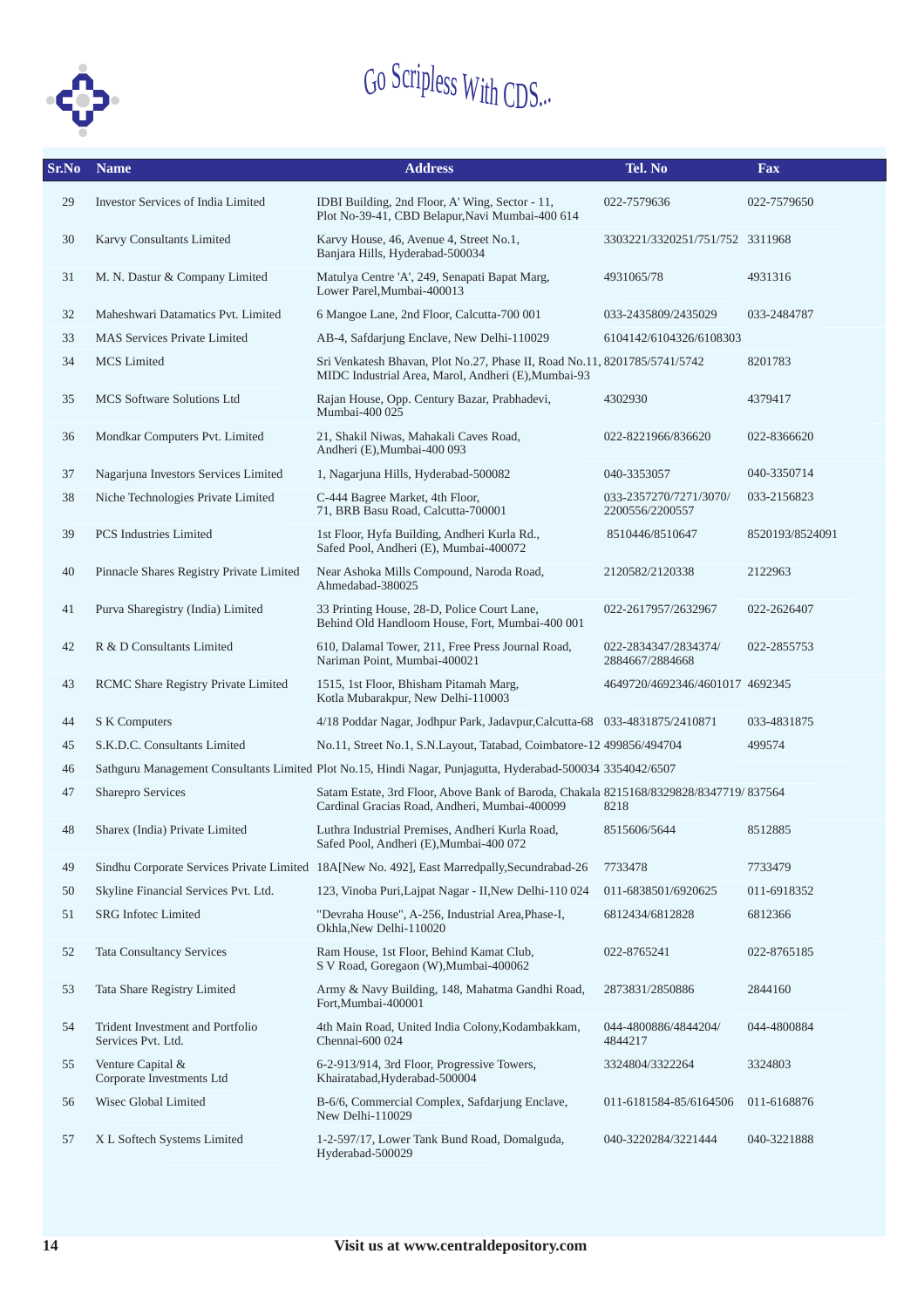Go Scripless With CDS...

| Sr.No | Name | Address | Tel. No | Fax |
|---|---|---|---|---|
| 29 | Investor Services of India Limited | IDBI Building, 2nd Floor, A' Wing, Sector - 11, Plot No-39-41, CBD Belapur,Navi Mumbai-400 614 | 022-7579636 | 022-7579650 |
| 30 | Karvy Consultants Limited | Karvy House, 46, Avenue 4, Street No.1, Banjara Hills, Hyderabad-500034 | 3303221/3320251/751/752 | 3311968 |
| 31 | M. N. Dastur & Company Limited | Matulya Centre 'A', 249, Senapati Bapat Marg, Lower Parel,Mumbai-400013 | 4931065/78 | 4931316 |
| 32 | Maheshwari Datamatics Pvt. Limited | 6 Mangoe Lane, 2nd Floor, Calcutta-700 001 | 033-2435809/2435029 | 033-2484787 |
| 33 | MAS Services Private Limited | AB-4, Safdarjung Enclave, New Delhi-110029 | 6104142/6104326/6108303 | |
| 34 | MCS Limited | Sri Venkatesh Bhavan, Plot No.27, Phase II, Road No.11, MIDC Industrial Area, Marol, Andheri (E),Mumbai-93 | 8201785/5741/5742 | 8201783 |
| 35 | MCS Software Solutions Ltd | Rajan House, Opp. Century Bazar, Prabhadevi, Mumbai-400 025 | 4302930 | 4379417 |
| 36 | Mondkar Computers Pvt. Limited | 21, Shakil Niwas, Mahakali Caves Road, Andheri (E),Mumbai-400 093 | 022-8221966/836620 | 022-8366620 |
| 37 | Nagarjuna Investors Services Limited | 1, Nagarjuna Hills, Hyderabad-500082 | 040-3353057 | 040-3350714 |
| 38 | Niche Technologies Private Limited | C-444 Bagree Market, 4th Floor, 71, BRB Basu Road, Calcutta-700001 | 033-2357270/7271/3070/ 2200556/2200557 | 033-2156823 |
| 39 | PCS Industries Limited | 1st Floor, Hyfa Building, Andheri Kurla Rd., Safed Pool, Andheri (E), Mumbai-400072 | 8510446/8510647 | 8520193/8524091 |
| 40 | Pinnacle Shares Registry Private Limited | Near Ashoka Mills Compound, Naroda Road, Ahmedabad-380025 | 2120582/2120338 | 2122963 |
| 41 | Purva Sharegistry (India) Limited | 33 Printing House, 28-D, Police Court Lane, Behind Old Handloom House, Fort, Mumbai-400 001 | 022-2617957/2632967 | 022-2626407 |
| 42 | R & D Consultants Limited | 610, Dalamal Tower, 211, Free Press Journal Road, Nariman Point, Mumbai-400021 | 022-2834347/2834374/ 2884667/2884668 | 022-2855753 |
| 43 | RCMC Share Registry Private Limited | 1515, 1st Floor, Bhisham Pitamah Marg, Kotla Mubarakpur, New Delhi-110003 | 4649720/4692346/4601017 | 4692345 |
| 44 | S K Computers | 4/18 Poddar Nagar, Jodhpur Park, Jadavpur,Calcutta-68 | 033-4831875/2410871 | 033-4831875 |
| 45 | S.K.D.C. Consultants Limited | No.11, Street No.1, S.N.Layout, Tatabad, Coimbatore-12 | 499856/494704 | 499574 |
| 46 | Sathguru Management Consultants Limited | Plot No.15, Hindi Nagar, Punjagutta, Hyderabad-500034 | 3354042/6507 | |
| 47 | Sharepro Services | Satam Estate, 3rd Floor, Above Bank of Baroda, Chakala Cardinal Gracias Road, Andheri, Mumbai-400099 | 8215168/8329828/8347719/ 8218 | 837564 |
| 48 | Sharex (India) Private Limited | Luthra Industrial Premises, Andheri Kurla Road, Safed Pool, Andheri (E),Mumbai-400 072 | 8515606/5644 | 8512885 |
| 49 | Sindhu Corporate Services Private Limited | 18A[New No. 492], East Marredpally,Secundrabad-26 | 7733478 | 7733479 |
| 50 | Skyline Financial Services Pvt. Ltd. | 123, Vinoba Puri,Lajpat Nagar - II,New Delhi-110 024 | 011-6838501/6920625 | 011-6918352 |
| 51 | SRG Infotec Limited | "Devraha House", A-256, Industrial Area,Phase-I, Okhla,New Delhi-110020 | 6812434/6812828 | 6812366 |
| 52 | Tata Consultancy Services | Ram House, 1st Floor, Behind Kamat Club, S V Road, Goregaon (W),Mumbai-400062 | 022-8765241 | 022-8765185 |
| 53 | Tata Share Registry Limited | Army & Navy Building, 148, Mahatma Gandhi Road, Fort,Mumbai-400001 | 2873831/2850886 | 2844160 |
| 54 | Trident Investment and Portfolio Services Pvt. Ltd. | 4th Main Road, United India Colony,Kodambakkam, Chennai-600 024 | 044-4800886/4844204/ 4844217 | 044-4800884 |
| 55 | Venture Capital & Corporate Investments Ltd | 6-2-913/914, 3rd Floor, Progressive Towers, Khairatabad,Hyderabad-500004 | 3324804/3322264 | 3324803 |
| 56 | Wisec Global Limited | B-6/6, Commercial Complex, Safdarjung Enclave, New Delhi-110029 | 011-6181584-85/6164506 | 011-6168876 |
| 57 | X L Softech Systems Limited | 1-2-597/17, Lower Tank Bund Road, Domalguda, Hyderabad-500029 | 040-3220284/3221444 | 040-3221888 |

Visit us at www.centraldepository.com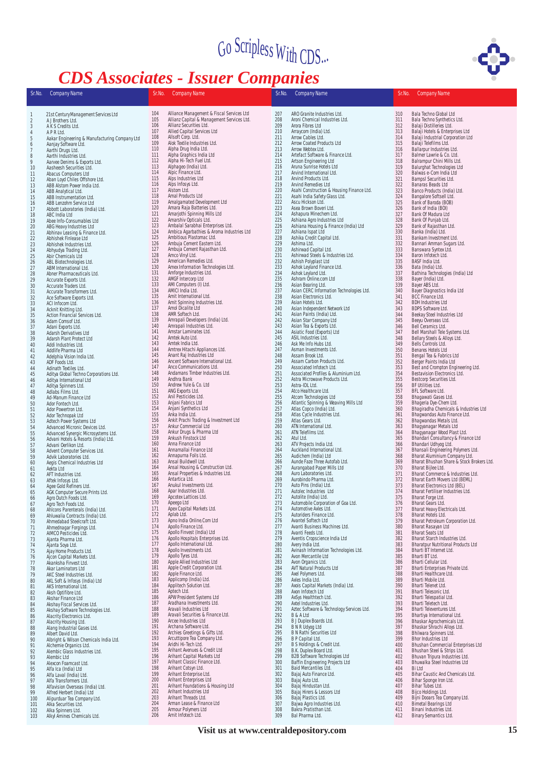Go Scripless With CDS...

# CDS Associates - Issuer Companies

| Sr.No. | Company Name |
|---|---|
| 1 | 21st Century Management Services Ltd |
| 2 | A J Brothers Ltd. |
| 3 | A K S Credits Ltd. |
| 4 | A P R Ltd. |
| 5 | Aakar Engineering & Manufacturing Company Ltd |
| 6 | Aanjay Software Ltd. |
| 7 | Aarthi Drugs Ltd. |
| 8 | Aarthi Industries Ltd. |
| 9 | Aarvee Denims & Exports Ltd. |
| 10 | Aasheesh Securities Ltd. |
| 11 | Abacus Computers Ltd |
| 12 | Aban Loyd Chiles Offshore Ltd. |
| 13 | ABB Alstom Power India Ltd. |
| 14 | ABB Analytical Ltd. |
| 15 | ABB Instrumentation Ltd. |
| 16 | ABB Lenzohm Service Ltd |
| 17 | Abbott Laboratories (India) Ltd. |
| 18 | ABC India Ltd |
| 19 | Abee Info-Consumables Ltd |
| 20 | ABG Heavy Industries Ltd |
| 21 | Abhinav Leasing & Finance Ltd. |
| 22 | Abhishek Finlease Ltd |
| 23 | Abhishek Industries Ltd. |
| 24 | Abhyudya Trading Ltd. |
| 25 | Abir Chemicals Ltd |
| 26 | ABL Biotechnologies Ltd. |
| 27 | ABM International Ltd. |
| 28 | Abner Pharmaceuticals Ltd. |
| 29 | Accurate Exports Ltd. |
| 30 | Accurate Traders Ltd. |
| 31 | Accurate Transformers Ltd. |
| 32 | Ace Software Exports Ltd. |
| 33 | ACI Infocom Ltd. |
| 34 | Acknit Knitting Ltd. |
| 35 | Action Financial Services Ltd. |
| 36 | Adam Comsof Ltd. |
| 37 | Adani Exports Ltd. |
| 38 | Adarsh Derivatives Ltd |
| 39 | Adarsh Plant Protect Ltd |
| 40 | Addi Industries Ltd. |
| 41 | Addlife Pharma Ltd |
| 42 | Adelphia Vision India Ltd. |
| 43 | ADF Foods Ltd. |
| 44 | Adinath Textiles Ltd. |
| 45 | Aditya Global Techno Corporations Ltd. |
| 46 | Aditya International Ltd |
| 47 | Aditya Spinners Ltd. |
| 48 | Adlabs Films Ltd. |
| 49 | Ad-Manum Finance Ltd |
| 50 | Ador Fontech Ltd. |
| 51 | Ador Powertron Ltd. |
| 52 | Ador Technopak Ltd |
| 53 | Adtech Power Systems Ltd |
| 54 | Advanced Micronic Devices Ltd. |
| 55 | Advanced Synergic Microsystems Ltd. |
| 56 | Advani Hotels & Resorts (India) Ltd. |
| 57 | Advani Oerlikon Ltd. |
| 58 | Advent Computer Services Ltd. |
| 59 | Advik Laboratories Ltd. |
| 60 | Aegis Chemical Industries Ltd |
| 61 | Aekta Ltd |
| 62 | AFT Industries Ltd. |
| 63 | Aftek Infosys Ltd. |
| 64 | Agee Gold Refiners Ltd. |
| 65 | AGK Computer Secure Prints Ltd. |
| 66 | Agro Dutch Foods Ltd. |
| 67 | Agro Tech Foods Ltd. |
| 68 | Ahlcons Parenterals (India) Ltd. |
| 69 | Ahluwalia Contracts (India) Ltd. |
| 70 | Ahmedabad Steelcraft Ltd. |
| 71 | Ahmednagar Forgings Ltd. |
| 72 | AIMCO Pesticides Ltd. |
| 73 | Ajanta Pharma Ltd. |
| 74 | Ajanta Soya Ltd. |
| 75 | Ajay Home Products Ltd. |
| 76 | Ajcon Capital Markets Ltd. |
| 77 | Akanksha Finvest Ltd. |
| 78 | Akar Laminators Ltd |
| 79 | AKC Steel Industries Ltd. |
| 80 | AKL Soft & Infosys (India) Ltd |
| 81 | AKS International Ltd. |
| 82 | Aksh Optifibre Ltd. |
| 83 | Akshar Finance Ltd |
| 84 | Akshay Fiscal Services Ltd. |
| 85 | Akshay Software Technologies Ltd. |
| 86 | Alacrity Electronics Ltd. |
| 87 | Alacrity Housing Ltd. |
| 88 | Alang Industrial Gases Ltd. |
| 89 | Albert David Ltd. |
| 90 | Albright & Wilson Chemicals India Ltd. |
| 91 | Alchemie Organics Ltd. |
| 92 | Alembic Glass Industries Ltd. |
| 93 | Alembic Ltd |
| 94 | Alexcon Foamcast Ltd. |
| 95 | Alfa Ica (India) Ltd |
| 96 | Alfa Laval (India) Ltd. |
| 97 | Alfa Transformers Ltd. |
| 98 | Alfavision Overseas (India) Ltd. |
| 99 | Alfred Herbert (India) Ltd |
| 100 | Alipurduar Tea Company Ltd. |
| 101 | Alka Securities Ltd. |
| 102 | Alka Spinners Ltd. |
| 103 | Alkyl Amines Chemicals Ltd. |
| 104 | Alliance Management & Fiscal Services Ltd |
| 105 | Allianz Capital & Management Services Ltd. |
| 106 | Allianz Securities Ltd. |
| 107 | Allied Capital Services Ltd |
| 108 | Allsoft Corp. Ltd. |
| 109 | Alok Textile Industries Ltd. |
| 110 | Alpha Drug India Ltd. |
| 111 | Alpha Graphics India Ltd |
| 112 | Alpha Hi-Tech Fuel Ltd. |
| 113 | Alphageo (India) Ltd. |
| 114 | Alpic Finance Ltd. |
| 115 | Alps Industries Ltd |
| 116 | Alps Infosys Ltd. |
| 117 | Alstom Ltd. |
| 118 | Amal Products Ltd |
| 119 | Amalgamated Development Ltd |
| 120 | Amara Raja Batteries Ltd. |
| 121 | Amarjothi Spinning Mills Ltd |
| 122 | Amarshiv Opticals Ltd. |
| 123 | Ambalal Sarabhai Enterprises Ltd. |
| 124 | Ambica Agarbathies & Aroma Industries Ltd |
| 125 | Ambitious Plastomac Ltd. |
| 126 | Ambuja Cement Eastern Ltd. |
| 127 | Ambuja Cement Rajasthan Ltd. |
| 128 | Amco Vinyl Ltd. |
| 129 | American Remedies Ltd. |
| 130 | Amex Information Technologies Ltd. |
| 131 | Amforge Industries Ltd. |
| 132 | AMGF Intercorp Ltd |
| 133 | AMI Computers (I) Ltd. |
| 134 | AMICI India Ltd. |
| 135 | Amit International Ltd. |
| 136 | Amit Spinning Industries Ltd. |
| 137 | Amol Dicalite Ltd |
| 138 | AMR Softech Ltd. |
| 139 | Amrapali Developers (India) Ltd. |
| 140 | Amrapali Industries Ltd. |
| 141 | Amstar Laminates Ltd. |
| 142 | Amtek Auto Ltd. |
| 143 | Amtek India Ltd. |
| 144 | Amtrex Hitachi Appliances Ltd. |
| 145 | Anant Raj Industries Ltd |
| 146 | Ancent Software International Ltd. |
| 147 | Anco Communications Ltd. |
| 148 | Andamans Timber Industries Ltd. |
| 149 | Andhra Bank |
| 150 | Andrew Yule & Co. Ltd |
| 151 | ANG Exports Ltd. |
| 152 | Anil Pesticides Ltd. |
| 153 | Anjani Fabrics Ltd |
| 154 | Anjani Synthetics Ltd |
| 155 | Anka India Ltd. |
| 156 | Ankit Prachi Trading & Investment Ltd |
| 157 | Ankur Commercial Ltd |
| 158 | Ankur Drugs & Pharma Ltd |
| 159 | Ankush Finstock Ltd |
| 160 | Anna Finance Ltd |
| 161 | Annamallai Finance Ltd |
| 162 | Annapurna Foils Ltd. |
| 163 | Ansal Buildwell Ltd. |
| 164 | Ansal Housing & Construction Ltd. |
| 165 | Ansal Properties & Industries Ltd. |
| 166 | Antartica Ltd. |
| 167 | Anukul Investments Ltd. |
| 168 | Apar Industries Ltd. |
| 169 | Apcotex Lattices Ltd. |
| 170 | Apeego Ltd |
| 171 | Apex Capital Markets Ltd. |
| 172 | Aplab Ltd. |
| 173 | Apno India Online.Com Ltd |
| 174 | Apollo Finance Ltd. |
| 175 | Apollo Finvest (India) Ltd |
| 176 | Apollo Hospitals Enterprises Ltd. |
| 177 | Apollo International Ltd. |
| 178 | Apollo Investments Ltd. |
| 179 | Apollo Tyres Ltd. |
| 180 | Apple Allied Industries Ltd |
| 181 | Apple Credit Corporation Ltd. |
| 182 | Apple Finance Ltd. |
| 183 | Applicomp (India) Ltd. |
| 184 | Applitech Solution Ltd. |
| 185 | Aptech Ltd. |
| 186 | APW President Systems Ltd |
| 187 | Aradhana Investments Ltd. |
| 188 | Aravali Industries Ltd |
| 189 | Aravali Securities & Finance Ltd. |
| 190 | Arcee Industries Ltd |
| 191 | Archana Software Ltd. |
| 192 | Archies Greetings & Gifts Ltd. |
| 193 | Arcuttipore Tea Company Ltd. |
| 194 | Aridhi Hi-Tech Ltd. |
| 195 | Arihant Avenues & Credit Ltd |
| 196 | Arihant Capital Markets Ltd |
| 197 | Arihant Classic Finance Ltd. |
| 198 | Arihant Cotsyn Ltd. |
| 199 | Arihant Enterprise Ltd. |
| 200 | Arihant Enterprises Ltd |
| 201 | Arihant Foundations & Housing Ltd |
| 202 | Arihant Industries Ltd |
| 203 | Arihant Threads Ltd. |
| 204 | Arman Lease & Finance Ltd |
| 205 | Armour Polymers Ltd |
| 206 | Amit Infotech Ltd. |
| 207 | ARO Granite Industries Ltd. |
| 208 | Aroni Chemical Industries Ltd. |
| 209 | Arora Fibres Ltd |
| 210 | Arraycom (India) Ltd. |
| 211 | Arrow Cables Ltd. |
| 212 | Arrow Coated Products Ltd |
| 213 | Arrow Webtex Ltd. |
| 214 | Artefact Software & Finance Ltd. |
| 215 | Artson Engineering Ltd |
| 216 | Aruna Sunrise Hotels Ltd |
| 217 | Arvind International Ltd. |
| 218 | Arvind Products Ltd. |
| 219 | Arvind Remedies Ltd |
| 220 | Asahi Construction & Housing Finance Ltd. |
| 221 | Asahi India Safety Glass Ltd. |
| 222 | Ascu Hickson Ltd. |
| 223 | Asea Brown Boveri Ltd. |
| 224 | Ashapura Minechem Ltd. |
| 225 | Ashiana Agro Industries Ltd |
| 226 | Ashiana Housing & Finance (India) Ltd |
| 227 | Ashiana Ispat Ltd |
| 228 | Ashika Credit Capital Ltd. |
| 229 | Ashima Ltd. |
| 230 | Ashirwad Capital Ltd. |
| 231 | Ashirwad Steels & Industries Ltd. |
| 232 | Ashish Polyplast Ltd |
| 233 | Ashok Leyland Finance Ltd. |
| 234 | Ashok Leyland Ltd. |
| 235 | Ashram Online.com Ltd |
| 236 | Asian Bearing Ltd. |
| 237 | Asian CERC Information Technologies Ltd. |
| 238 | Asian Electronics Ltd. |
| 239 | Asian Hotels Ltd. |
| 240 | Asian Independent Network Ltd |
| 241 | Asian Paints (India) Ltd. |
| 242 | Asian Star Company Ltd |
| 243 | Asian Tea & Exports Ltd. |
| 244 | Asiatic Food (Exports) Ltd |
| 245 | ASIL Industries Ltd. |
| 246 | Ask Me Info Hubs Ltd. |
| 247 | Asman Investments Ltd. |
| 248 | Assam Brook Ltd. |
| 249 | Assam Carbon Products Ltd. |
| 250 | Associated Infotech Ltd. |
| 251 | Associated Profiles & Aluminium Ltd. |
| 252 | Astra Microwave Products Ltd. |
| 253 | Astra-IDL Ltd. |
| 254 | Atco Healthcare Ltd. |
| 255 | Atcom Technologies Ltd |
| 256 | Atlantic Spinning & Weaving Mills Ltd |
| 257 | Atlas Copco (India) Ltd. |
| 258 | Atlas Cycle Industries Ltd. |
| 259 | Atlas Gears Ltd. |
| 260 | ATN International Ltd. |
| 261 | ATN Telefilms Ltd. |
| 262 | Atul Ltd. |
| 263 | ATV Projects India Ltd. |
| 264 | Auckland International Ltd. |
| 265 | Audichem (India) Ltd |
| 266 | Aunde Faze Three Autofab Ltd. |
| 267 | Aurangabad Paper Mills Ltd |
| 268 | Auro Laboratories Ltd. |
| 269 | Aurobindo Pharma Ltd. |
| 270 | Auto Pins (India) Ltd. |
| 271 | Autolec Industries Ltd |
| 272 | Autolite (India) Ltd. |
| 273 | Automobile Corporation of Goa Ltd. |
| 274 | Automotive Axles Ltd. |
| 275 | Autoriders Finance Ltd. |
| 276 | Avantel Softech Ltd |
| 277 | Avanti Business Machines Ltd. |
| 278 | Avanti Feeds Ltd. |
| 279 | Aventis Cropscience India Ltd |
| 280 | Avery India Ltd. |
| 281 | Avinash Information Technologies Ltd. |
| 282 | Avon Mercantile Ltd |
| 283 | Avon Organics Ltd. |
| 284 | AVT Natural Products Ltd |
| 285 | Axel Polymers Ltd. |
| 286 | Axles India Ltd. |
| 287 | Axois Capital Markets (India) Ltd. |
| 288 | Axon Infotech Ltd |
| 289 | AxSys Healthtech Ltd. |
| 290 | Axtel Industries Ltd. |
| 291 | Aztec Software & Technology Services Ltd. |
| 292 | B & A Ltd |
| 293 | B J Duplex Boards Ltd. |
| 294 | B N R Udyog Ltd |
| 295 | B N Rathi Securities Ltd |
| 296 | B P Capital Ltd. |
| 297 | B S Holdings & Credit Ltd. |
| 298 | B.K. Duplex Board Ltd. |
| 299 | B2B Software Technologies Ltd |
| 300 | Baffin Engineering Projects Ltd |
| 301 | Baid Mercantiles Ltd. |
| 302 | Bajaj Auto Finance Ltd. |
| 303 | Bajaj Auto Ltd. |
| 304 | Bajaj Hindustan Ltd. |
| 305 | Bajaj Hirers & Lessors Ltd |
| 306 | Bajaj Plastics Ltd. |
| 307 | Bajwa Agro Industries Ltd. |
| 308 | Bakra Pratisthan Ltd. |
| 309 | Bal Pharma Ltd. |
| 310 | Bala Techno Global Ltd |
| 311 | Bala Techno Synthetics Ltd. |
| 312 | Balaji Distilleries Ltd. |
| 313 | Balaji Hotels & Enterprises Ltd |
| 314 | Balaji Industrial Corporation Ltd |
| 315 | Balaji Telefilms Ltd. |
| 316 | Ballarpur Industries Ltd. |
| 317 | Balmer Lawrie & Co. Ltd. |
| 318 | Balrampur Chini Mills Ltd. |
| 319 | Balurghat Technologies Ltd |
| 320 | Balwas e-Com India Ltd |
| 321 | Bampsl Securities Ltd. |
| 322 | Banaras Beads Ltd |
| 323 | Banco Products (India) Ltd. |
| 324 | Bangalore Softsell Ltd. |
| 325 | Bank of Baroda (BOB) |
| 326 | Bank of India (BOI) |
| 327 | Bank Of Madura Ltd |
| 328 | Bank Of Punjab Ltd. |
| 329 | Bank of Rajasthan Ltd. |
| 330 | Banka (India) Ltd. |
| 331 | Bankam Investment Ltd. |
| 332 | Bannari Amman Sugars Ltd. |
| 333 | Banswara Syntex Ltd. |
| 334 | Baron Infotech Ltd. |
| 335 | BASF India Ltd. |
| 336 | Bata (India) Ltd. |
| 337 | Bathina Technologies (India) Ltd |
| 338 | Bayer (India) Ltd. |
| 339 | Bayer ABS Ltd. |
| 340 | Bayer Diagnostics India Ltd |
| 341 | BCC Finance Ltd. |
| 342 | BDH Industries Ltd |
| 343 | BDPS Software Ltd. |
| 344 | Beekay Steel Industries Ltd |
| 345 | Beeyu Overseas Ltd. |
| 346 | Bell Ceramics Ltd. |
| 347 | Bell Mercantile Tele Systems Ltd. |
| 348 | Bellary Steels & Alloys Ltd. |
| 349 | Bells Controls Ltd. |
| 350 | Benares Hotels Ltd |
| 351 | Bengal Tea & Fabrics Ltd |
| 352 | Berger Paints India Ltd |
| 353 | Best and Crompton Engineering Ltd. |
| 354 | Bestavision Electronics Ltd. |
| 355 | Bestcorp Securities Ltd. |
| 356 | BF Utilities Ltd. |
| 357 | BFL Software Ltd. |
| 358 | Bhagawati Gases Ltd. |
| 359 | Bhageria Dye-Chem Ltd. |
| 360 | Bhagiradha Chemicals & Industries Ltd |
| 361 | Bhagwandas Auto Finance Ltd. |
| 362 | Bhagwandas Metals Ltd. |
| 363 | Bhagyanagar Metals Ltd |
| 364 | Bhagyanagar Wood Plast Ltd. |
| 365 | Bhandari Consultancy & Finance Ltd |
| 366 | Bhandari Udhyog Ltd. |
| 367 | Bhansali Engineering Polymers Ltd. |
| 368 | Bharat Aluminium Company Ltd. |
| 369 | Bharat Bhushan Share & Stock Brokers Ltd. |
| 370 | Bharat Bijlee Ltd. |
| 371 | Bharat Commerce & Industries Ltd. |
| 372 | Bharat Earth Movers Ltd (BEML) |
| 373 | Bharat Electronics Ltd (BEL) |
| 374 | Bharat Fertiliser Industries Ltd. |
| 375 | Bharat Forge Ltd. |
| 376 | Bharat Gears Ltd. |
| 377 | Bharat Heavy Electricals Ltd. |
| 378 | Bharat Hotels Ltd. |
| 379 | Bharat Petroleum Corporation Ltd. |
| 380 | Bharat Rasayan Ltd |
| 381 | Bharat Seats Ltd |
| 382 | Bharat Starch Industries Ltd. |
| 383 | Bharatpur Nutritional Products Ltd |
| 384 | Bharti BT Internet Ltd. |
| 385 | Bharti BT Ltd. |
| 386 | Bharti Cellular Ltd. |
| 387 | Bharti Enterprises Private Ltd. |
| 388 | Bharti Healthcare Ltd. |
| 389 | Bharti Mobile Ltd. |
| 390 | Bharti Telenet Ltd. |
| 391 | Bharti Telesonic Ltd. |
| 392 | Bharti Telespatial Ltd. |
| 393 | Bharti Teletech Ltd. |
| 394 | Bharti Televentures Ltd. |
| 395 | Bhartiya International Ltd. |
| 396 | Bhaskar Agrochemicals Ltd. |
| 397 | Bhaskar Shrachi Alloys Ltd. |
| 398 | Bhilwara Spinners Ltd. |
| 399 | Bhor Industries Ltd |
| 400 | Bhushan Commercial Enterprises Ltd |
| 401 | Bhushan Steel & Strips Ltd. |
| 402 | Bhuvan Tripura Industries Ltd. |
| 403 | Bhuwalka Steel Industries Ltd |
| 404 | Bi Ltd |
| 405 | Bihar Caustic And Chemicals Ltd. |
| 406 | Bihar Sponge Iron Ltd. |
| 407 | Bihar Tubes Ltd. |
| 408 | Bijco Holdings Ltd. |
| 409 | Bijni Dooars Tea Company Ltd. |
| 410 | Bimetal Bearings Ltd |
| 411 | Binani Industries Ltd. |
| 412 | Binary Semantics Ltd. |

**Visit us at www.centraldepository.com**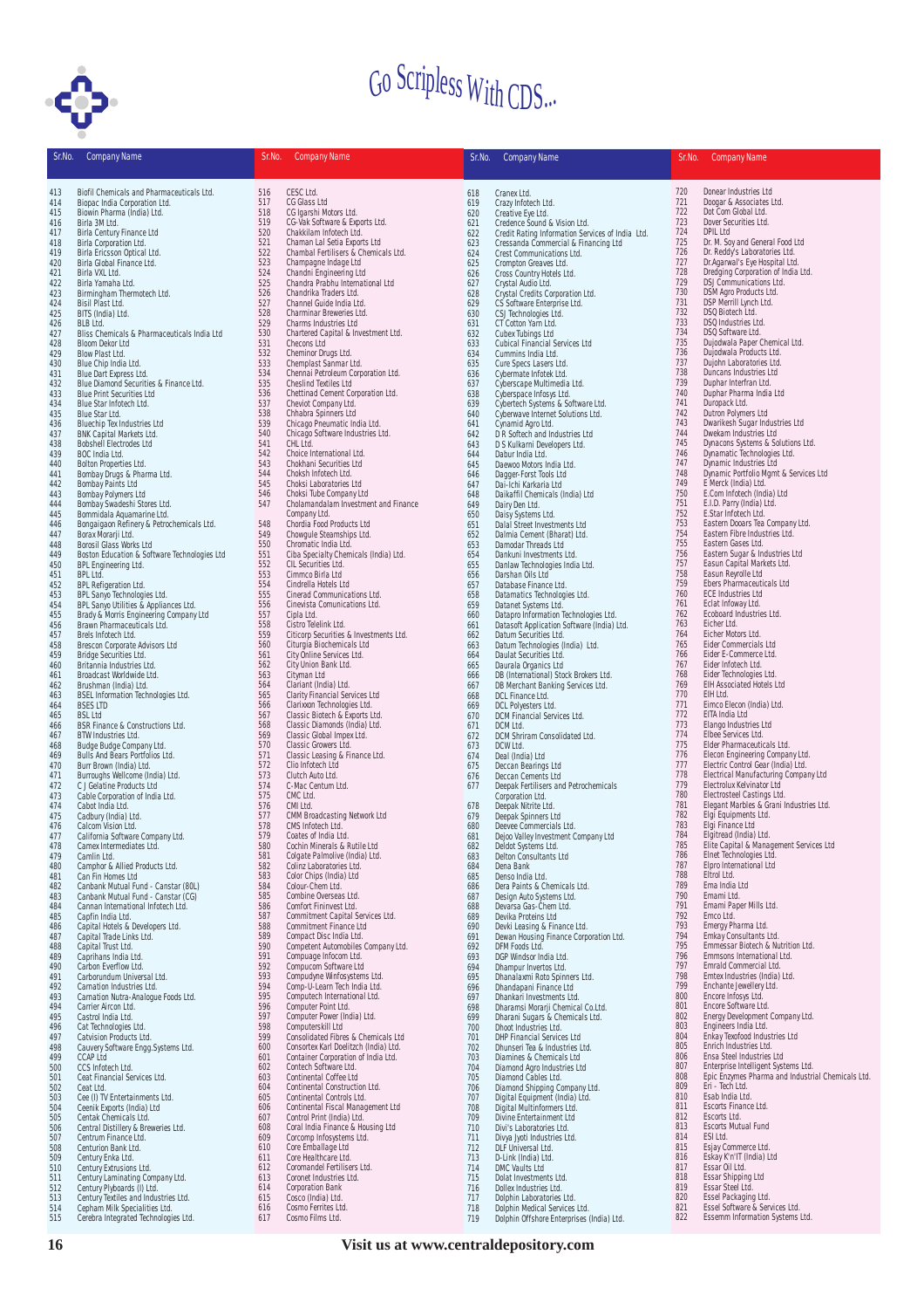# Go Scripless With CDS...

| Sr.No. | Company Name |
|---|---|
| 413 | Biofil Chemicals and Pharmaceuticals Ltd. |
| 414 | Biopac India Corporation Ltd. |
| 415 | Biowin Pharma (India) Ltd. |
| 416 | Birla 3M Ltd. |
| 417 | Birla Century Finance Ltd |
| 418 | Birla Corporation Ltd. |
| 419 | Birla Ericsson Optical Ltd. |
| 420 | Birla Global Finance Ltd. |
| 421 | Birla VXL Ltd. |
| 422 | Birla Yamaha Ltd. |
| 423 | Birmingham Thermotech Ltd. |
| 424 | Bisil Plast Ltd. |
| 425 | BITS (India) Ltd. |
| 426 | BLB Ltd. |
| 427 | Bliss Chemicals & Pharmaceuticals India Ltd |
| 428 | Bloom Dekor Ltd |
| 429 | Blow Plast Ltd. |
| 430 | Blue Chip India Ltd. |
| 431 | Blue Dart Express Ltd. |
| 432 | Blue Diamond Securities & Finance Ltd. |
| 433 | Blue Print Securities Ltd |
| 434 | Blue Star Infotech Ltd. |
| 435 | Blue Star Ltd. |
| 436 | Bluechip Tex Industries Ltd |
| 437 | BNK Capital Markets Ltd. |
| 438 | Bobshell Electrodes Ltd |
| 439 | BOC India Ltd. |
| 440 | Bolton Properties Ltd. |
| 441 | Bombay Drugs & Pharma Ltd. |
| 442 | Bombay Paints Ltd |
| 443 | Bombay Polymers Ltd |
| 444 | Bombay Swadeshi Stores Ltd. |
| 445 | Bommidala Aquamarine Ltd. |
| 446 | Bongaigaon Refinery & Petrochemicals Ltd. |
| 447 | Borax Morarji Ltd. |
| 448 | Borosil Glass Works Ltd |
| 449 | Boston Education & Software Technologies Ltd |
| 450 | BPL Engineering Ltd. |
| 451 | BPL Ltd. |
| 452 | BPL Refrigeration Ltd. |
| 453 | BPL Sanyo Technologies Ltd. |
| 454 | BPL Sanyo Utilities & Appliances Ltd. |
| 455 | Brady & Morris Engineering Company Ltd |
| 456 | Brawn Pharmaceuticals Ltd. |
| 457 | Brels Infotech Ltd. |
| 458 | Brescon Corporate Advisors Ltd |
| 459 | Bridge Securities Ltd. |
| 460 | Britannia Industries Ltd. |
| 461 | Broadcast Worldwide Ltd. |
| 462 | Brushman (India) Ltd. |
| 463 | BSEL Information Technologies Ltd. |
| 464 | BSES LTD |
| 465 | BSL Ltd |
| 466 | BSR Finance & Constructions Ltd. |
| 467 | BTW Industries Ltd. |
| 468 | Budge Budge Company Ltd. |
| 469 | Bulls And Bears Portfolios Ltd. |
| 470 | Burr Brown (India) Ltd. |
| 471 | Burroughs Wellcome (India) Ltd. |
| 472 | C J Gelatine Products Ltd |
| 473 | Cable Corporation of India Ltd. |
| 474 | Cabot India Ltd. |
| 475 | Cadbury (India) Ltd. |
| 476 | Calcom Vision Ltd. |
| 477 | California Software Company Ltd. |
| 478 | Camex Intermediates Ltd. |
| 479 | Camlin Ltd. |
| 480 | Camphor & Allied Products Ltd. |
| 481 | Can Fin Homes Ltd |
| 482 | Canbank Mutual Fund - Canstar (80L) |
| 483 | Canbank Mutual Fund - Canstar (CG) |
| 484 | Cannan International Infotech Ltd. |
| 485 | Capfin India Ltd. |
| 486 | Capital Hotels & Developers Ltd. |
| 487 | Capital Trade Links Ltd. |
| 488 | Capital Trust Ltd. |
| 489 | Caprihans India Ltd. |
| 490 | Carbon Everflow Ltd. |
| 491 | Carborundum Universal Ltd. |
| 492 | Carnation Industries Ltd. |
| 493 | Carnation Nutra-Analogue Foods Ltd. |
| 494 | Carrier Aircon Ltd. |
| 495 | Castrol India Ltd. |
| 496 | Cat Technologies Ltd. |
| 497 | Catvision Products Ltd. |
| 498 | Cauvery Software Engg.Systems Ltd. |
| 499 | CCAP Ltd |
| 500 | CCS Infotech Ltd. |
| 501 | Ceat Financial Services Ltd. |
| 502 | Ceat Ltd. |
| 503 | Cee (I) TV Entertainments Ltd. |
| 504 | Ceenik Exports (India) Ltd |
| 505 | Centak Chemicals Ltd. |
| 506 | Central Distillery & Breweries Ltd. |
| 507 | Centrum Finance Ltd. |
| 508 | Centurion Bank Ltd. |
| 509 | Century Enka Ltd. |
| 510 | Century Extrusions Ltd. |
| 511 | Century Laminating Company Ltd. |
| 512 | Century Plyboards (I) Ltd. |
| 513 | Century Textiles and Industries Ltd. |
| 514 | Cepham Milk Specialities Ltd. |
| 515 | Cerebra Integrated Technologies Ltd. |
| 516 | CESC Ltd. |
| 517 | CG Glass Ltd |
| 518 | CG Igarshi Motors Ltd. |
| 519 | CG-Vak Software & Exports Ltd. |
| 520 | Chakkilam Infotech Ltd. |
| 521 | Chaman Lal Setia Exports Ltd |
| 522 | Chambal Fertilisers & Chemicals Ltd. |
| 523 | Champagne Indage Ltd |
| 524 | Chandni Engineering Ltd |
| 525 | Chandra Prabhu International Ltd |
| 526 | Chandrika Traders Ltd. |
| 527 | Channel Guide India Ltd. |
| 528 | Charminar Breweries Ltd. |
| 529 | Charms Industries Ltd |
| 530 | Chartered Capital & Investment Ltd. |
| 531 | Checons Ltd |
| 532 | Cheminor Drugs Ltd. |
| 533 | Chemplast Sanmar Ltd. |
| 534 | Chennai Petroleum Corporation Ltd. |
| 535 | Cheslind Textiles Ltd |
| 536 | Chettinad Cement Corporation Ltd. |
| 537 | Cheviot Company Ltd. |
| 538 | Chhabra Spinners Ltd |
| 539 | Chicago Pneumatic India Ltd. |
| 540 | Chicago Software Industries Ltd. |
| 541 | CHL Ltd. |
| 542 | Choice International Ltd. |
| 543 | Chokhani Securities Ltd |
| 544 | Choksh Infotech Ltd. |
| 545 | Choksi Laboratories Ltd |
| 546 | Choksi Tube Company Ltd |
| 547 | Cholamandalam Investment and Finance Company Ltd. |
| 548 | Chordia Food Products Ltd |
| 549 | Chowgule Steamships Ltd. |
| 550 | Chromatic India Ltd. |
| 551 | Ciba Specialty Chemicals (India) Ltd. |
| 552 | CIL Securities Ltd. |
| 553 | Cimmco Birla Ltd |
| 554 | Cindrella Hotels Ltd |
| 555 | Cinerad Communications Ltd. |
| 556 | Cinevista Comunications Ltd. |
| 557 | Cipla Ltd. |
| 558 | Cistro Telelink Ltd. |
| 559 | Citicorp Securities & Investments Ltd. |
| 560 | Citurgia Biochemicals Ltd |
| 561 | City Online Services Ltd. |
| 562 | City Union Bank Ltd. |
| 563 | Cityman Ltd |
| 564 | Clariant (India) Ltd. |
| 565 | Clarity Financial Services Ltd |
| 566 | Clarixxon Technologies Ltd. |
| 567 | Classic Biotech & Exports Ltd. |
| 568 | Classic Diamonds (India) Ltd. |
| 569 | Classic Global Impex Ltd. |
| 570 | Classic Growers Ltd. |
| 571 | Classic Leasing & Finance Ltd. |
| 572 | Clio Infotech Ltd |
| 573 | Clutch Auto Ltd. |
| 574 | C-Mac Centum Ltd. |
| 575 | CMC Ltd. |
| 576 | CMI Ltd. |
| 577 | CMM Broadcasting Network Ltd |
| 578 | CMS Infotech Ltd. |
| 579 | Coates of India Ltd. |
| 580 | Cochin Minerals & Rutile Ltd |
| 581 | Colgate Palmolive (India) Ltd. |
| 582 | Colinz Laboratories Ltd. |
| 583 | Color Chips (India) Ltd |
| 584 | Colour-Chem Ltd. |
| 585 | Combine Overseas Ltd. |
| 586 | Comfort Fininvest Ltd. |
| 587 | Commitment Capital Services Ltd. |
| 588 | Commitment Finance Ltd |
| 589 | Compact Disc India Ltd. |
| 590 | Competent Automobiles Company Ltd. |
| 591 | Compuage Infocom Ltd. |
| 592 | Compucom Software Ltd |
| 593 | Compudyne Winfosystems Ltd. |
| 594 | Comp-U-Learn Tech India Ltd. |
| 595 | Computech International Ltd. |
| 596 | Computer Point Ltd. |
| 597 | Computer Power (India) Ltd. |
| 598 | Computerskill Ltd |
| 599 | Consolidated Fibres & Chemicals Ltd |
| 600 | Consortex Karl Doelitzch (India) Ltd. |
| 601 | Container Corporation of India Ltd. |
| 602 | Contech Software Ltd. |
| 603 | Continental Coffee Ltd |
| 604 | Continental Construction Ltd. |
| 605 | Continental Controls Ltd. |
| 606 | Continental Fiscal Management Ltd |
| 607 | Control Print (India) Ltd. |
| 608 | Coral India Finance & Housing Ltd |
| 609 | Corcomp Infosystems Ltd. |
| 610 | Core Emballage Ltd |
| 611 | Core Healthcare Ltd. |
| 612 | Coromandel Fertilisers Ltd. |
| 613 | Coronet Industries Ltd. |
| 614 | Corporation Bank |
| 615 | Cosco (India) Ltd. |
| 616 | Cosmo Ferrites Ltd. |
| 617 | Cosmo Films Ltd. |
| 618 | Cranex Ltd. |
| 619 | Crazy Infotech Ltd. |
| 620 | Creative Eye Ltd. |
| 621 | Credence Sound & Vision Ltd. |
| 622 | Credit Rating Information Services of India Ltd. |
| 623 | Cressanda Commercial & Financing Ltd |
| 624 | Crest Communications Ltd. |
| 625 | Crompton Greaves Ltd. |
| 626 | Cross Country Hotels Ltd. |
| 627 | Crystal Audio Ltd. |
| 628 | Crystal Credits Corporation Ltd. |
| 629 | CS Software Enterprise Ltd. |
| 630 | CSJ Technologies Ltd. |
| 631 | CT Cotton Yarn Ltd. |
| 632 | Cubex Tubings Ltd |
| 633 | Cubical Financial Services Ltd |
| 634 | Cummins India Ltd. |
| 635 | Cure Specs Lasers Ltd. |
| 636 | Cybermate Infotek Ltd. |
| 637 | Cyberscape Multimedia Ltd. |
| 638 | Cyberspace Infosys Ltd. |
| 639 | Cybertech Systems & Software Ltd. |
| 640 | Cyberwave Internet Solutions Ltd. |
| 641 | Cynamid Agro Ltd. |
| 642 | D R Softech and Industries Ltd |
| 643 | D S Kulkarni Developers Ltd. |
| 644 | Dabur India Ltd. |
| 645 | Daewoo Motors India Ltd. |
| 646 | Dagger-Forst Tools Ltd |
| 647 | Dai-Ichi Karkaria Ltd |
| 648 | Daikaffil Chemicals (India) Ltd |
| 649 | Dairy Den Ltd. |
| 650 | Daisy Systems Ltd. |
| 651 | Dalal Street Investments Ltd |
| 652 | Dalmia Cement (Bharat) Ltd. |
| 653 | Damodar Threads Ltd |
| 654 | Dankuni Investments Ltd. |
| 655 | Danlaw Technologies India Ltd. |
| 656 | Darshan Oils Ltd |
| 657 | Database Finance Ltd. |
| 658 | Datamatics Technologies Ltd. |
| 659 | Datanet Systems Ltd. |
| 660 | Datapro Information Technologies Ltd. |
| 661 | Datasoft Application Software (India) Ltd. |
| 662 | Datum Securities Ltd. |
| 663 | Datum Technologies (India) Ltd. |
| 664 | Daulat Securities Ltd. |
| 665 | Daurala Organics Ltd |
| 666 | DB (International) Stock Brokers Ltd. |
| 667 | DB Merchant Banking Services Ltd. |
| 668 | DCL Finance Ltd. |
| 669 | DCL Polyesters Ltd. |
| 670 | DCM Financial Services Ltd. |
| 671 | DCM Ltd. |
| 672 | DCM Shriram Consolidated Ltd. |
| 673 | DCW Ltd. |
| 674 | Deal (India) Ltd |
| 675 | Deccan Bearings Ltd |
| 676 | Deccan Cements Ltd |
| 677 | Deepak Fertilisers and Petrochemicals Corporation Ltd. |
| 678 | Deepak Nitrite Ltd. |
| 679 | Deepak Spinners Ltd. |
| 680 | Deevee Commercials Ltd. |
| 681 | Dejoo Valley Investment Company Ltd |
| 682 | Deldot Systems Ltd. |
| 683 | Delton Consultants Ltd |
| 684 | Dena Bank |
| 685 | Denso India Ltd. |
| 686 | Dera Paints & Chemicals Ltd. |
| 687 | Design Auto Systems Ltd. |
| 688 | Devarsa Gas-Chem Ltd. |
| 689 | Devika Proteins Ltd |
| 690 | Devki Leasing & Finance Ltd. |
| 691 | Dewan Housing Finance Corporation Ltd. |
| 692 | DFM Foods Ltd. |
| 693 | DGP Windsor India Ltd. |
| 694 | Dhampur Invertos Ltd. |
| 695 | Dhanalaxmi Roto Spinners Ltd. |
| 696 | Dhandapani Finance Ltd |
| 697 | Dhankari Investments Ltd. |
| 698 | Dharamsi Morarji Chemical Co.Ltd. |
| 699 | Dharani Sugars & Chemicals Ltd. |
| 700 | Dhoot Industries Ltd. |
| 701 | DHP Financial Services Ltd |
| 702 | Dhunseri Tea & Industries Ltd. |
| 703 | Diamines & Chemicals Ltd |
| 704 | Diamond Agro Industries Ltd |
| 705 | Diamond Cables Ltd. |
| 706 | Diamond Shipping Company Ltd. |
| 707 | Digital Equipment (India) Ltd. |
| 708 | Digital Multinformers Ltd. |
| 709 | Divine Entertainment Ltd |
| 710 | Divi's Laboratories Ltd. |
| 711 | Divya Jyoti Industries Ltd. |
| 712 | DLF Universal Ltd. |
| 713 | D-Link (India) Ltd. |
| 714 | DMC Vaults Ltd |
| 715 | Dolat Investments Ltd. |
| 716 | Dollex Industries Ltd. |
| 717 | Dolphin Laboratories Ltd. |
| 718 | Dolphin Medical Services Ltd. |
| 719 | Dolphin Offshore Enterprises (India) Ltd. |
| 720 | Donear Industries Ltd |
| 721 | Doogar & Associates Ltd. |
| 722 | Dot Com Global Ltd. |
| 723 | Dover Securities Ltd. |
| 724 | DPIL Ltd |
| 725 | Dr. M. Soy and General Food Ltd |
| 726 | Dr. Reddy's Laboratories Ltd. |
| 727 | Dr.Agarwal's Eye Hospital Ltd. |
| 728 | Dredging Corporation of India Ltd. |
| 729 | DSJ Communications Ltd. |
| 730 | DSM Agro Products Ltd. |
| 731 | DSP Merrill Lynch Ltd. |
| 732 | DSQ Biotech Ltd. |
| 733 | DSQ Industries Ltd. |
| 734 | DSQ Software Ltd. |
| 735 | Dujodwala Paper Chemical Ltd. |
| 736 | Dujodwala Products Ltd. |
| 737 | Dujohn Laboratories Ltd. |
| 738 | Duncans Industries Ltd |
| 739 | Duphar Interfran Ltd. |
| 740 | Duphar Pharma India Ltd |
| 741 | Duropack Ltd. |
| 742 | Dutron Polymers Ltd |
| 743 | Dwarikesh Sugar Industries Ltd |
| 744 | Dwekam Industries Ltd |
| 745 | Dynacons Systems & Solutions Ltd. |
| 746 | Dynamatic Technologies Ltd. |
| 747 | Dynamic Industries Ltd |
| 748 | Dynamic Portfolio Mgmt & Services Ltd |
| 749 | E Merck (India) Ltd. |
| 750 | E.Com Infotech (India) Ltd |
| 751 | E.I.D. Parry (India) Ltd. |
| 752 | E.Star Infotech Ltd. |
| 753 | Eastern Dooars Tea Company Ltd. |
| 754 | Eastern Fibre Industries Ltd. |
| 755 | Eastern Gases Ltd. |
| 756 | Eastern Sugar & Industries Ltd |
| 757 | Easun Capital Markets Ltd. |
| 758 | Easun Reyrolle Ltd |
| 759 | Ebers Pharmaceuticals Ltd |
| 760 | ECE Industries Ltd |
| 761 | Eclat Infoway Ltd. |
| 762 | Ecoboard Industries Ltd. |
| 763 | Eicher Ltd. |
| 764 | Eicher Motors Ltd. |
| 765 | Eider Commercials Ltd |
| 766 | Eider E-Commerce Ltd. |
| 767 | Eider Infotech Ltd. |
| 768 | Eider Technologies Ltd. |
| 769 | EIH Associated Hotels Ltd |
| 770 | EIH Ltd. |
| 771 | Eimco Elecon (India) Ltd. |
| 772 | EITA India Ltd |
| 773 | Elango Industries Ltd |
| 774 | Elbee Services Ltd. |
| 775 | Elder Pharmaceuticals Ltd. |
| 776 | Elecon Engineering Company Ltd. |
| 777 | Electric Control Gear (India) Ltd. |
| 778 | Electrical Manufacturing Company Ltd |
| 779 | Electrolux Kelvinator Ltd |
| 780 | Electrosteel Castings Ltd. |
| 781 | Elegant Marbles & Grani Industries Ltd. |
| 782 | Elgi Equipments Ltd. |
| 783 | Elgi Finance Ltd |
| 784 | Elgitread (India) Ltd. |
| 785 | Elite Capital & Management Services Ltd |
| 786 | Elnet Technologies Ltd. |
| 787 | Elpro International Ltd |
| 788 | Eltrol Ltd. |
| 789 | Ema India Ltd |
| 790 | Emami Ltd. |
| 791 | Emami Paper Mills Ltd. |
| 792 | Emco Ltd. |
| 793 | Emergy Pharma Ltd. |
| 794 | Emkay Consultants Ltd. |
| 795 | Emmessar Biotech & Nutrition Ltd. |
| 796 | Emmsons International Ltd. |
| 797 | Emrald Commercial Ltd. |
| 798 | Emtex Industries (India) Ltd. |
| 799 | Enchante Jewellery Ltd. |
| 800 | Encore Infosys Ltd. |
| 801 | Encore Software Ltd. |
| 802 | Energy Development Company Ltd. |
| 803 | Engineers India Ltd. |
| 804 | Enkay Texofood Industries Ltd |
| 805 | Enrich Industries Ltd. |
| 806 | Ensa Steel Industries Ltd |
| 807 | Enterprise Intelligent Systems Ltd. |
| 808 | Epic Enzymes Pharma and Industrial Chemicals Ltd. |
| 809 | Eri - Tech Ltd. |
| 810 | Esab India Ltd. |
| 811 | Escorts Finance Ltd. |
| 812 | Escorts Ltd. |
| 813 | Escorts Mutual Fund |
| 814 | ESI Ltd. |
| 815 | Esjay Commerce Ltd. |
| 816 | Eskay K'n'IT (India) Ltd |
| 817 | Essar Oil Ltd. |
| 818 | Essar Shipping Ltd |
| 819 | Essar Steel Ltd. |
| 820 | Essel Packaging Ltd. |
| 821 | Essel Software & Services Ltd. |
| 822 | Essemm Information Systems Ltd. |

Visit us at www.centraldepository.com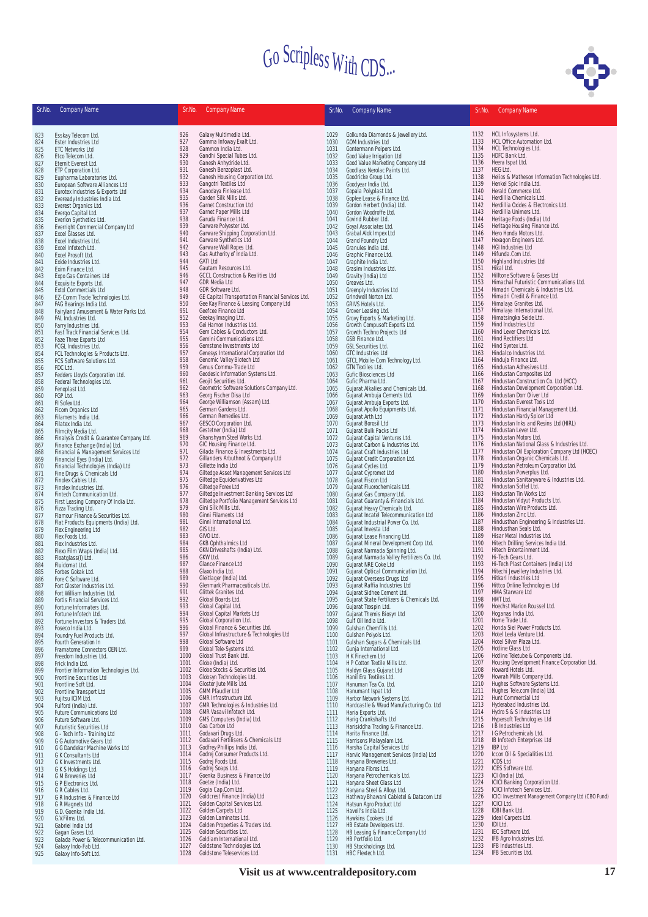# Go Scripless With CDS...

| Sr.No. | Company Name |
|---|---|
| 823 | Esskay Telecom Ltd. |
| 824 | Ester Industries Ltd |
| 825 | ETC Networks Ltd |
| 826 | Etco Telecom Ltd. |
| 827 | Eternit Everest Ltd. |
| 828 | ETP Corporation Ltd. |
| 829 | Eupharma Laboratories Ltd. |
| 830 | European Software Alliances Ltd |
| 831 | Eurotex Industries & Exports Ltd |
| 832 | Eveready Industries India Ltd. |
| 833 | Everest Organics Ltd. |
| 834 | Evergo Capital Ltd. |
| 835 | Everlon Synthetics Ltd. |
| 836 | Everlight Commercial Company Ltd |
| 837 | Excel Glasses Ltd. |
| 838 | Excel Industries Ltd. |
| 839 | Excel Infotech Ltd. |
| 840 | Excel Prosoft Ltd. |
| 841 | Exide Industries Ltd. |
| 842 | Exim Finance Ltd. |
| 843 | Expo Gas Containers Ltd |
| 844 | Exquisite Exports Ltd. |
| 845 | Extol Commercials Ltd |
| 846 | EZ-Comm Trade Technologies Ltd. |
| 847 | FAG Bearings India Ltd. |
| 848 | Fairyland Amusement & Water Parks Ltd. |
| 849 | FAL Industries Ltd. |
| 850 | Farry Industries Ltd. |
| 851 | Fast Track Financial Services Ltd. |
| 852 | Faze Three Exports Ltd |
| 853 | FCGL Industries Ltd. |
| 854 | FCL Technologies & Products Ltd. |
| 855 | FCS Software Solutions Ltd. |
| 856 | FDC Ltd. |
| 857 | Fedders Lloyds Corporation Ltd. |
| 858 | Federal Technologies Ltd. |
| 859 | Fenoplast Ltd. |
| 860 | FGP Ltd. |
| 861 | FI Sofex Ltd. |
| 862 | Ficom Organics Ltd |
| 863 | Filaments India Ltd. |
| 864 | Filatex India Ltd. |
| 865 | Filmcity Media Ltd. |
| 866 | Finalysis Credit & Guarantee Company Ltd. |
| 867 | Finance Exchange (India) Ltd. |
| 868 | Financial & Management Services Ltd |
| 869 | Financial Eyes (India) Ltd. |
| 870 | Financial Technologies (India) Ltd |
| 871 | Fine Drugs & Chemicals Ltd |
| 872 | Finolex Cables Ltd. |
| 873 | Finolex Industries Ltd. |
| 874 | Fintech Communication Ltd. |
| 875 | First Leasing Company Of India Ltd. |
| 876 | Fizza Trading Ltd. |
| 877 | Flamour Finance & Securities Ltd. |
| 878 | Flat Products Equipments (India) Ltd. |
| 879 | Flex Engineering Ltd |
| 880 | Flex Foods Ltd. |
| 881 | Flex Industries Ltd. |
| 882 | Flexo Film Wraps (India) Ltd. |
| 883 | Floatglass(I) Ltd. |
| 884 | Fluidomat Ltd. |
| 885 | Forbes Gokak Ltd. |
| 886 | Fore C Software Ltd. |
| 887 | Fort Gloster Industries Ltd. |
| 888 | Fort William Industries Ltd. |
| 889 | Fortis Financial Services Ltd. |
| 890 | Fortune Informaters Ltd. |
| 891 | Fortune Infotech Ltd. |
| 892 | Fortune Investors & Traders Ltd. |
| 893 | Foseco India Ltd. |
| 894 | Foundry Fuel Products Ltd. |
| 895 | Fourth Generation In |
| 896 | Framatome Connectors OEN Ltd. |
| 897 | Freedom Industries Ltd. |
| 898 | Frick India Ltd. |
| 899 | Frontier Information Technologies Ltd. |
| 900 | Frontline Securities Ltd |
| 901 | Frontline Soft Ltd. |
| 902 | Frontline Transport Ltd |
| 903 | Fujitsu ICIM Ltd. |
| 904 | Fulford (India) Ltd. |
| 905 | Future Communications Ltd |
| 906 | Future Software Ltd. |
| 907 | Futuristic Securities Ltd |
| 908 | G - Tech Info - Training Ltd |
| 909 | G G Automotive Gears Ltd |
| 910 | G G Dandekar Machine Works Ltd |
| 911 | G K Consultants Ltd |
| 912 | G K Investments Ltd. |
| 913 | G K S Holdings Ltd. |
| 914 | G M Breweries Ltd |
| 915 | G P Electronics Ltd. |
| 916 | G R Cables Ltd. |
| 917 | G R Industries & Finance Ltd |
| 918 | G R Magnets Ltd |
| 919 | G.D. Goenka India Ltd. |
| 920 | G.V.Films Ltd. |
| 921 | Gabriel India Ltd |
| 922 | Gagan Gases Ltd. |
| 923 | Galada Power & Telecommunication Ltd. |
| 924 | Galaxy Indo-Fab Ltd. |
| 925 | Galaxy Info-Soft Ltd. |
| 926 | Galaxy Multimedia Ltd. |
| 927 | Gamma Infoway Exalt Ltd. |
| 928 | Gammon India Ltd. |
| 929 | Gandhi Special Tubes Ltd. |
| 930 | Ganesh Anhydride Ltd. |
| 931 | Ganesh Benzoplast Ltd. |
| 932 | Ganesh Housing Corporation Ltd. |
| 933 | Gangotri Textiles Ltd |
| 934 | Ganodaya Finlease Ltd. |
| 935 | Garden Silk Mills Ltd. |
| 936 | Garnet Construction Ltd |
| 937 | Garnet Paper Mills Ltd |
| 938 | Garuda Finance Ltd. |
| 939 | Garware Polyester Ltd. |
| 940 | Garware Shipping Corporation Ltd. |
| 941 | Garware Synthetics Ltd |
| 942 | Garware Wall Ropes Ltd. |
| 943 | Gas Authority of India Ltd. |
| 944 | GATI Ltd |
| 945 | Gautam Resources Ltd. |
| 946 | GCCL Construction & Realities Ltd |
| 947 | GDR Media Ltd |
| 948 | GDR Software Ltd. |
| 949 | GE Capital Transportation Financial Services Ltd. |
| 950 | Gee Kay Finance & Leasing Company Ltd |
| 951 | Geefcee Finance Ltd |
| 952 | Geekay Imaging Ltd. |
| 953 | Gei Hamon Industries Ltd. |
| 954 | Gem Cables & Conductors Ltd. |
| 955 | Gemini Communications Ltd. |
| 956 | Gemstone Investments Ltd |
| 957 | Genesys International Corporation Ltd |
| 958 | Genomic Valley Biotech Ltd |
| 959 | Genus Commu-Trade Ltd |
| 960 | Geodesic Information Systems Ltd. |
| 961 | Geojit Securities Ltd. |
| 962 | Geometric Software Solutions Company Ltd. |
| 963 | Georg Fischer Disa Ltd |
| 964 | George Williamson (Assam) Ltd. |
| 965 | German Gardens Ltd. |
| 966 | German Remedies Ltd. |
| 967 | GESCO Corporation Ltd. |
| 968 | Gestetner (India) Ltd |
| 969 | Ghanshyam Steel Works Ltd. |
| 970 | GIC Housing Finance Ltd. |
| 971 | Gilada Finance & Investments Ltd. |
| 972 | Gillanders Arbuthnot & Company Ltd |
| 973 | Gillette India Ltd |
| 974 | Giltedge Asset Management Services Ltd |
| 975 | Giltedge Equiderivatives Ltd |
| 976 | Giltedge Forex Ltd |
| 977 | Giltedge Investment Banking Services Ltd |
| 978 | Giltedge Portfolio Management Services Ltd |
| 979 | Gini Silk Mills Ltd. |
| 980 | Ginni Filaments Ltd |
| 981 | Ginni International Ltd. |
| 982 | GIS Ltd. |
| 983 | GIVO Ltd. |
| 984 | GKB Ophthalmics Ltd |
| 985 | GKN Driveshafts (India) Ltd. |
| 986 | GKW Ltd. |
| 987 | Glance Finance Ltd |
| 988 | Glaxo India Ltd. |
| 989 | Gleitlager (India) Ltd. |
| 990 | Glenmark Pharmaceuticals Ltd. |
| 991 | Glittek Granites Ltd. |
| 992 | Global Boards Ltd. |
| 993 | Global Capital Ltd. |
| 994 | Global Capital Markets Ltd |
| 995 | Global Corporation Ltd. |
| 996 | Global Finance & Securities Ltd. |
| 997 | Global Infrastructure & Technologies Ltd |
| 998 | Global Software Ltd |
| 999 | Global Tele-Systems Ltd. |
| 1000 | Global Trust Bank Ltd. |
| 1001 | Globe (India) Ltd. |
| 1002 | Globe Stocks & Securities Ltd. |
| 1003 | Globsyn Technologies Ltd. |
| 1004 | Gloster Jute Mills Ltd. |
| 1005 | GMM Pfaudler Ltd |
| 1006 | GMR Infrastructure Ltd. |
| 1007 | GMR Technologies & Industries Ltd. |
| 1008 | GMR Vasavi Infotech Ltd. |
| 1009 | GMS Computers (India) Ltd. |
| 1010 | Goa Carbon Ltd |
| 1011 | Godavari Drugs Ltd. |
| 1012 | Godavari Fertilisers & Chemicals Ltd |
| 1013 | Godfrey Phillips India Ltd. |
| 1014 | Godrej Consumer Products Ltd. |
| 1015 | Godrej Foods Ltd. |
| 1016 | Godrej Soaps Ltd. |
| 1017 | Goenka Business & Finance Ltd |
| 1018 | Goetze (India) Ltd. |
| 1019 | Gogia Cap.Com Ltd. |
| 1020 | Goldcrest Finance (India) Ltd |
| 1021 | Golden Capital Services Ltd. |
| 1022 | Golden Carpets Ltd |
| 1023 | Golden Laminates Ltd. |
| 1024 | Golden Properties & Traders Ltd. |
| 1025 | Golden Securities Ltd. |
| 1026 | Goldiam International Ltd. |
| 1027 | Goldstone Technologies Ltd. |
| 1028 | Goldstone Teleservices Ltd. |
| 1029 | Golkunda Diamonds & Jewellery Ltd. |
| 1030 | GOM Industries Ltd |
| 1031 | Gontermann Peipers Ltd. |
| 1032 | Good Value Irrigation Ltd |
| 1033 | Good Value Marketing Company Ltd |
| 1034 | Goodlass Nerolac Paints Ltd. |
| 1035 | Goodricke Group Ltd. |
| 1036 | Goodyear India Ltd. |
| 1037 | Gopala Polyplast Ltd. |
| 1038 | Goplee Lease & Finance Ltd. |
| 1039 | Gordon Herbert (India) Ltd. |
| 1040 | Gordon Woodroffe Ltd. |
| 1041 | Govind Rubber Ltd. |
| 1042 | Goyal Associates Ltd. |
| 1043 | Grabal Alok Impex Ltd |
| 1044 | Grand Foundry Ltd |
| 1045 | Granules India Ltd. |
| 1046 | Graphic Finance Ltd. |
| 1047 | Graphite India Ltd. |
| 1048 | Grasim Industries Ltd. |
| 1049 | Gravity (India) Ltd |
| 1050 | Greaves Ltd. |
| 1051 | Greenply Industries Ltd |
| 1052 | Grindwell Norton Ltd. |
| 1053 | GRIVS Hotels Ltd. |
| 1054 | Grover Leasing Ltd. |
| 1055 | Grovy Exports & Marketing Ltd. |
| 1056 | Growth Compusoft Exports Ltd. |
| 1057 | Growth Techno Projects Ltd |
| 1058 | GSB Finance Ltd. |
| 1059 | GSL Securities Ltd. |
| 1060 | GTC Industries Ltd |
| 1061 | GTCL Mobile-Com Technology Ltd. |
| 1062 | GTN Textiles Ltd. |
| 1063 | Gufic Biosciences Ltd |
| 1064 | Gufic Pharma Ltd. |
| 1065 | Gujarat Alkalies and Chemicals Ltd. |
| 1066 | Gujarat Ambuja Cements Ltd. |
| 1067 | Gujarat Ambuja Exports Ltd. |
| 1068 | Gujarat Apollo Equipments Ltd. |
| 1069 | Gujarat Arth Ltd |
| 1070 | Gujarat Borosil Ltd |
| 1071 | Gujarat Bulk Packs Ltd |
| 1072 | Gujarat Capital Ventures Ltd. |
| 1073 | Gujarat Carbon & Industries Ltd. |
| 1074 | Gujarat Craft Industries Ltd |
| 1075 | Gujarat Credit Corporation Ltd. |
| 1076 | Gujarat Cycles Ltd. |
| 1077 | Gujarat Cypromet Ltd |
| 1078 | Gujarat Fiscon Ltd |
| 1079 | Gujarat Fluorochemicals Ltd. |
| 1080 | Gujarat Gas Company Ltd. |
| 1081 | Gujarat Guaranty & Financials Ltd. |
| 1082 | Gujarat Heavy Chemicals Ltd. |
| 1083 | Gujarat Incatel Telecommunication Ltd |
| 1084 | Gujarat Industrial Power Co. Ltd. |
| 1085 | Gujarat Investa Ltd |
| 1086 | Gujarat Lease Financing Ltd. |
| 1087 | Gujarat Mineral Development Corp Ltd. |
| 1088 | Gujarat Narmada Spinning Ltd. |
| 1089 | Gujarat Narmada Valley Fertilizers Co. Ltd. |
| 1090 | Gujarat NRE Coke Ltd |
| 1091 | Gujarat Optical Communication Ltd. |
| 1092 | Gujarat Overseas Drugs Ltd |
| 1093 | Gujarat Raffia Industries Ltd |
| 1094 | Gujarat Sidhee Cement Ltd. |
| 1095 | Gujarat State Fertilizers & Chemicals Ltd. |
| 1096 | Gujarat Texspin Ltd. |
| 1097 | Gujarat Themis Biosyn Ltd |
| 1098 | Gulf Oil India Ltd. |
| 1099 | Gulshan Chemfills Ltd. |
| 1100 | Gulshan Polyols Ltd. |
| 1101 | Gulshan Sugars & Chemicals Ltd. |
| 1102 | Gunja International Ltd. |
| 1103 | H K Finechem Ltd |
| 1104 | H P Cotton Textile Mills Ltd. |
| 1105 | Haldyn Glass Gujarat Ltd |
| 1106 | Hanil Era Textiles Ltd. |
| 1107 | Hanuman Tea Co. Ltd. |
| 1108 | Hanumant Ispat Ltd |
| 1109 | Harbor Network Systems Ltd. |
| 1110 | Hardcastle & Waud Manufacturing Co. Ltd |
| 1111 | Haria Exports Ltd. |
| 1112 | Harig Crankshafts Ltd |
| 1113 | Harisiddha Trading & Finance Ltd. |
| 1114 | Harita Finance Ltd. |
| 1115 | Harrisons Malayalam Ltd. |
| 1116 | Harsha Capital Services Ltd |
| 1117 | Harvic Management Services (India) Ltd |
| 1118 | Haryana Breweries Ltd. |
| 1119 | Haryana Fibres Ltd. |
| 1120 | Haryana Petrochemicals Ltd. |
| 1121 | Haryana Sheet Glass Ltd |
| 1122 | Haryana Steel & Alloys Ltd. |
| 1123 | Hathway Bhawani Cabletel & Datacom Ltd |
| 1124 | Hatsun Agro Product Ltd |
| 1125 | Havell's India Ltd. |
| 1126 | Hawkins Cookers Ltd |
| 1127 | HB Estate Developers Ltd. |
| 1128 | HB Leasing & Finance Company Ltd |
| 1129 | HB Portfolio Ltd. |
| 1130 | HB Stockholdings Ltd. |
| 1131 | HBC Flextech Ltd. |
| 1132 | HCL Infosystems Ltd. |
| 1133 | HCL Office Automation Ltd. |
| 1134 | HCL Technologies Ltd. |
| 1135 | HDFC Bank Ltd. |
| 1136 | Heera Ispat Ltd. |
| 1137 | HEG Ltd. |
| 1138 | Helios & Matheson Information Technologies Ltd. |
| 1139 | Henkel Spic India Ltd. |
| 1140 | Herald Commerce Ltd. |
| 1141 | Herdillia Chemicals Ltd. |
| 1142 | Herdillia Oxides & Electronics Ltd. |
| 1143 | Herdillia Unimers Ltd. |
| 1144 | Heritage Foods (India) Ltd |
| 1145 | Heritage Housing Finance Ltd. |
| 1146 | Hero Honda Motors Ltd. |
| 1147 | Hexagon Engineers Ltd. |
| 1148 | HGI Industries Ltd |
| 1149 | Hifunda.Com Ltd. |
| 1150 | Highland Industries Ltd |
| 1151 | Hikal Ltd. |
| 1152 | Hilltone Software & Gases Ltd |
| 1153 | Himachal Futuristic Communications Ltd. |
| 1154 | Himadri Chemicals & Industries Ltd. |
| 1155 | Himadri Credit & Finance Ltd. |
| 1156 | Himalaya Granites Ltd. |
| 1157 | Himalaya International Ltd. |
| 1158 | Himatsingka Seide Ltd. |
| 1159 | Hind Industries Ltd |
| 1160 | Hind Lever Chemicals Ltd. |
| 1161 | Hind Rectifiers Ltd |
| 1162 | Hind Syntex Ltd. |
| 1163 | Hindalco Industries Ltd. |
| 1164 | Hinduja Finance Ltd. |
| 1165 | Hindustan Adhesives Ltd. |
| 1166 | Hindustan Composites Ltd |
| 1167 | Hindustan Construction Co. Ltd (HCC) |
| 1168 | Hindustan Development Corporation Ltd. |
| 1169 | Hindustan Dorr Oliver Ltd |
| 1170 | Hindustan Everest Tools Ltd |
| 1171 | Hindustan Financial Management Ltd. |
| 1172 | Hindustan Hardy Spicer Ltd |
| 1173 | Hindustan Inks and Resins Ltd (HIRL) |
| 1174 | Hindustan Lever Ltd. |
| 1175 | Hindustan Motors Ltd. |
| 1176 | Hindustan National Glass & Industries Ltd. |
| 1177 | Hindustan Oil Exploration Company Ltd (HOEC) |
| 1178 | Hindustan Organic Chemicals Ltd. |
| 1179 | Hindustan Petroleum Corporation Ltd. |
| 1180 | Hindustan Powerplus Ltd. |
| 1181 | Hindustan Sanitaryware & Industries Ltd. |
| 1182 | Hindustan Softel Ltd. |
| 1183 | Hindustan Tin Works Ltd |
| 1184 | Hindustan Vidyut Products Ltd. |
| 1185 | Hindustan Wire Products Ltd. |
| 1186 | Hindustan Zinc Ltd. |
| 1187 | Hindusthan Engineering & Industries Ltd. |
| 1188 | Hindusthan Seals Ltd. |
| 1189 | Hisar Metal Industries Ltd. |
| 1190 | Hitech Drilling Services India Ltd. |
| 1191 | Hitech Entertainment Ltd. |
| 1192 | Hi-Tech Gears Ltd. |
| 1193 | Hi-Tech Plast Containers (India) Ltd |
| 1194 | Hitechi Jewellery Industries Ltd. |
| 1195 | Hitkari Industries Ltd |
| 1196 | Hittco Online Technologies Ltd |
| 1197 | HMA Starware Ltd |
| 1198 | HMT Ltd. |
| 1199 | Hoechst Marion Roussel Ltd. |
| 1200 | Hoganas India Ltd. |
| 1201 | Home Trade Ltd. |
| 1202 | Honda Siel Power Products Ltd. |
| 1203 | Hotel Leela Venture Ltd. |
| 1204 | Hotel Silver Plaza Ltd. |
| 1205 | Hotline Glass Ltd |
| 1206 | Hotline Teletube & Components Ltd. |
| 1207 | Housing Development Finance Corporation Ltd. |
| 1208 | Howard Hotels Ltd. |
| 1209 | Howrah Mills Company Ltd. |
| 1210 | Hughes Software Systems Ltd. |
| 1211 | Hughes Tele.com (India) Ltd. |
| 1212 | Hunt Commercial Ltd |
| 1213 | Hyderabad Industries Ltd. |
| 1214 | Hydro S & S Industries Ltd |
| 1215 | Hypersoft Technologies Ltd |
| 1216 | I B Industries Ltd |
| 1217 | I G Petrochemicals Ltd. |
| 1218 | IB Infotech Enterprises Ltd |
| 1219 | IBP Ltd |
| 1220 | Iccon Oil & Specialities Ltd. |
| 1221 | ICDS Ltd |
| 1222 | ICES Software Ltd. |
| 1223 | ICI (India) Ltd. |
| 1224 | ICICI Banking Corporation Ltd. |
| 1225 | ICICI Infotech Services Ltd. |
| 1226 | ICICI Investment Management Company Ltd (CBO Fund) |
| 1227 | ICICI Ltd. |
| 1228 | IDBI Bank Ltd. |
| 1229 | Ideal Carpets Ltd. |
| 1230 | IDI Ltd. |
| 1231 | IEC Software Ltd. |
| 1232 | IFB Agro Industries Ltd. |
| 1233 | IFB Industries Ltd. |
| 1234 | IFB Securities Ltd. |

Visit us at www.centraldepository.com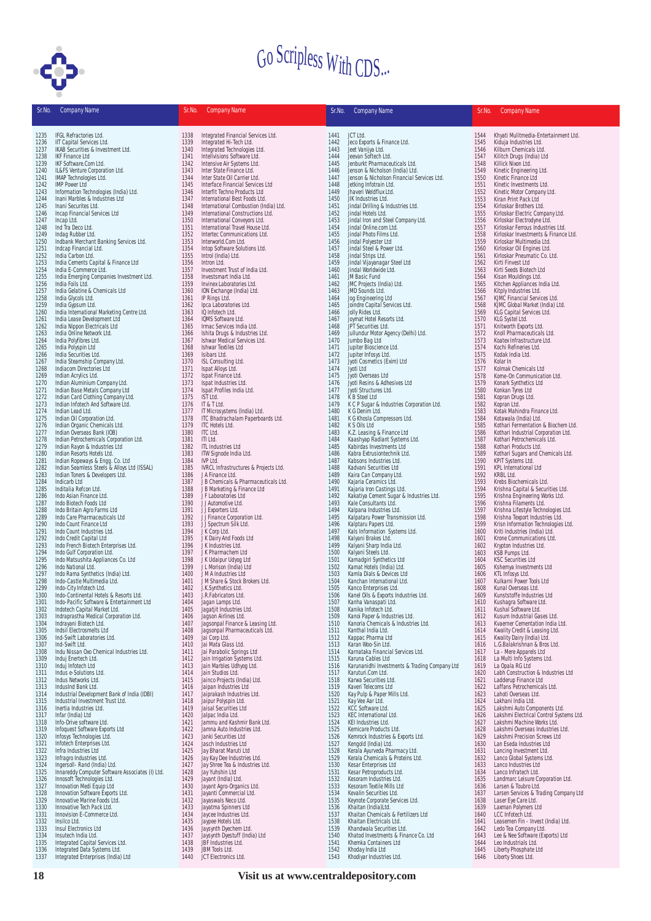# Go Scripless With CDS...

| Sr.No. | Company Name |
|---|---|
| 1235 | IFGL Refractories Ltd. |
| 1236 | IIT Capital Services Ltd. |
| 1237 | IKAB Securities & Investment Ltd. |
| 1238 | IKF Finance Ltd |
| 1239 | IKF Software.Com Ltd. |
| 1240 | IL&FS Venture Corporation Ltd. |
| 1241 | IMAP Technologies Ltd. |
| 1242 | IMP Power Ltd |
| 1243 | Information Technologies (India) Ltd. |
| 1244 | Inani Marbles & Industries Ltd |
| 1245 | Inani Securites Ltd. |
| 1246 | Incap Financial Services Ltd |
| 1247 | Incap Ltd. |
| 1248 | Ind Tra Deco Ltd. |
| 1249 | Indag Rubber Ltd. |
| 1250 | Indbank Merchant Banking Services Ltd. |
| 1251 | Indcap Financial Ltd. |
| 1252 | India Carbon Ltd. |
| 1253 | India Cements Capital & Finance Ltd |
| 1254 | India E-Commerce Ltd. |
| 1255 | India Emerging Companies Investment Ltd. |
| 1256 | India Foils Ltd. |
| 1257 | India Gelatine & Chemicals Ltd |
| 1258 | India Glycols Ltd. |
| 1259 | India Gypsum Ltd. |
| 1260 | India International Marketing Centre Ltd. |
| 1261 | India Lease Development Ltd |
| 1262 | India Nippon Electricals Ltd |
| 1263 | India Online Network Ltd. |
| 1264 | India Polyfibres Ltd. |
| 1265 | India Polyspin Ltd |
| 1266 | India Securities Ltd. |
| 1267 | India Steamship Company Ltd. |
| 1268 | Indiacom Directories Ltd |
| 1269 | Indian Acrylics Ltd. |
| 1270 | Indian Aluminium Company Ltd. |
| 1271 | Indian Base Metals Company Ltd |
| 1272 | Indian Card Clothing Company Ltd. |
| 1273 | Indian Infotech And Software Ltd. |
| 1274 | Indian Lead Ltd. |
| 1275 | Indian Oil Corporation Ltd. |
| 1276 | Indian Organic Chemicals Ltd. |
| 1277 | Indian Overseas Bank (IOB) |
| 1278 | Indian Petrochemicals Corporation Ltd. |
| 1279 | Indian Rayon & Industries Ltd |
| 1280 | Indian Resorts Hotels Ltd. |
| 1281 | Indian Ropeways & Engg. Co. Ltd |
| 1282 | Indian Seamless Steels & Alloys Ltd (ISSAL) |
| 1283 | Indian Toners & Developers Ltd. |
| 1284 | Indicarb Ltd |
| 1285 | Inditalia Refcon Ltd. |
| 1286 | Indo Asian Finance Ltd. |
| 1287 | Indo Biotech Foods Ltd |
| 1288 | Indo Britain Agro Farms Ltd |
| 1289 | Indo Care Pharmaceuticals Ltd |
| 1290 | Indo Count Finance Ltd |
| 1291 | Indo Count Industries Ltd. |
| 1292 | Indo Credit Capital Ltd |
| 1293 | Indo French Biotech Enterprises Ltd. |
| 1294 | Indo Gulf Corporation Ltd. |
| 1295 | Indo Matsushita Appliances Co. Ltd |
| 1296 | Indo National Ltd. |
| 1297 | Indo Rama Synthetics (India) Ltd. |
| 1298 | Indo-Castle Multimedia Ltd. |
| 1299 | Indo-City Infotech Ltd. |
| 1300 | Indo-Continental Hotels & Resorts Ltd. |
| 1301 | Indo-Pacific Software & Entertainment Ltd |
| 1302 | Indotech Capital Market Ltd. |
| 1303 | Indraprastha Medical Corporation Ltd. |
| 1304 | Indrayani Biotech Ltd. |
| 1305 | Indsil Electrosmelts Ltd |
| 1306 | Ind-Swift Laboratories Ltd. |
| 1307 | Ind-Swift Ltd. |
| 1308 | Indu Nissan Oxo Chemical Industries Ltd. |
| 1309 | Induj Enertech Ltd. |
| 1310 | Induj Infotech Ltd |
| 1311 | Indus e-Solutions Ltd. |
| 1312 | Indus Networks Ltd. |
| 1313 | IndusInd Bank Ltd. |
| 1314 | Industrial Development Bank of India (IDBI) |
| 1315 | Industrial Investment Trust Ltd. |
| 1316 | Inertia Industries Ltd. |
| 1317 | Infar (India) Ltd |
| 1318 | Info-Drive software Ltd. |
| 1319 | Infoquest Software Exports Ltd |
| 1320 | Infosys Technologies Ltd. |
| 1321 | Infotech Enterprises Ltd. |
| 1322 | Infra Industries Ltd |
| 1323 | Infragro Industries Ltd. |
| 1324 | Ingersoll- Rand (India) Ltd. |
| 1325 | Innareddy Computer Software Associates (I) Ltd. |
| 1326 | Innosoft Technologies Ltd. |
| 1327 | Innovation Medi Equip Ltd |
| 1328 | Innovation Software Exports Ltd. |
| 1329 | Innovative Marine Foods Ltd. |
| 1330 | Innovative Tech Pack Ltd. |
| 1331 | Innovision E-Commerce Ltd. |
| 1332 | Insilco Ltd. |
| 1333 | Insul Electronics Ltd |
| 1334 | Insutech India Ltd. |
| 1335 | Integrated Capital Services Ltd. |
| 1336 | Integrated Data Systems Ltd. |
| 1337 | Integrated Enterprises (India) Ltd |
| 1338 | Integrated Financial Services Ltd. |
| 1339 | Integrated Hi-Tech Ltd. |
| 1340 | Integrated Technologies Ltd. |
| 1341 | Intellivisions Software Ltd. |
| 1342 | Intensive Air Systems Ltd. |
| 1343 | Inter State Finance Ltd. |
| 1344 | Inter State Oil Carrier Ltd. |
| 1345 | Interface Financial Services Ltd |
| 1346 | Interfit Techno Products Ltd |
| 1347 | International Best Foods Ltd. |
| 1348 | International Combustion (India) Ltd. |
| 1349 | International Constructions Ltd. |
| 1350 | International Conveyors Ltd. |
| 1351 | International Travel House Ltd. |
| 1352 | Intertec Communications Ltd. |
| 1353 | Interworld.Com Ltd. |
| 1354 | Intop Software Solutions Ltd. |
| 1355 | Introl (India) Ltd. |
| 1356 | Intron Ltd. |
| 1357 | Investment Trust of India Ltd. |
| 1358 | Investsmart India Ltd. |
| 1359 | Invinex Laboratories Ltd. |
| 1360 | ION Exchange (India) Ltd. |
| 1361 | IP Rings Ltd. |
| 1362 | Ipca Laboratories Ltd. |
| 1363 | IQ Infotech Ltd. |
| 1364 | IQMS Software Ltd. |
| 1365 | Irmac Services India Ltd. |
| 1366 | Ishita Drugs & Industries Ltd. |
| 1367 | Ishwar Medical Services Ltd. |
| 1368 | Ishwar Textiles Ltd |
| 1369 | Isibars Ltd. |
| 1370 | ISL Consulting Ltd. |
| 1371 | Ispat Alloys Ltd. |
| 1372 | Ispat Finance Ltd. |
| 1373 | Ispat Industries Ltd. |
| 1374 | Ispat Profiles India Ltd. |
| 1375 | IST Ltd. |
| 1376 | IT & T Ltd. |
| 1377 | IT Microsystems (India) Ltd. |
| 1378 | ITC Bhadrachalam Paperboards Ltd. |
| 1379 | ITC Hotels Ltd. |
| 1380 | ITC Ltd. |
| 1381 | ITI Ltd. |
| 1382 | ITL Industries Ltd |
| 1383 | ITW Signode India Ltd. |
| 1384 | IVP Ltd. |
| 1385 | IVRCL Infrastructures & Projects Ltd. |
| 1386 | J A Finance Ltd. |
| 1387 | J B Chemicals & Pharmaceuticals Ltd. |
| 1388 | J B Marketing & Finance Ltd |
| 1389 | J F Laboratories Ltd |
| 1390 | J J Automotive Ltd. |
| 1391 | J J Exporters Ltd. |
| 1392 | J J Finance Corporation Ltd. |
| 1393 | J J Spectrum Silk Ltd. |
| 1394 | J K Corp Ltd. |
| 1395 | J K Dairy And Foods Ltd |
| 1396 | J K Industries Ltd. |
| 1397 | J K Pharmachem Ltd |
| 1398 | J K Udaipur Udyog Ltd |
| 1399 | J L Morison (India) Ltd |
| 1400 | J M A Industries Ltd |
| 1401 | J M Share & Stock Brokers Ltd. |
| 1402 | J.K.Synthetics Ltd. |
| 1403 | J.R.Fabricators Ltd. |
| 1404 | Jagan Lamps Ltd. |
| 1405 | Jagatjit Industries Ltd. |
| 1406 | Jagson Airlines Ltd. |
| 1407 | Jagsonpal Finance & Leasing Ltd. |
| 1408 | Jagsonpal Pharmaceuticals Ltd. |
| 1409 | Jai Corp Ltd. |
| 1410 | Jai Mata Glass Ltd. |
| 1411 | Jai Parabolic Springs Ltd |
| 1412 | Jain Irrigation Systems Ltd. |
| 1413 | Jain Marbles Udhyog Ltd. |
| 1414 | Jain Studios Ltd. |
| 1415 | Jainco Projects (India) Ltd. |
| 1416 | Jaipan Industries Ltd |
| 1417 | Jaiprakash Industries Ltd. |
| 1418 | Jaipur Polyspin Ltd. |
| 1419 | Jaisal Securities Ltd |
| 1420 | Jalpac India Ltd. |
| 1421 | Jammu and Kashmir Bank Ltd. |
| 1422 | Jamna Auto Industries Ltd. |
| 1423 | Janki Securities Ltd |
| 1424 | Jasch Industries Ltd |
| 1425 | Jay Bharat Maruti Ltd |
| 1426 | Jay Kay Dee Industries Ltd. |
| 1427 | Jay Shree Tea & Industries Ltd. |
| 1428 | Jay Yuhshin Ltd |
| 1429 | Jayant (India) Ltd. |
| 1430 | Jayant Agro-Organics Ltd. |
| 1431 | Jayanti Commercial Ltd. |
| 1432 | Jayaswals Neco Ltd. |
| 1433 | Jayatma Spinners Ltd |
| 1434 | Jaycee Industries Ltd. |
| 1435 | Jaypee Hotels Ltd. |
| 1436 | Jaysynth Dyechem Ltd. |
| 1437 | Jaysynth Dyestuff (India) Ltd |
| 1438 | JBF Industries Ltd. |
| 1439 | JBM Tools Ltd. |
| 1440 | JCT Electronics Ltd. |
| 1441 | JCT Ltd. |
| 1442 | Jeco Exports & Finance Ltd. |
| 1443 | Jeet Vanijya Ltd. |
| 1444 | Jeevan Softech Ltd. |
| 1445 | Jenburkt Pharmaceuticals Ltd. |
| 1446 | Jenson & Nicholson (India) Ltd. |
| 1447 | Jenson & Nicholson Financial Services Ltd. |
| 1448 | Jetking Infotrain Ltd. |
| 1449 | Jhaveri Weldflux Ltd. |
| 1450 | JIK Industries Ltd. |
| 1451 | Jindal Drilling & Industries Ltd. |
| 1452 | Jindal Hotels Ltd. |
| 1453 | Jindal Iron and Steel Company Ltd. |
| 1454 | Jindal Online.com Ltd. |
| 1455 | Jindal Photo Films Ltd. |
| 1456 | Jindal Polyester Ltd |
| 1457 | Jindal Steel & Power Ltd. |
| 1458 | Jindal Strips Ltd. |
| 1459 | Jindal Vijayanagar Steel Ltd |
| 1460 | Jindal Worldwide Ltd. |
| 1461 | JM Basic Fund |
| 1462 | JMC Projects (India) Ltd. |
| 1463 | JMD Sounds Ltd. |
| 1464 | Jog Engineering Ltd |
| 1465 | Joindre Capital Services Ltd. |
| 1466 | Jolly Rides Ltd. |
| 1467 | Joymat Hotel Resorts Ltd. |
| 1468 | JPT Securities Ltd. |
| 1469 | Jullundur Motor Agency (Delhi) Ltd. |
| 1470 | Jumbo Bag Ltd |
| 1471 | Jupiter Bioscience Ltd. |
| 1472 | Jupiter Infosys Ltd. |
| 1473 | Jyoti Cosmetics (Exim) Ltd |
| 1474 | Jyoti Ltd |
| 1475 | Jyoti Overseas Ltd |
| 1476 | Jyoti Resins & Adhesives Ltd |
| 1477 | Jyoti Structures Ltd. |
| 1478 | K B Steel Ltd |
| 1479 | K C P Sugar & Industries Corporation Ltd. |
| 1480 | K G Denim Ltd. |
| 1481 | K G Khosla Compressors Ltd. |
| 1482 | K S Oils Ltd |
| 1483 | K.Z. Leasing & Finance Ltd |
| 1484 | Kaashyap Radiant Systems Ltd. |
| 1485 | Kabirdas Investments Ltd |
| 1486 | Kabra Extrusiontechnik Ltd. |
| 1487 | Kabsons Industries Ltd. |
| 1488 | Kadvani Securities Ltd |
| 1489 | Kaira Can Company Ltd. |
| 1490 | Kajaria Ceramics Ltd. |
| 1491 | Kajaria Iron Castings Ltd. |
| 1492 | Kakatiya Cement Sugar & Industries Ltd. |
| 1493 | Kale Consultants Ltd. |
| 1494 | Kalpana Industries Ltd. |
| 1495 | Kalpataru Power Transmission Ltd. |
| 1496 | Kalptaru Papers Ltd. |
| 1497 | Kals Information Systems Ltd. |
| 1498 | Kalyani Brakes Ltd. |
| 1499 | Kalyani Sharp India Ltd. |
| 1500 | Kalyani Steels Ltd. |
| 1501 | Kamadgiri Synthetics Ltd |
| 1502 | Kamat Hotels (India) Ltd. |
| 1503 | Kamla Dials & Devices Ltd |
| 1504 | Kanchan International Ltd. |
| 1505 | Kanco Enterprises Ltd. |
| 1506 | Kanel Oils & Exports Industries Ltd. |
| 1507 | Kanha Vanaspati Ltd. |
| 1508 | Kanika Infotech Ltd. |
| 1509 | Kanoi Paper & Industries Ltd. |
| 1510 | Kanoria Chemicals & Industries Ltd. |
| 1511 | Kanthal India Ltd. |
| 1512 | Kappac Pharma Ltd |
| 1513 | Karan Woo-Sin Ltd. |
| 1514 | Karnataka Financial Services Ltd. |
| 1515 | Karuna Cables Ltd |
| 1516 | Karunanidhi Investments & Trading Company Ltd |
| 1517 | Karuturi.Com Ltd. |
| 1518 | Karwa Securities Ltd. |
| 1519 | Kaveri Telecoms Ltd |
| 1520 | Kay Pulp & Paper Mills Ltd. |
| 1521 | Kay Vee Aar Ltd. |
| 1522 | KCC Software Ltd. |
| 1523 | KEC International Ltd. |
| 1524 | KEI Industries Ltd. |
| 1525 | Kemicare Products Ltd. |
| 1526 | Kemrock Industries & Exports Ltd. |
| 1527 | Kengold (India) Ltd. |
| 1528 | Kerala Ayurveda Pharmacy Ltd. |
| 1529 | Kerala Chemicals & Proteins Ltd. |
| 1530 | Kesar Enterprises Ltd |
| 1531 | Kesar Petroproducts Ltd. |
| 1532 | Kesoram Industries Ltd. |
| 1533 | Kesoram Textile Mills Ltd |
| 1534 | Kevalin Securities Ltd. |
| 1535 | Keynote Corporate Services Ltd. |
| 1536 | Khaitan (India)Ltd. |
| 1537 | Khaitan Chemicals & Fertilizers Ltd |
| 1538 | Khaitan Electricals Ltd. |
| 1539 | Khandwala Securities Ltd. |
| 1540 | Khatod Investments & Finance Co. Ltd |
| 1541 | Khemka Containers Ltd |
| 1542 | Khoday India Ltd. |
| 1543 | Khodiyar Industries Ltd. |
| 1544 | Khyati Mulitmedia-Entertainment Ltd. |
| 1545 | Kiduja Industries Ltd. |
| 1546 | Kilburn Chemicals Ltd. |
| 1547 | Kilitch Drugs (India) Ltd |
| 1548 | Killick Nixon Ltd. |
| 1549 | Kinetic Engineering Ltd. |
| 1550 | Kinetic Finance Ltd |
| 1551 | Kinetic Investments Ltd. |
| 1552 | Kinetic Motor Company Ltd. |
| 1553 | Kiran Print Pack Ltd |
| 1554 | Kirloskar Brothers Ltd. |
| 1555 | Kirloskar Electric Company Ltd. |
| 1556 | Kirloskar Electrodyne Ltd. |
| 1557 | Kirloskar Ferrous Industries Ltd. |
| 1558 | Kirloskar Investments & Finance Ltd. |
| 1559 | Kirloskar Multimedia Ltd. |
| 1560 | Kirloskar Oil Engines Ltd. |
| 1561 | Kirloskar Pneumatic Co. Ltd. |
| 1562 | Kirti Finvest Ltd |
| 1563 | Kirti Seeds Biotech Ltd |
| 1564 | Kisan Mouldings Ltd. |
| 1565 | Kitchen Appliances India Ltd. |
| 1566 | Kitply Industries Ltd. |
| 1567 | KJMC Financial Services Ltd. |
| 1568 | KJMC Global Market (India) Ltd. |
| 1569 | KLG Capital Services Ltd. |
| 1570 | KLG Systel Ltd. |
| 1571 | Knitworth Exports Ltd. |
| 1572 | Knoll Pharmaceuticals Ltd. |
| 1573 | Koatex Infrastructure Ltd. |
| 1574 | Kochi Refineries Ltd. |
| 1575 | Kodak India Ltd. |
| 1576 | Kolar In |
| 1577 | Kolmak Chemicals Ltd |
| 1578 | Kome-On Communication Ltd. |
| 1579 | Konark Synthetics Ltd |
| 1580 | Konkan Tyres Ltd |
| 1581 | Kopran Drugs Ltd. |
| 1582 | Kopran Ltd. |
| 1583 | Kotak Mahindra Finance Ltd. |
| 1584 | Kotawala (India) Ltd. |
| 1585 | Kothari Fermentation & Biochem Ltd. |
| 1586 | Kothari Industrial Corporation Ltd. |
| 1587 | Kothari Petrochemicals Ltd. |
| 1588 | Kothari Products Ltd. |
| 1589 | Kothari Sugars and Chemicals Ltd. |
| 1590 | KPIT Systems Ltd. |
| 1591 | KPL International Ltd |
| 1592 | KRBL Ltd. |
| 1593 | Krebs Biochemicals Ltd. |
| 1594 | Krishna Capital & Securities Ltd. |
| 1595 | Krishna Engineering Works Ltd. |
| 1596 | Krishna Filaments Ltd. |
| 1597 | Krishna Lifestyle Technologies Ltd. |
| 1598 | Krishna Texport Industries Ltd. |
| 1599 | Krisn Information Technologies Ltd. |
| 1600 | Kriti Industries (India) Ltd. |
| 1601 | Krone Communications Ltd. |
| 1602 | Krypton Industries Ltd. |
| 1603 | KSB Pumps Ltd. |
| 1604 | KSC Securities Ltd |
| 1605 | Kshemya Investments Ltd |
| 1606 | KTL Infosys Ltd. |
| 1607 | Kulkarni Power Tools Ltd |
| 1608 | Kunal Overseas Ltd. |
| 1609 | Kunststoffe Industries Ltd |
| 1610 | Kushagra Software Ltd. |
| 1611 | Kushal Software Ltd. |
| 1612 | Kusum Industrial Gases Ltd. |
| 1613 | Kvaerner Cementation India Ltd. |
| 1614 | Kwality Credit & Leasing Ltd. |
| 1615 | Kwality Dairy (India) Ltd. |
| 1616 | L.G.Balakrishnan & Bros Ltd. |
| 1617 | La - Mere Apparels Ltd |
| 1618 | La Multi Info Systems Ltd. |
| 1619 | La Opala RG Ltd |
| 1620 | Labh Construction & Industries Ltd |
| 1621 | Ladderup Finance Ltd |
| 1622 | Laffans Petrochemicals Ltd. |
| 1623 | Lahoti Overseas Ltd. |
| 1624 | Lakhani India Ltd. |
| 1625 | Lakshmi Auto Components Ltd. |
| 1626 | Lakshmi Electrical Control Systems Ltd. |
| 1627 | Lakshmi Machine Works Ltd. |
| 1628 | Lakshmi Overseas Industries Ltd. |
| 1629 | Lakshmi Precision Screws Ltd |
| 1630 | Lan Eseda Industries Ltd |
| 1631 | Lancing Investment Ltd. |
| 1632 | Lanco Global Systems Ltd. |
| 1633 | Lanco Industries Ltd |
| 1634 | Lanco Infratech Ltd. |
| 1635 | Landmarc Leisure Corporation Ltd. |
| 1636 | Larsen & Toubro Ltd. |
| 1637 | Larsen Services & Trading Company Ltd |
| 1638 | Laser Eye Care Ltd. |
| 1639 | Laxman Polymers Ltd |
| 1640 | LCC Infotech Ltd. |
| 1641 | Leasemen Fin - Invest (India) Ltd. |
| 1642 | Ledo Tea Company Ltd. |
| 1643 | Lee & Nee Software (Exports) Ltd |
| 1644 | Leo Industrials Ltd. |
| 1645 | Liberty Phosphate Ltd |
| 1646 | Liberty Shoes Ltd. |

**Visit us at www.centraldepository.com**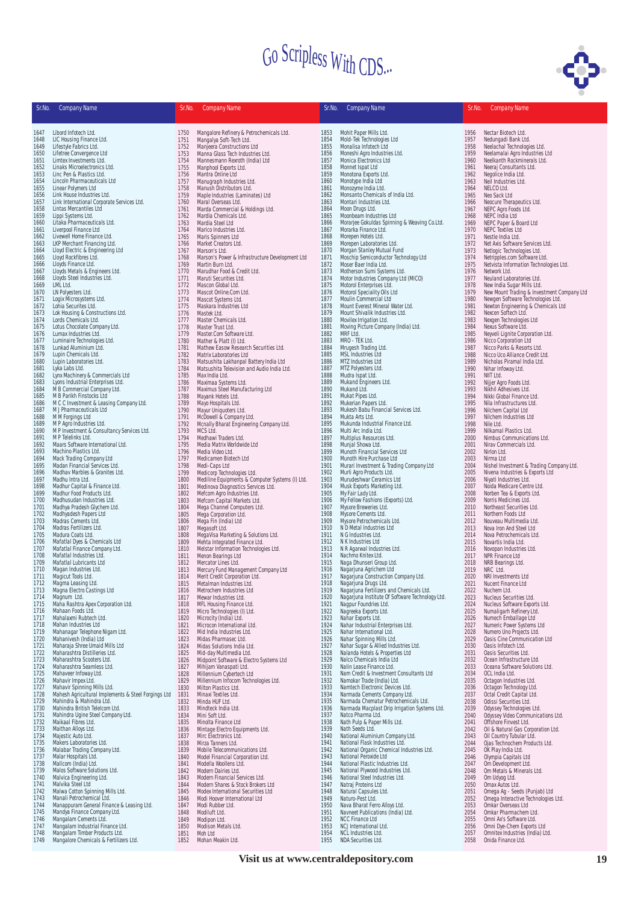# Go Scripless With CDS...

| Sr.No. | Company Name |
|---|---|
| 1647 | Libord Infotech Ltd. |
| 1648 | LIC Housing Finance Ltd. |
| 1649 | Lifestyle Fabrics Ltd. |
| 1650 | Lifetree Convergence Ltd |
| 1651 | Limtex Investments Ltd. |
| 1652 | Linaks Microelectronics Ltd. |
| 1653 | Linc Pen & Plastics Ltd. |
| 1654 | Lincoln Pharmaceuticals Ltd |
| 1655 | Linear Polymers Ltd |
| 1656 | Link House Industries Ltd. |
| 1657 | Link International Corporate Services Ltd. |
| 1658 | Lintas Mercantiles Ltd |
| 1659 | Lippi Systems Ltd. |
| 1660 | Litaka Pharmaceuticals Ltd. |
| 1661 | Liverpool Finance Ltd |
| 1662 | Livewell Home Finance Ltd. |
| 1663 | LKP Merchant Financing Ltd. |
| 1664 | Lloyd Electric & Engineering Ltd |
| 1665 | Lloyd Rockfibres Ltd. |
| 1666 | Lloyds Finance Ltd. |
| 1667 | Lloyds Metals & Engineers Ltd. |
| 1668 | Lloyds Steel Industries Ltd. |
| 1669 | LML Ltd. |
| 1670 | LN Polyesters Ltd. |
| 1671 | Logix Microsystems Ltd. |
| 1672 | Lohia Securites Ltd. |
| 1673 | Lok Housing & Constructions Ltd. |
| 1674 | Lords Chemicals Ltd. |
| 1675 | Lotus Chocolate Company Ltd. |
| 1676 | Lumax Industries Ltd. |
| 1677 | Luminaire Technologies Ltd. |
| 1678 | Lunkad Aluminium Ltd. |
| 1679 | Lupin Chemicals Ltd. |
| 1680 | Lupin Laboratories Ltd. |
| 1681 | Lyka Labs Ltd. |
| 1682 | Lynx Machinery & Commercials Ltd |
| 1683 | Lyons Industrial Enterprises Ltd. |
| 1684 | M B Commercial Company Ltd. |
| 1685 | M B Parikh Finstocks Ltd |
| 1686 | M C Investment & Leasing Company Ltd. |
| 1687 | M J Pharmaceuticals Ltd |
| 1688 | M M Forgings Ltd |
| 1689 | M P Agro Industries Ltd. |
| 1690 | M P Investment & Consultancy Services Ltd. |
| 1691 | M P Telelinks Ltd. |
| 1692 | Maars Software International Ltd. |
| 1693 | Machino Plastics Ltd. |
| 1694 | Mack Trading Company Ltd |
| 1695 | Madan Financial Services Ltd. |
| 1696 | Madhav Marbles & Granites Ltd. |
| 1697 | Madhu Intra Ltd. |
| 1698 | Madhur Capital & Finance Ltd. |
| 1699 | Madhur Food Products Ltd. |
| 1700 | Madhusudan Industries Ltd. |
| 1701 | Madhya Pradesh Glychem Ltd. |
| 1702 | Madhyadesh Papers Ltd |
| 1703 | Madras Cements Ltd. |
| 1704 | Madras Fertilizers Ltd. |
| 1705 | Madura Coats Ltd. |
| 1706 | Mafatlal Dyes & Chemicals Ltd |
| 1707 | Mafatlal Finance Company Ltd. |
| 1708 | Mafatlal Industries Ltd. |
| 1709 | Mafatlal Lubricants Ltd |
| 1710 | Magan Industries Ltd. |
| 1711 | Magicut Tools Ltd. |
| 1712 | Magma Leasing Ltd. |
| 1713 | Magna Electro Castings Ltd |
| 1714 | Magnum Ltd. |
| 1715 | Maha Rashtra Apex Corporation Ltd. |
| 1716 | Mahaan Foods Ltd. |
| 1717 | Mahalaxmi Rubtech Ltd. |
| 1718 | Mahan Industries Ltd |
| 1719 | Mahanagar Telephone Nigam Ltd. |
| 1720 | Mahanivesh (India) Ltd |
| 1721 | Maharaja Shree Umaid Mills Ltd |
| 1722 | Maharashtra Distilleries Ltd. |
| 1723 | Maharashtra Scooters Ltd. |
| 1724 | Maharashtra Seamless Ltd. |
| 1725 | Mahaveer Infoway Ltd. |
| 1726 | Mahavir Impex Ltd. |
| 1727 | Mahavir Spinning Mills Ltd. |
| 1728 | Mahesh Agricultural Implements & Steel Forgings Ltd |
| 1729 | Mahindra & Mahindra Ltd. |
| 1730 | Mahindra British Telecom Ltd. |
| 1731 | Mahindra Ugine Steel Company Ltd. |
| 1732 | Maikaal Fibres Ltd. |
| 1733 | Maithan Alloys Ltd. |
| 1734 | Majestic Auto Ltd. |
| 1735 | Makers Laboratories Ltd. |
| 1736 | Malabar Trading Company Ltd. |
| 1737 | Malar Hospitals Ltd. |
| 1738 | Mallcom (India) Ltd. |
| 1739 | Malos Software Solutions Ltd. |
| 1740 | Malvica Engineering Ltd. |
| 1741 | Malvika Steel Ltd |
| 1742 | Malwa Cotton Spinning Mills Ltd. |
| 1743 | Manali Petrochemical Ltd. |
| 1744 | Manappuram General Finance & Leasing Ltd. |
| 1745 | Mandya Finance Company Ltd. |
| 1746 | Mangalam Cements Ltd. |
| 1747 | Mangalam Industrial Finance Ltd. |
| 1748 | Mangalam Timber Products Ltd. |
| 1749 | Mangalore Chemicals & Fertilizers Ltd. |
| 1750 | Mangalore Refinery & Petrochemicals Ltd. |
| 1751 | Mangalya Soft-Tech Ltd. |
| 1752 | Manjeera Constructions Ltd |
| 1753 | Manna Glass Tech Industries Ltd. |
| 1754 | Mannesmann Rexroth (India) Ltd |
| 1755 | Manphool Exports Ltd. |
| 1756 | Mantra Online Ltd |
| 1757 | Manugraph Industries Ltd. |
| 1758 | Manush Distributors Ltd. |
| 1759 | Maple Industries (Laminates) Ltd |
| 1760 | Maral Overseas Ltd. |
| 1761 | Marda Commercial & Holdings Ltd. |
| 1762 | Mardia Chemicals Ltd. |
| 1763 | Mardia Steel Ltd |
| 1764 | Marico Industries Ltd. |
| 1765 | Maris Spinners Ltd |
| 1766 | Market Creators Ltd. |
| 1767 | Marson's Ltd. |
| 1768 | Marson's Power & Infrastructure Development Ltd |
| 1769 | Martin Burn Ltd. |
| 1770 | Marudhar Food & Credit Ltd. |
| 1771 | Maruti Securities Ltd. |
| 1772 | Mascon Global Ltd. |
| 1773 | Mascot Online.Com Ltd. |
| 1774 | Mascot Systems Ltd. |
| 1775 | Maskara Industries Ltd |
| 1776 | Mastek Ltd. |
| 1777 | Master Chemicals Ltd. |
| 1778 | Master Trust Ltd. |
| 1779 | Master.Com Software Ltd. |
| 1780 | Mather & Platt (I) Ltd. |
| 1781 | Mathew Easow Research Securities Ltd. |
| 1782 | Matrix Laboratories Ltd |
| 1783 | Matsushita Lakhanpal Battery India Ltd |
| 1784 | Matsushita Television and Audio India Ltd. |
| 1785 | Max India Ltd. |
| 1786 | Maximaa Systems Ltd. |
| 1787 | Maximus Steel Manufacturing Ltd |
| 1788 | Mayank Hotels Ltd. |
| 1789 | Mayo Hospitals Ltd. |
| 1790 | Mayur Uniquoters Ltd. |
| 1791 | McDowell & Company Ltd. |
| 1792 | Mcnally Bharat Engineering Company Ltd. |
| 1793 | MCS Ltd. |
| 1794 | Medhawi Traders Ltd. |
| 1795 | Media Matrix Worldwide Ltd |
| 1796 | Media Video Ltd. |
| 1797 | Medicamen Biotech Ltd |
| 1798 | Medi-Caps Ltd |
| 1799 | Medicorp Technologies Ltd. |
| 1800 | Mediline Equipments & Computer Systems (I) Ltd. |
| 1801 | Medinova Diagnostics Services Ltd. |
| 1802 | Mefcom Agro Industries Ltd. |
| 1803 | Mefcom Capital Markets Ltd. |
| 1804 | Mega Channel Computers Ltd. |
| 1805 | Mega Corporation Ltd. |
| 1806 | Mega Fin (India) Ltd |
| 1807 | Megasoft Ltd. |
| 1808 | MegaVisa Marketing & Solutions Ltd. |
| 1809 | Mehta Integrated Finance Ltd. |
| 1810 | Melstar Information Technologies Ltd. |
| 1811 | Menon Bearings Ltd |
| 1812 | Mercator Lines Ltd. |
| 1813 | Mercury Fund Management Company Ltd |
| 1814 | Merit Credit Corporation Ltd. |
| 1815 | Metalman Industries Ltd. |
| 1816 | Metrochem Industries Ltd |
| 1817 | Mewar Industries Ltd. |
| 1818 | MFL Housing Finance Ltd. |
| 1819 | Micro Technologies (I) Ltd. |
| 1820 | Microcity (India) Ltd. |
| 1821 | Microcon International Ltd. |
| 1822 | Mid India Industries Ltd. |
| 1823 | Midas Pharmasec Ltd. |
| 1824 | Midas Solutions India Ltd. |
| 1825 | Mid-day Multimedia Ltd. |
| 1826 | Midpoint Software & Electro Systems Ltd |
| 1827 | Mihijam Vanaspati Ltd. |
| 1828 | Millennium Cybertech Ltd |
| 1829 | Millennium Infocom Technologies Ltd. |
| 1830 | Milton Plastics Ltd. |
| 1831 | Minaxi Textiles Ltd. |
| 1832 | Minda HUF Ltd. |
| 1833 | Mindteck India Ltd. |
| 1834 | Mini Soft Ltd. |
| 1835 | Minolta Finance Ltd |
| 1836 | Mintage Electro Equipments Ltd. |
| 1837 | Mirc Electronics Ltd. |
| 1838 | Mirza Tanners Ltd. |
| 1839 | Mobile Telecommunications Ltd. |
| 1840 | Model Financial Corporation Ltd. |
| 1841 | Modella Woollens Ltd. |
| 1842 | Modern Dairies Ltd. |
| 1843 | Modern Financial Services Ltd. |
| 1844 | Modern Shares & Stock Brokers Ltd |
| 1845 | Modex International Securities Ltd |
| 1846 | Modi Hoover International Ltd |
| 1847 | Modi Rubber Ltd. |
| 1848 | Modiluft Ltd. |
| 1849 | Modipon Ltd. |
| 1850 | Modison Metals Ltd. |
| 1851 | Moh Ltd |
| 1852 | Mohan Meakin Ltd. |
| 1853 | Mohit Paper Mills Ltd. |
| 1854 | Mold-Tek Technologies Ltd |
| 1855 | Monalisa Infotech Ltd |
| 1856 | Moneshi Agro Industries Ltd. |
| 1857 | Monica Electronics Ltd |
| 1858 | Monnet Ispat Ltd |
| 1859 | Monotona Exports Ltd. |
| 1860 | Monotype India Ltd |
| 1861 | Monozyme India Ltd. |
| 1862 | Monsanto Chemicals of India Ltd. |
| 1863 | Montari Industries Ltd. |
| 1864 | Moon Drugs Ltd. |
| 1865 | Moonbeam Industries Ltd |
| 1866 | Morarjee Gokuldas Spinning & Weaving Co.Ltd. |
| 1867 | Moraka Finance Ltd. |
| 1868 | Morepen Hotels Ltd. |
| 1869 | Morepen Laboratories Ltd. |
| 1870 | Morgan Stanley Mutual Fund |
| 1871 | Moschip Semiconductor Technology Ltd |
| 1872 | Moser Baer India Ltd. |
| 1873 | Motherson Sumi Systems Ltd. |
| 1874 | Motor Industries Company Ltd (MICO) |
| 1875 | Motorol Enterprises Ltd. |
| 1876 | Motorol Speciality Oils Ltd |
| 1877 | Moulin Commercial Ltd |
| 1878 | Mount Everest Mineral Water Ltd. |
| 1879 | Mount Shivalik Industries Ltd. |
| 1880 | Movilex Irrigation Ltd. |
| 1881 | Moving Picture Company (India) Ltd. |
| 1882 | MRF Ltd. |
| 1883 | MRO - TEK Ltd. |
| 1884 | Mrugesh Trading Ltd. |
| 1885 | MSL Industries Ltd |
| 1886 | MTZ Industries Ltd |
| 1887 | MTZ Polyesters Ltd. |
| 1888 | Mudra Ispat Ltd. |
| 1889 | Mukand Engineers Ltd. |
| 1890 | Mukand Ltd. |
| 1891 | Mukat Pipes Ltd. |
| 1892 | Mukerian Papers Ltd. |
| 1893 | Mukesh Babu Financial Services Ltd. |
| 1894 | Mukta Arts Ltd. |
| 1895 | Mukunda Industrial Finance Ltd. |
| 1896 | Multi Arc India Ltd. |
| 1897 | Multiplus Resources Ltd. |
| 1898 | Munjal Showa Ltd. |
| 1899 | Munoth Financial Services Ltd |
| 1900 | Munoth Hire Purchase Ltd |
| 1901 | Murari Investment & Trading Company Ltd |
| 1902 | Murli Agro Products Ltd. |
| 1903 | Murudeshwar Ceramics Ltd |
| 1904 | Musk Exports Marketing Ltd. |
| 1905 | My Fair Lady Ltd. |
| 1906 | My Fellow Fashions (Exports) Ltd. |
| 1907 | Mysore Breweries Ltd. |
| 1908 | Mysore Cements Ltd. |
| 1909 | Mysore Petrochemicals Ltd. |
| 1910 | N D Metal Industries Ltd |
| 1911 | N G Industries Ltd. |
| 1912 | N K Industries Ltd |
| 1913 | N R Agarwal Industries Ltd. |
| 1914 | Nachmo Knitex Ltd. |
| 1915 | Naga Dhunseri Group Ltd. |
| 1916 | Nagarjuna Agrichem Ltd |
| 1917 | Nagarjuna Construction Company Ltd. |
| 1918 | Nagarjuna Drugs Ltd. |
| 1919 | Nagarjuna Fertilizers and Chemicals Ltd. |
| 1920 | Nagarjuna Institute Of Software Technology Ltd. |
| 1921 | Nagpur Foundries Ltd. |
| 1922 | Nagreeka Exports Ltd. |
| 1923 | Nahar Exports Ltd. |
| 1924 | Nahar Industrial Enterprises Ltd. |
| 1925 | Nahar International Ltd. |
| 1926 | Nahar Spinning Mills Ltd. |
| 1927 | Nahar Sugar & Allied Industries Ltd. |
| 1928 | Nalanda Hotels & Properties Ltd |
| 1929 | Nalco Chemicals India Ltd |
| 1930 | Nalin Lease Finance Ltd. |
| 1931 | Nam Credit & Investment Consultants Ltd |
| 1932 | Namokar Trade (India) Ltd. |
| 1933 | Namtech Electronic Devices Ltd. |
| 1934 | Narmada Cements Company Ltd. |
| 1935 | Narmada Chematur Petrochemicals Ltd. |
| 1936 | Narmada Macplast Drip Irrigation Systems Ltd. |
| 1937 | Natco Pharma Ltd. |
| 1938 | Nath Pulp & Paper Mills Ltd. |
| 1939 | Nath Seeds Ltd. |
| 1940 | National Aluminium Company Ltd. |
| 1941 | National Flask Industries Ltd. |
| 1942 | National Organic Chemical Industries Ltd. |
| 1943 | National Peroxide Ltd |
| 1944 | National Plastic Industries Ltd. |
| 1945 | National Plywood Industries Ltd. |
| 1946 | National Steel Industries Ltd. |
| 1947 | Natraj Proteins Ltd |
| 1948 | Natural Capsules Ltd. |
| 1949 | Naturo-Pest Ltd. |
| 1950 | Nava Bharat Ferro Alloys Ltd. |
| 1951 | Navneet Publications (India) Ltd. |
| 1952 | NCC Finance Ltd |
| 1953 | NCJ International Ltd. |
| 1954 | NCL Industries Ltd. |
| 1955 | NDA Securities Ltd. |
| 1956 | Nectar Biotech Ltd. |
| 1957 | Nedungadi Bank Ltd. |
| 1958 | Neelachal Technologies Ltd. |
| 1959 | Neelamalai Agro Industries Ltd |
| 1960 | Neelkanth Rockminerals Ltd. |
| 1961 | Neeraj Consultants Ltd. |
| 1962 | Negolice India Ltd. |
| 1963 | Neil Industries Ltd. |
| 1964 | NELCO Ltd. |
| 1965 | Neo Sack Ltd |
| 1966 | Neocure Therapeutics Ltd. |
| 1967 | NEPC Agro Foods Ltd. |
| 1968 | NEPC India Ltd |
| 1969 | NEPC Paper & Board Ltd |
| 1970 | NEPC Textiles Ltd |
| 1971 | Nestle India Ltd. |
| 1972 | Net Axis Software Services Ltd. |
| 1973 | Netlogic Technologies Ltd. |
| 1974 | Netripples.com Software Ltd. |
| 1975 | Netvista Information Technologies Ltd. |
| 1976 | Network Ltd. |
| 1977 | Neuland Laboratories Ltd. |
| 1978 | New India Sugar Mills Ltd. |
| 1979 | New Mount Trading & Investment Company Ltd |
| 1980 | Newgen Software Technologies Ltd. |
| 1981 | Newton Engineering & Chemicals Ltd |
| 1982 | Nexcen Softech Ltd. |
| 1983 | Nexgen Technologies Ltd |
| 1984 | Nexus Software Ltd. |
| 1985 | Neyveli Lignite Corporation Ltd. |
| 1986 | Nicco Corporation Ltd |
| 1987 | Nicco Parks & Resorts Ltd. |
| 1988 | Nicco Uco Alliance Credit Ltd. |
| 1989 | Nicholas Piramal India Ltd. |
| 1990 | Nihar Infoway Ltd. |
| 1991 | NIIT Ltd. |
| 1992 | Nijjer Agro Foods Ltd. |
| 1993 | Nikhil Adhesives Ltd. |
| 1994 | Nikki Global Finance Ltd. |
| 1995 | Nila Infrastructures Ltd. |
| 1996 | Nilchem Capital Ltd |
| 1997 | Nilchem Industries Ltd |
| 1998 | Nile Ltd. |
| 1999 | Nilkamal Plastics Ltd. |
| 2000 | Nimbus Communications Ltd. |
| 2001 | Nirav Commercials Ltd. |
| 2002 | Nirlon Ltd. |
| 2003 | Nirma Ltd |
| 2004 | Nishel Investment & Trading Company Ltd. |
| 2005 | Nivena Industries & Exports Ltd |
| 2006 | Niyati Industries Ltd. |
| 2007 | Noida Medicare Centre Ltd. |
| 2008 | Norben Tea & Exports Ltd. |
| 2009 | Norris Medicines Ltd. |
| 2010 | Northeast Securities Ltd. |
| 2011 | Northern Foods Ltd |
| 2012 | Nouveau Multimedia Ltd. |
| 2013 | Nova Iron And Steel Ltd |
| 2014 | Nova Petrochemicals Ltd. |
| 2015 | Novartis India Ltd. |
| 2016 | Novopan Industries Ltd. |
| 2017 | NPR Finance Ltd |
| 2018 | NRB Bearings Ltd. |
| 2019 | NRC Ltd. |
| 2020 | NRI Investments Ltd |
| 2021 | Nucent Finance Ltd |
| 2022 | Nuchem Ltd. |
| 2023 | Nucleus Securities Ltd. |
| 2024 | Nucleus Software Exports Ltd. |
| 2025 | Numaligarh Refinery Ltd. |
| 2026 | Numech Emballage Ltd |
| 2027 | Numeric Power Systems Ltd |
| 2028 | Numero Uno Projects Ltd. |
| 2029 | Oasis Cine Communication Ltd |
| 2030 | Oasis Infotech Ltd. |
| 2031 | Oasis Securities Ltd. |
| 2032 | Ocean Infrastructure Ltd. |
| 2033 | Oceana Software Solutions Ltd. |
| 2034 | OCL India Ltd. |
| 2035 | Octagon Industries Ltd. |
| 2036 | Octagon Technology Ltd. |
| 2037 | Octal Credit Capital Ltd. |
| 2038 | Odissi Securities Ltd. |
| 2039 | Odyssey Technologies Ltd. |
| 2040 | Odyssey Video Communications Ltd. |
| 2041 | Offshore Finvest Ltd. |
| 2042 | Oil & Natural Gas Corporation Ltd. |
| 2043 | Oil Country Tubular Ltd. |
| 2044 | Ojas Technochem Products Ltd. |
| 2045 | OK Play India Ltd. |
| 2046 | Olympia Capitals Ltd |
| 2047 | Om Development Ltd. |
| 2048 | Om Metals & Minerals Ltd. |
| 2049 | Om Udyog Ltd. |
| 2050 | Omax Autos Ltd. |
| 2051 | Omega Ag - Seeds (Punjab) Ltd |
| 2052 | Omega Interactive Technologies Ltd. |
| 2053 | Omkar Overseas Ltd |
| 2054 | Omkar Pharmachem Ltd. |
| 2055 | Omni Ax's Software Ltd. |
| 2056 | Omni Dye-Chem Exports Ltd |
| 2057 | Omnitex Industries (India) Ltd. |
| 2058 | Onida Finance Ltd. |

Visit us at www.centraldepository.com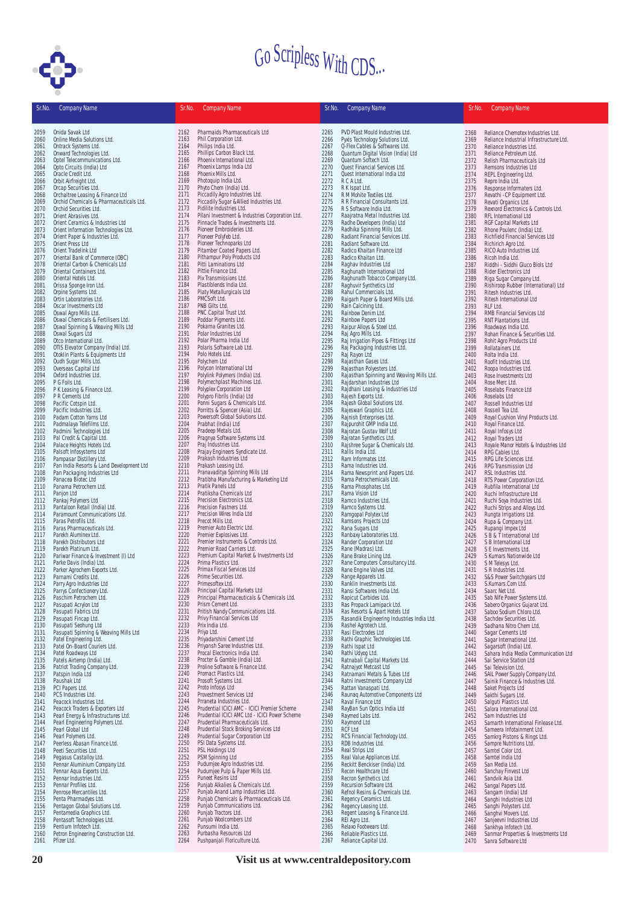# Go Scripless With CDS...

| Sr.No. | Company Name |
|---|---|
| 2059 | Onida Savak Ltd |
| 2060 | Online Media Solutions Ltd. |
| 2061 | Ontrack Systems Ltd. |
| 2062 | Onward Technologies Ltd. |
| 2063 | Optel Telecommunications Ltd. |
| 2064 | Opto Circuits (India) Ltd |
| 2065 | Oracle Credit Ltd. |
| 2066 | Orbit Airfreight Ltd. |
| 2067 | Orcap Securities Ltd. |
| 2068 | Orchaltree Leasing & Finance Ltd |
| 2069 | Orchid Chemicals & Pharmaceuticals Ltd. |
| 2070 | Orchid Securities Ltd. |
| 2071 | Orient Abrasives Ltd. |
| 2072 | Orient Ceramics & Industries Ltd |
| 2073 | Orient Information Technologies Ltd. |
| 2074 | Orient Paper & Industries Ltd. |
| 2075 | Orient Press Ltd |
| 2076 | Orient Tradelink Ltd |
| 2077 | Oriental Bank of Commerce (OBC) |
| 2078 | Oriental Carbon & Chemicals Ltd |
| 2079 | Oriental Containers Ltd. |
| 2080 | Oriental Hotels Ltd. |
| 2081 | Orissa Sponge Iron Ltd. |
| 2082 | Orpine Systems Ltd. |
| 2083 | Ortin Laboratories Ltd. |
| 2084 | Oscar Investments Ltd |
| 2085 | Oswal Agro Mills Ltd. |
| 2086 | Oswal Chemicals & Fertilisers Ltd. |
| 2087 | Oswal Spinning & Weaving Mills Ltd |
| 2088 | Oswal Sugars Ltd |
| 2089 | Otco International Ltd. |
| 2090 | OTIS Elevator Company (India) Ltd. |
| 2091 | Otoklin Plants & Equipments Ltd |
| 2092 | Oudh Sugar Mills Ltd. |
| 2093 | Overseas Capital Ltd |
| 2094 | Oxford Industries Ltd. |
| 2095 | P G Foils Ltd. |
| 2096 | P K Leasing & Finance Ltd. |
| 2097 | P R Cements Ltd |
| 2098 | Pacific Cotspin Ltd. |
| 2099 | Pacific Industries Ltd. |
| 2100 | Padam Cotton Yarns Ltd |
| 2101 | Padmalaya Telefilms Ltd. |
| 2102 | Padmini Technologies Ltd |
| 2103 | Pal Credit & Capital Ltd. |
| 2104 | Palace Heights Hotels Ltd. |
| 2105 | Palsoft Infosystems Ltd |
| 2106 | Pampasar Distillery Ltd. |
| 2107 | Pan India Resorts & Land Development Ltd |
| 2108 | Pan Packaging Industries Ltd |
| 2109 | Panacea Biotec Ltd |
| 2110 | Panama Petrochem Ltd. |
| 2111 | Panjon Ltd |
| 2112 | Pankaj Polymers Ltd |
| 2113 | Pantaloon Retail (India) Ltd. |
| 2114 | Paramount Communications Ltd. |
| 2115 | Paras Petrofils Ltd. |
| 2116 | Paras Pharmaceuticals Ltd. |
| 2117 | Parekh Aluminex Ltd. |
| 2118 | Parekh Distributors Ltd |
| 2119 | Parekh Platinum Ltd. |
| 2120 | Pariwar Finance & Investment (I) Ltd |
| 2121 | Parke Davis (India) Ltd. |
| 2122 | Parker Agrochem Exports Ltd. |
| 2123 | Parnami Credits Ltd. |
| 2124 | Parry Agro Industries Ltd |
| 2125 | Parrys Confectionery Ltd. |
| 2126 | Paschim Petrochem Ltd. |
| 2127 | Pasupati Acrylon Ltd |
| 2128 | Pasupati Fabrics Ltd |
| 2129 | Pasupati Fincap Ltd. |
| 2130 | Pasupati Seohung Ltd |
| 2131 | Pasupati Spinning & Weaving Mills Ltd |
| 2132 | Patel Engineering Ltd. |
| 2133 | Patel On-Board Couriers Ltd. |
| 2134 | Patel Roadways Ltd |
| 2135 | Patels Airtemp (India) Ltd. |
| 2136 | Patriot Trading Company Ltd. |
| 2137 | Patspin India Ltd |
| 2138 | Paushak Ltd |
| 2139 | PCI Papers Ltd. |
| 2140 | PCS Industries Ltd. |
| 2141 | Peacock Industries Ltd. |
| 2142 | Peacock Traders & Exporters Ltd |
| 2143 | Pearl Energy & Infrastructures Ltd. |
| 2144 | Pearl Engineering Polymers Ltd. |
| 2145 | Pearl Global Ltd |
| 2146 | Pearl Polymers Ltd. |
| 2147 | Peerless Abasan Finance Ltd. |
| 2148 | Peeti Securities Ltd. |
| 2149 | Pegasus Castalloy Ltd. |
| 2150 | Pennar Aluminium Company Ltd. |
| 2151 | Pennar Aqua Exports Ltd. |
| 2152 | Pennar Industries Ltd. |
| 2153 | Pennar Profiles Ltd. |
| 2154 | Penrose Mercantiles Ltd. |
| 2155 | Penta Pharmadyes Ltd. |
| 2156 | Pentagon Global Solutions Ltd. |
| 2157 | Pentamedia Graphics Ltd. |
| 2158 | Pentasoft Technologies Ltd. |
| 2159 | Pentium Infotech Ltd. |
| 2160 | Petron Engineering Construction Ltd. |
| 2161 | Pfizer Ltd. |
| 2162 | Pharmaids Pharmaceuticals Ltd |
| 2163 | Phil Corporation Ltd. |
| 2164 | Philips India Ltd. |
| 2165 | Phillips Carbon Black Ltd. |
| 2166 | Phoenix International Ltd. |
| 2167 | Phoenix Lamps India Ltd |
| 2168 | Phoenix Mills Ltd. |
| 2169 | Photoquip India Ltd. |
| 2170 | Phyto Chem (India) Ltd. |
| 2171 | Piccadily Agro Industries Ltd. |
| 2172 | Piccadily Sugar &Allied Industries Ltd. |
| 2173 | Pidilite Industries Ltd. |
| 2174 | Pilani Investment & Industries Corporation Ltd. |
| 2175 | Pinnacle Trades & Investments Ltd. |
| 2176 | Pioneer Embroideries Ltd. |
| 2177 | Pioneer Polyfeb Ltd. |
| 2178 | Pioneer Technoparks Ltd |
| 2179 | Pitamber Coated Papers Ltd. |
| 2180 | Pithampur Poly Products Ltd |
| 2181 | Pitti Laminations Ltd |
| 2182 | Pittie Finance Ltd. |
| 2183 | Pix Transmissions Ltd. |
| 2184 | Plastiblends India Ltd. |
| 2185 | Platy Metallurgicals Ltd |
| 2186 | PMCSoft Ltd. |
| 2187 | PNB Gilts Ltd. |
| 2188 | PNC Capital Trust Ltd. |
| 2189 | Poddar Pigments Ltd. |
| 2190 | Pokarna Granites Ltd. |
| 2191 | Polar Industries Ltd |
| 2192 | Polar Pharma India Ltd |
| 2193 | Polaris Software Lab Ltd. |
| 2194 | Polo Hotels Ltd. |
| 2195 | Polychem Ltd |
| 2196 | Polycon International Ltd |
| 2197 | Polylink Polymers (India) Ltd. |
| 2198 | Polymechplast Machines Ltd. |
| 2199 | Polyplex Corporation Ltd |
| 2200 | Polypro Fibrils (India) Ltd |
| 2201 | Ponni Sugars & Chemicals Ltd. |
| 2202 | Porritts & Spencer (Asia) Ltd. |
| 2203 | Powersoft Global Solutions Ltd. |
| 2204 | Prabhat (India) Ltd |
| 2205 | Pradeep Metals Ltd. |
| 2206 | Pragnya Software Systems Ltd. |
| 2207 | Praj Industries Ltd. |
| 2208 | Prajay Engineers Syndicate Ltd. |
| 2209 | Prakash Industries Ltd |
| 2210 | Prakash Leasing Ltd. |
| 2211 | Pranavaditya Spinning Mills Ltd |
| 2212 | Pratibha Manufacturing & Marketing Ltd |
| 2213 | Pratik Panels Ltd |
| 2214 | Pratiksha Chemicals Ltd |
| 2215 | Precision Electronics Ltd. |
| 2216 | Precision Fastners Ltd. |
| 2217 | Precision Wires India Ltd |
| 2218 | Precot Mills Ltd. |
| 2219 | Premier Auto Electric Ltd. |
| 2220 | Premier Explosives Ltd. |
| 2221 | Premier Instruments & Controls Ltd. |
| 2222 | Premier Road Carriers Ltd. |
| 2223 | Premium Capital Market & Investments Ltd |
| 2224 | Prima Plastics Ltd. |
| 2225 | Primax Fiscal Services Ltd |
| 2226 | Prime Securities Ltd. |
| 2227 | Primesoftex Ltd. |
| 2228 | Principal Capital Markets Ltd |
| 2229 | Principal Pharmaceuticals & Chemicals Ltd. |
| 2230 | Prism Cement Ltd. |
| 2231 | Pritish Nandy Communications Ltd. |
| 2232 | Privy Financial Services Ltd |
| 2233 | Prix India Ltd. |
| 2234 | Priya Ltd. |
| 2235 | Priyadarshini Cement Ltd |
| 2236 | Priyansh Saree Industries Ltd. |
| 2237 | Procal Electronics India Ltd. |
| 2238 | Procter & Gamble (India) Ltd. |
| 2239 | Proline Software & Finance Ltd. |
| 2240 | Promact Plastics Ltd. |
| 2241 | Prosoft Systems Ltd. |
| 2242 | Proto Infosys Ltd |
| 2243 | Provestment Services Ltd |
| 2244 | Praneta Industries Ltd. |
| 2245 | Prudential ICICI AMC - ICICI Premier Scheme |
| 2246 | Prudential ICICI AMC Ltd - ICICI Power Scheme |
| 2247 | Prudential Pharmaceuticals Ltd. |
| 2248 | Prudential Stock Broking Services Ltd |
| 2249 | Prudential Sugar Corporation Ltd |
| 2250 | PSI Data Systems Ltd. |
| 2251 | PSL Holdings Ltd |
| 2252 | PSM Spinning Ltd |
| 2253 | Pudumjee Agro Industries Ltd. |
| 2254 | Pudumjee Pulp & Paper Mills Ltd. |
| 2255 | Puneet Resins Ltd |
| 2256 | Punjab Alkalies & Chemicals Ltd. |
| 2257 | Punjab Anand Lamp Industries Ltd. |
| 2258 | Punjab Chemicals & Pharmaceuticals Ltd. |
| 2259 | Punjab Communications Ltd. |
| 2260 | Punjab Tractors Ltd. |
| 2261 | Punjab Woolcombers Ltd |
| 2262 | Punsumi India Ltd. |
| 2263 | Purbasha Resources Ltd |
| 2264 | Pushpanjali Floriculture Ltd. |
| 2265 | PVD Plast Mould Industries Ltd. |
| 2266 | Pyxis Technology Solutions Ltd. |
| 2267 | Q-Flex Cables & Softwares Ltd. |
| 2268 | Quantum Digital Vision (India) Ltd |
| 2269 | Quantum Softech Ltd. |
| 2270 | Quest Financial Services Ltd. |
| 2271 | Quest International India Ltd |
| 2272 | R C A Ltd. |
| 2273 | R K Ispat Ltd. |
| 2274 | R M Mohite Textiles Ltd. |
| 2275 | R R Financial Consultants Ltd. |
| 2276 | R S Software India Ltd. |
| 2277 | Raajratna Metal Industries Ltd. |
| 2278 | Radhe Developers (India) Ltd |
| 2279 | Radhika Spinning Mills Ltd. |
| 2280 | Radiant Financial Services Ltd. |
| 2281 | Radiant Software Ltd. |
| 2282 | Radico Khaitan Finance Ltd |
| 2283 | Radico Khaitan Ltd. |
| 2284 | Raghav Industries Ltd |
| 2285 | Raghunath International Ltd |
| 2286 | Raghunath Tobacco Company Ltd. |
| 2287 | Raghuvir Synthetics Ltd |
| 2288 | Rahul Commercials Ltd. |
| 2289 | Raigarh Paper & Board Mills Ltd. |
| 2290 | Rain Calcining Ltd. |
| 2291 | Rainbow Denim Ltd. |
| 2292 | Rainbow Papers Ltd |
| 2293 | Raipur Alloys & Steel Ltd. |
| 2294 | Raj Agro Mills Ltd. |
| 2295 | Raj Irrigation Pipes & Fittings Ltd |
| 2296 | Raj Packaging Industries Ltd. |
| 2297 | Raj Rayon Ltd |
| 2298 | Rajasthan Gases Ltd. |
| 2299 | Rajasthan Polyesters Ltd. |
| 2300 | Rajasthan Spinning and Weaving Mills Ltd. |
| 2301 | Rajdarshan Industries Ltd |
| 2302 | Rajdhani Leasing & Industries Ltd |
| 2303 | Rajesh Exports Ltd. |
| 2304 | Rajesh Global Solutions Ltd. |
| 2305 | Rajeswari Graphics Ltd. |
| 2306 | Rajnish Enterprises Ltd. |
| 2307 | Rajpurohit GMP India Ltd. |
| 2308 | Rajratan Gustav Wolf Ltd |
| 2309 | Rajratan Synthetics Ltd. |
| 2310 | Rajshree Sugar & Chemicals Ltd. |
| 2311 | Rallis India Ltd. |
| 2312 | Ram Informates Ltd. |
| 2313 | Rama Industries Ltd. |
| 2314 | Rama Newsprint and Papers Ltd. |
| 2315 | Rama Petrochemicals Ltd. |
| 2316 | Rama Phosphates Ltd. |
| 2317 | Rama Vision Ltd |
| 2318 | Ramco Industries Ltd. |
| 2319 | Ramco Systems Ltd. |
| 2320 | Ramgopal Polytex Ltd |
| 2321 | Ramsons Projects Ltd |
| 2322 | Rana Sugars Ltd |
| 2323 | Ranbaxy Laboratories Ltd. |
| 2324 | Rander Corporation Ltd |
| 2325 | Rane (Madras) Ltd. |
| 2326 | Rane Brake Lining Ltd. |
| 2327 | Rane Computers Consultancy Ltd. |
| 2328 | Rane Engine Valves Ltd. |
| 2329 | Range Apparels Ltd. |
| 2330 | Ranklin Investments Ltd. |
| 2331 | Ransi Softwares India Ltd. |
| 2332 | Rapicut Carbides Ltd. |
| 2333 | Ras Propack Lamipack Ltd. |
| 2334 | Ras Resorts & Apart Hotels Ltd |
| 2335 | Rasandik Engineering Industries India Ltd. |
| 2336 | Rashel Agrotech Ltd. |
| 2337 | Rasi Electrodes Ltd |
| 2338 | Rathi Graphic Technologies Ltd. |
| 2339 | Rathi Ispat Ltd |
| 2340 | Rathi Udyog Ltd. |
| 2341 | Ratnabali Capital Markets Ltd. |
| 2342 | Ratnajyot Metcast Ltd |
| 2343 | Ratnamani Metals & Tubes Ltd |
| 2344 | Ratni Investments Company Ltd |
| 2345 | Rattan Vanaspati Ltd. |
| 2346 | Raunaq Automotive Components Ltd |
| 2347 | Raval Finance Ltd |
| 2348 | RayBan Sun Optics India Ltd |
| 2349 | Raymed Labs Ltd. |
| 2350 | Raymond Ltd |
| 2351 | RCF Ltd |
| 2352 | RCS Financial Technology Ltd. |
| 2353 | RDB Industries Ltd. |
| 2354 | Real Strips Ltd |
| 2355 | Real Value Appliances Ltd. |
| 2356 | Reckitt Benckiser (India) Ltd. |
| 2357 | Recon Healthcare Ltd |
| 2358 | Recron Synthetics Ltd. |
| 2359 | Recursion Software Ltd. |
| 2360 | Refnol Resins & Chemicals Ltd. |
| 2361 | Regency Ceramics Ltd. |
| 2362 | Regency Leasing Ltd. |
| 2363 | Regent Leasing & Finance Ltd. |
| 2364 | REI Agro Ltd. |
| 2365 | Relaxo Footwears Ltd. |
| 2366 | Reliable Plastics Ltd. |
| 2367 | Reliance Capital Ltd. |
| 2368 | Reliance Chemotex Industries Ltd. |
| 2369 | Reliance Industrial Infrastructure Ltd. |
| 2370 | Reliance Industries Ltd. |
| 2371 | Reliance Petroleum Ltd. |
| 2372 | Relish Pharmaceuticals Ltd |
| 2373 | Remsons Industries Ltd |
| 2374 | REPL Engineering Ltd. |
| 2375 | Repro India Ltd. |
| 2376 | Response Informaters Ltd. |
| 2377 | Revathi -CP Equipment Ltd. |
| 2378 | Revati Organics Ltd. |
| 2379 | Rexnord Electronics & Controls Ltd. |
| 2380 | RFL International Ltd |
| 2381 | RGF Capital Markets Ltd |
| 2382 | Rhone Poulenc (India) Ltd. |
| 2383 | Richfield Financial Services Ltd |
| 2384 | Richirich Agro Ltd. |
| 2385 | RICO Auto Industries Ltd. |
| 2386 | Ricoh India Ltd. |
| 2387 | Riddhi - Siddhi Gluco Biols Ltd |
| 2388 | Rider Electronics Ltd |
| 2389 | Riga Sugar Company Ltd. |
| 2390 | Rishiroop Rubber (International) Ltd |
| 2391 | Ritesh Industries Ltd. |
| 2392 | Ritesh International Ltd |
| 2393 | RLF Ltd. |
| 2394 | RMB Financial Services Ltd |
| 2395 | RNT Plantations Ltd. |
| 2396 | Roadways India Ltd. |
| 2397 | Rohan Finance & Securities Ltd. |
| 2398 | Rohit Agro Products Ltd |
| 2399 | Rollatainers Ltd. |
| 2400 | Rolta India Ltd. |
| 2401 | Roofit Industries Ltd. |
| 2402 | Roopa Industries Ltd. |
| 2403 | Rose Investments Ltd |
| 2404 | Rose Merc Ltd. |
| 2405 | Roselabs Finance Ltd |
| 2406 | Roselabs Ltd |
| 2407 | Rossell Industries Ltd |
| 2408 | Rossell Tea Ltd. |
| 2409 | Royal Cushion Vinyl Products Ltd. |
| 2410 | Royal Finance Ltd. |
| 2411 | Royal Infosys Ltd |
| 2412 | Royal Traders Ltd |
| 2413 | Royale Manor Hotels & Industries Ltd |
| 2414 | RPG Cables Ltd. |
| 2415 | RPG Life Sciences Ltd. |
| 2416 | RPG Transmission Ltd |
| 2417 | RSL Industries Ltd. |
| 2418 | RTS Power Corporation Ltd. |
| 2419 | Rubfila International Ltd |
| 2420 | Ruchi Infrastructure Ltd |
| 2421 | Ruchi Soya Industries Ltd. |
| 2422 | Ruchi Strips and Alloys Ltd. |
| 2423 | Rungta Irrigations Ltd. |
| 2424 | Rupa & Company Ltd. |
| 2425 | Rupangi Impex Ltd |
| 2426 | S B & T International Ltd |
| 2427 | S B International Ltd |
| 2428 | S E Investments Ltd. |
| 2429 | S Kumars Nationwide Ltd |
| 2430 | S M Telesys Ltd. |
| 2431 | S R Industries Ltd. |
| 2432 | S&S Power Switchgears Ltd |
| 2433 | S.Kumars.Com Ltd. |
| 2434 | Saarc Net Ltd. |
| 2435 | Sab Nife Power Systems Ltd. |
| 2436 | Sabero Organics Gujarat Ltd. |
| 2437 | Saboo Sodium Chloro Ltd. |
| 2438 | Sachdev Securities Ltd. |
| 2439 | Sadhana Nitro Chem Ltd. |
| 2440 | Sagar Cements Ltd |
| 2441 | Sagar International Ltd. |
| 2442 | Sagarsoft (India) Ltd. |
| 2443 | Sahara India Media Communication Ltd |
| 2444 | Sai Service Station Ltd |
| 2445 | Sai Television Ltd. |
| 2446 | SAIL Power Supply Company Ltd. |
| 2447 | Sainik Finance & Industries Ltd. |
| 2448 | Saket Projects Ltd |
| 2449 | Sakthi Sugars Ltd. |
| 2450 | Salguti Plastics Ltd. |
| 2451 | Salora International Ltd. |
| 2452 | Sam Industries Ltd |
| 2453 | Samarth International Finlease Ltd. |
| 2454 | Sameera Infotainment Ltd. |
| 2455 | Samkrg Pistons & Rings Ltd. |
| 2456 | Sampre Nutritions Ltd. |
| 2457 | Samtel Color Ltd. |
| 2458 | Samtel India Ltd |
| 2459 | San Media Ltd. |
| 2460 | Sanchay Finvest Ltd |
| 2461 | Sandvik Asia Ltd. |
| 2462 | Sangal Papers Ltd. |
| 2463 | Sangam (India) Ltd |
| 2464 | Sanghi Industries Ltd |
| 2465 | Sanghi Polysters Ltd. |
| 2466 | Sanghvi Movers Ltd. |
| 2467 | Sanjeevni Industries Ltd |
| 2468 | Sankhya Infotech Ltd. |
| 2469 | Sanmar Properties & Investments Ltd |
| 2470 | Sanra Software Ltd |

Visit us at www.centraldepository.com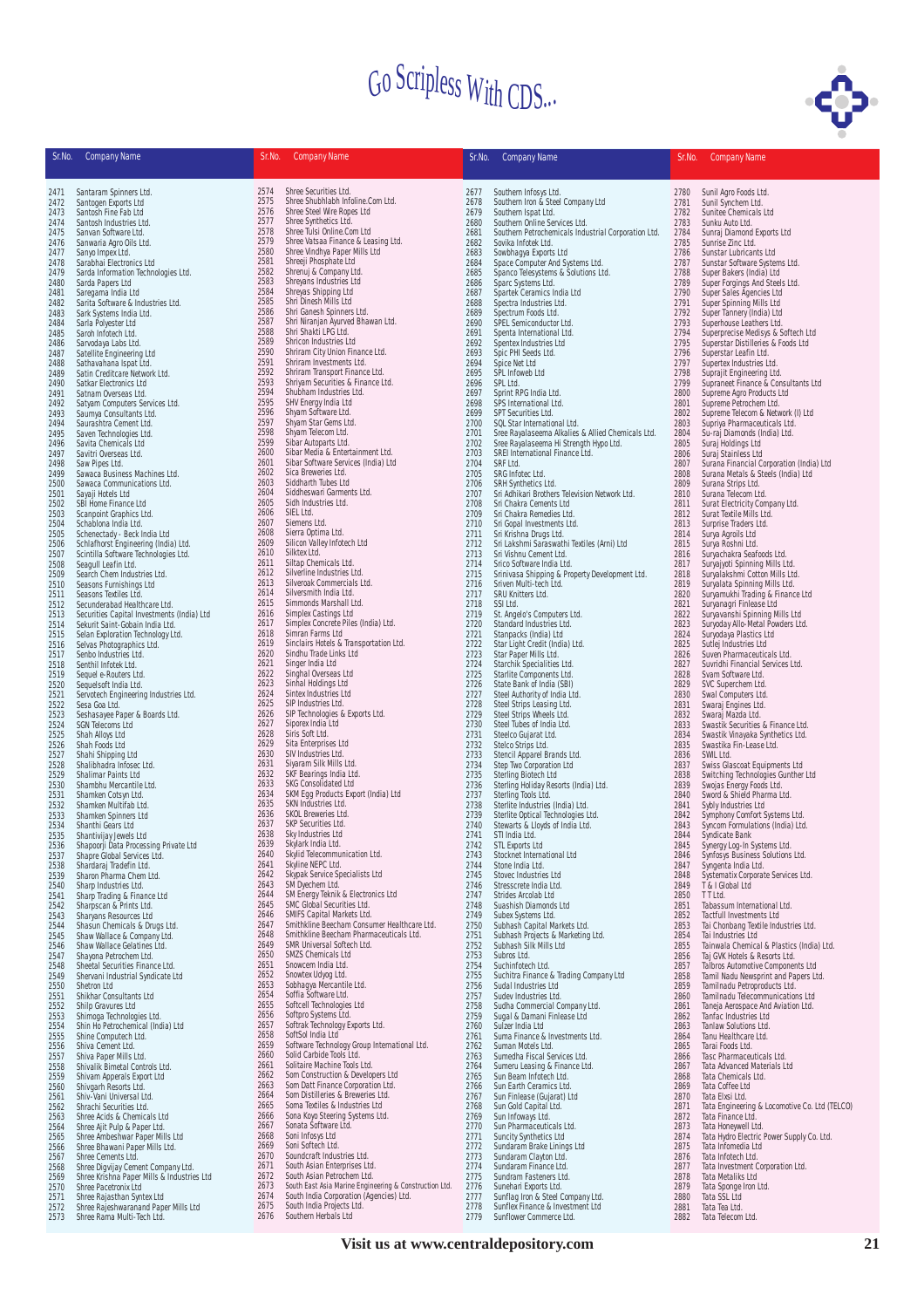# Go Scripless With CDS...

| Sr.No. | Company Name |
|---|---|
| 2471 | Santaram Spinners Ltd. |
| 2472 | Santogen Exports Ltd |
| 2473 | Santosh Fine Fab Ltd |
| 2474 | Santosh Industries Ltd. |
| 2475 | Sanvan Software Ltd. |
| 2476 | Sanwaria Agro Oils Ltd. |
| 2477 | Sanyo Impex Ltd. |
| 2478 | Sarabhai Electronics Ltd |
| 2479 | Sarda Information Technologies Ltd. |
| 2480 | Sarda Papers Ltd |
| 2481 | Saregama India Ltd |
| 2482 | Sarita Software & Industries Ltd. |
| 2483 | Sark Systems India Ltd. |
| 2484 | Sarla Polyester Ltd |
| 2485 | Saroh Infotech Ltd. |
| 2486 | Sarvodaya Labs Ltd. |
| 2487 | Satellite Engineering Ltd |
| 2488 | Sathavahana Ispat Ltd. |
| 2489 | Satin Creditcare Network Ltd. |
| 2490 | Satkar Electronics Ltd |
| 2491 | Satnam Overseas Ltd. |
| 2492 | Satyam Computers Services Ltd. |
| 2493 | Saumya Consultants Ltd. |
| 2494 | Saurashtra Cement Ltd. |
| 2495 | Saven Technologies Ltd. |
| 2496 | Savita Chemicals Ltd |
| 2497 | Savitri Overseas Ltd. |
| 2498 | Saw Pipes Ltd. |
| 2499 | Sawaca Business Machines Ltd. |
| 2500 | Sawaca Communications Ltd. |
| 2501 | Sayaji Hotels Ltd |
| 2502 | SBI Home Finance Ltd |
| 2503 | Scanpoint Graphics Ltd. |
| 2504 | Schablona India Ltd. |
| 2505 | Schenectady - Beck India Ltd |
| 2506 | Schlafhorst Engineering (India) Ltd. |
| 2507 | Scintilla Software Technologies Ltd. |
| 2508 | Seagull Leafin Ltd. |
| 2509 | Search Chem Industries Ltd. |
| 2510 | Seasons Furnishings Ltd |
| 2511 | Seasons Textiles Ltd. |
| 2512 | Secunderabad Healthcare Ltd. |
| 2513 | Securities Capital Investments (India) Ltd |
| 2514 | Sekurit Saint-Gobain India Ltd. |
| 2515 | Selan Exploration Technology Ltd. |
| 2516 | Selvas Photographics Ltd. |
| 2517 | Senbo Industries Ltd. |
| 2518 | Senthil Infotek Ltd. |
| 2519 | Sequel e-Routers Ltd. |
| 2520 | Sequelsoft India Ltd. |
| 2521 | Servotech Engineering Industries Ltd. |
| 2522 | Sesa Goa Ltd. |
| 2523 | Seshasayee Paper & Boards Ltd. |
| 2524 | SGN Telecoms Ltd |
| 2525 | Shah Alloys Ltd |
| 2526 | Shah Foods Ltd |
| 2527 | Shahi Shipping Ltd |
| 2528 | Shalibhadra Infosec Ltd. |
| 2529 | Shalimar Paints Ltd |
| 2530 | Shambhu Mercantile Ltd. |
| 2531 | Shamken Cotsyn Ltd. |
| 2532 | Shamken Multifab Ltd. |
| 2533 | Shamken Spinners Ltd |
| 2534 | Shanthi Gears Ltd |
| 2535 | Shantivijay Jewels Ltd |
| 2536 | Shapoorji Data Processing Private Ltd |
| 2537 | Shapre Global Services Ltd. |
| 2538 | Shardaraj Tradefin Ltd. |
| 2539 | Sharon Pharma Chem Ltd. |
| 2540 | Sharp Industries Ltd. |
| 2541 | Sharp Trading & Finance Ltd |
| 2542 | Sharpscan & Prints Ltd. |
| 2543 | Sharyans Resources Ltd |
| 2544 | Shasun Chemicals & Drugs Ltd. |
| 2545 | Shaw Wallace & Company Ltd. |
| 2546 | Shaw Wallace Gelatines Ltd. |
| 2547 | Shayona Petrochem Ltd. |
| 2548 | Sheetal Securities Finance Ltd. |
| 2549 | Shervani Industrial Syndicate Ltd |
| 2550 | Shetron Ltd |
| 2551 | Shikhar Consultants Ltd |
| 2552 | Shilp Gravures Ltd |
| 2553 | Shimoga Technologies Ltd. |
| 2554 | Shin Ho Petrochemical (India) Ltd |
| 2555 | Shine Computech Ltd. |
| 2556 | Shiva Cement Ltd. |
| 2557 | Shiva Paper Mills Ltd. |
| 2558 | Shivalik Bimetal Controls Ltd. |
| 2559 | Shivam Apperals Export Ltd |
| 2560 | Shivgarh Resorts Ltd. |
| 2561 | Shiv-Vani Universal Ltd. |
| 2562 | Shrachi Securities Ltd. |
| 2563 | Shree Acids & Chemicals Ltd |
| 2564 | Shree Ajit Pulp & Paper Ltd. |
| 2565 | Shree Ambeshwar Paper Mills Ltd |
| 2566 | Shree Bhawani Paper Mills Ltd. |
| 2567 | Shree Cements Ltd. |
| 2568 | Shree Digvijay Cement Company Ltd. |
| 2569 | Shree Krishna Paper Mills & Industries Ltd |
| 2570 | Shree Pacetronix Ltd |
| 2571 | Shree Rajasthan Syntex Ltd |
| 2572 | Shree Rajeshwaranand Paper Mills Ltd |
| 2573 | Shree Rama Multi-Tech Ltd. |
| 2574 | Shree Securities Ltd. |
| 2575 | Shree Shubhlabh Infoline.Com Ltd. |
| 2576 | Shree Steel Wire Ropes Ltd |
| 2577 | Shree Synthetics Ltd. |
| 2578 | Shree Tulsi Online.Com Ltd |
| 2579 | Shree Vatsaa Finance & Leasing Ltd. |
| 2580 | Shree Vindhya Paper Mills Ltd |
| 2581 | Shreeji Phosphate Ltd |
| 2582 | Shrenuj & Company Ltd. |
| 2583 | Shreyans Industries Ltd |
| 2584 | Shreyas Shipping Ltd |
| 2585 | Shri Dinesh Mills Ltd |
| 2586 | Shri Ganesh Spinners Ltd. |
| 2587 | Shri Niranjan Ayurved Bhawan Ltd. |
| 2588 | Shri Shakti LPG Ltd. |
| 2589 | Shricon Industries Ltd |
| 2590 | Shriram City Union Finance Ltd. |
| 2591 | Shriram Investments Ltd. |
| 2592 | Shriram Transport Finance Ltd. |
| 2593 | Shriyam Securities & Finance Ltd. |
| 2594 | Shubham Industries Ltd. |
| 2595 | SHV Energy India Ltd |
| 2596 | Shyam Software Ltd. |
| 2597 | Shyam Star Gems Ltd. |
| 2598 | Shyam Telecom Ltd. |
| 2599 | Sibar Autoparts Ltd. |
| 2600 | Sibar Media & Entertainment Ltd. |
| 2601 | Sibar Software Services (India) Ltd |
| 2602 | Sica Breweries Ltd. |
| 2603 | Siddharth Tubes Ltd |
| 2604 | Siddheswari Garments Ltd. |
| 2605 | Sidh Industries Ltd. |
| 2606 | SIEL Ltd. |
| 2607 | Siemens Ltd. |
| 2608 | Sierra Optima Ltd. |
| 2609 | Silicon Valley Infotech Ltd |
| 2610 | Silktex Ltd. |
| 2611 | Siltap Chemicals Ltd. |
| 2612 | Silverline Industries Ltd. |
| 2613 | Silveroak Commercials Ltd. |
| 2614 | Silversmith India Ltd. |
| 2615 | Simmonds Marshall Ltd. |
| 2616 | Simplex Castings Ltd |
| 2617 | Simplex Concrete Piles (India) Ltd. |
| 2618 | Simran Farms Ltd |
| 2619 | Sinclairs Hotels & Transportation Ltd. |
| 2620 | Sindhu Trade Links Ltd |
| 2621 | Singer India Ltd |
| 2622 | Singhal Overseas Ltd |
| 2623 | Sinhal Holdings Ltd |
| 2624 | Sintex Industries Ltd |
| 2625 | SIP Industries Ltd. |
| 2626 | SIP Technologies & Exports Ltd. |
| 2627 | Siporex India Ltd |
| 2628 | Siris Soft Ltd. |
| 2629 | Sita Enterprises Ltd |
| 2630 | SIV Industries Ltd. |
| 2631 | Siyaram Silk Mills Ltd. |
| 2632 | SKF Bearings India Ltd. |
| 2633 | SKG Consolidated Ltd |
| 2634 | SKM Egg Products Export (India) Ltd |
| 2635 | SKN Industries Ltd. |
| 2636 | SKOL Breweries Ltd. |
| 2637 | SKP Securities Ltd. |
| 2638 | Sky Industries Ltd |
| 2639 | Skylark India Ltd. |
| 2640 | Skylid Telecommunication Ltd. |
| 2641 | Skyline NEPC Ltd. |
| 2642 | Skypak Service Specialists Ltd |
| 2643 | SM Dyechem Ltd. |
| 2644 | SM Energy Teknik & Electronics Ltd |
| 2645 | SMC Global Securities Ltd. |
| 2646 | SMIFS Capital Markets Ltd. |
| 2647 | Smithkline Beecham Consumer Healthcare Ltd. |
| 2648 | Smithkline Beecham Pharmaceuticals Ltd. |
| 2649 | SMR Universal Softech Ltd. |
| 2650 | SMZS Chemicals Ltd |
| 2651 | Snowcem India Ltd. |
| 2652 | Snowtex Udyog Ltd. |
| 2653 | Sobhagya Mercantile Ltd. |
| 2654 | Soffia Software Ltd. |
| 2655 | Softcell Technologies Ltd |
| 2656 | Softpro Systems Ltd. |
| 2657 | Softrak Technology Exports Ltd. |
| 2658 | SoftSol India Ltd |
| 2659 | Software Technology Group International Ltd. |
| 2660 | Solid Carbide Tools Ltd. |
| 2661 | Solitaire Machine Tools Ltd. |
| 2662 | Som Construction & Developers Ltd |
| 2663 | Som Datt Finance Corporation Ltd. |
| 2664 | Som Distilleries & Breweries Ltd. |
| 2665 | Soma Textiles & Industries Ltd |
| 2666 | Sona Koyo Steering Systems Ltd. |
| 2667 | Sonata Software Ltd. |
| 2668 | Soni Infosys Ltd |
| 2669 | Soni Softech Ltd. |
| 2670 | Soundcraft Industries Ltd. |
| 2671 | South Asian Enterprises Ltd. |
| 2672 | South Asian Petrochem Ltd. |
| 2673 | South East Asia Marine Engineering & Construction Ltd. |
| 2674 | South India Corporation (Agencies) Ltd. |
| 2675 | South India Projects Ltd. |
| 2676 | Southern Herbals Ltd |
| 2677 | Southern Infosys Ltd. |
| 2678 | Southern Iron & Steel Company Ltd |
| 2679 | Southern Ispat Ltd. |
| 2680 | Southern Online Services Ltd. |
| 2681 | Southern Petrochemicals Industrial Corporation Ltd. |
| 2682 | Sovika Infotek Ltd. |
| 2683 | Sowbhagya Exports Ltd |
| 2684 | Space Computer And Systems Ltd. |
| 2685 | Spanco Telesystems & Solutions Ltd. |
| 2686 | Sparc Systems Ltd. |
| 2687 | Spartek Ceramics India Ltd |
| 2688 | Spectra Industries Ltd. |
| 2689 | Spectrum Foods Ltd. |
| 2690 | SPEL Semiconductor Ltd. |
| 2691 | Spenta International Ltd. |
| 2692 | Spentex Industries Ltd |
| 2693 | Spic PHI Seeds Ltd. |
| 2694 | Spice Net Ltd |
| 2695 | SPL Infoweb Ltd |
| 2696 | SPL Ltd. |
| 2697 | Sprint RPG India Ltd. |
| 2698 | SPS International Ltd. |
| 2699 | SPT Securities Ltd. |
| 2700 | SQL Star International Ltd. |
| 2701 | Sree Rayalaseema Alkalies & Allied Chemicals Ltd. |
| 2702 | Sree Rayalaseema Hi Strength Hypo Ltd. |
| 2703 | SREI International Finance Ltd. |
| 2704 | SRF Ltd. |
| 2705 | SRG Infotec Ltd. |
| 2706 | SRH Synthetics Ltd. |
| 2707 | Sri Adhikari Brothers Television Network Ltd. |
| 2708 | Sri Chakra Cements Ltd |
| 2709 | Sri Chakra Remedies Ltd. |
| 2710 | Sri Gopal Investments Ltd. |
| 2711 | Sri Krishna Drugs Ltd. |
| 2712 | Sri Lakshmi Saraswathi Textiles (Arni) Ltd |
| 2713 | Sri Vishnu Cement Ltd. |
| 2714 | Srico Software India Ltd. |
| 2715 | Srinivasa Shipping & Property Development Ltd. |
| 2716 | Sriven Multi-tech Ltd. |
| 2717 | SRU Knitters Ltd. |
| 2718 | SSI Ltd. |
| 2719 | St. Angelo's Computers Ltd. |
| 2720 | Standard Industries Ltd. |
| 2721 | Stanpacks (India) Ltd |
| 2722 | Star Light Credit (India) Ltd. |
| 2723 | Star Paper Mills Ltd. |
| 2724 | Starchik Specialities Ltd. |
| 2725 | Starlite Components Ltd. |
| 2726 | State Bank of India (SBI) |
| 2727 | Steel Authority of India Ltd. |
| 2728 | Steel Strips Leasing Ltd. |
| 2729 | Steel Strips Wheels Ltd. |
| 2730 | Steel Tubes of India Ltd. |
| 2731 | Steelco Gujarat Ltd. |
| 2732 | Stelco Strips Ltd. |
| 2733 | Stencil Apparel Brands Ltd. |
| 2734 | Step Two Corporation Ltd |
| 2735 | Sterling Biotech Ltd |
| 2736 | Sterling Holiday Resorts (India) Ltd. |
| 2737 | Sterling Tools Ltd. |
| 2738 | Sterlite Industries (India) Ltd. |
| 2739 | Sterlite Optical Technologies Ltd. |
| 2740 | Stewarts & Lloyds of India Ltd. |
| 2741 | STI India Ltd. |
| 2742 | STL Exports Ltd |
| 2743 | Stocknet International Ltd |
| 2744 | Stone India Ltd. |
| 2745 | Stovec Industries Ltd |
| 2746 | Stresscrete India Ltd. |
| 2747 | Strides Arcolab Ltd |
| 2748 | Suashish Diamonds Ltd |
| 2749 | Subex Systems Ltd. |
| 2750 | Subhash Capital Markets Ltd. |
| 2751 | Subhash Projects & Marketing Ltd. |
| 2752 | Subhash Silk Mills Ltd |
| 2753 | Subros Ltd. |
| 2754 | Suchinfotech Ltd. |
| 2755 | Suchitra Finance & Trading Company Ltd |
| 2756 | Sudal Industries Ltd |
| 2757 | Sudev Industries Ltd. |
| 2758 | Sudha Commercial Company Ltd. |
| 2759 | Sugal & Damani Finlease Ltd |
| 2760 | Sulzer India Ltd |
| 2761 | Suma Finance & Investments Ltd. |
| 2762 | Suman Motels Ltd. |
| 2763 | Sumedha Fiscal Services Ltd. |
| 2764 | Sumeru Leasing & Finance Ltd. |
| 2765 | Sun Beam Infotech Ltd. |
| 2766 | Sun Earth Ceramics Ltd. |
| 2767 | Sun Finlease (Gujarat) Ltd |
| 2768 | Sun Gold Capital Ltd. |
| 2769 | Sun Infoways Ltd. |
| 2770 | Sun Pharmaceuticals Ltd. |
| 2771 | Suncity Synthetics Ltd |
| 2772 | Sundaram Brake Linings Ltd |
| 2773 | Sundaram Clayton Ltd. |
| 2774 | Sundaram Finance Ltd. |
| 2775 | Sundram Fasteners Ltd. |
| 2776 | Sunehari Exports Ltd. |
| 2777 | Sunflag Iron & Steel Company Ltd. |
| 2778 | Sunflex Finance & Investment Ltd |
| 2779 | Sunflower Commerce Ltd. |
| 2780 | Sunil Agro Foods Ltd. |
| 2781 | Sunil Synchem Ltd. |
| 2782 | Sunitee Chemicals Ltd |
| 2783 | Sunku Auto Ltd. |
| 2784 | Sunraj Diamond Exports Ltd |
| 2785 | Sunrise Zinc Ltd. |
| 2786 | Sunstar Lubricants Ltd |
| 2787 | Sunstar Software Systems Ltd. |
| 2788 | Super Bakers (India) Ltd |
| 2789 | Super Forgings And Steels Ltd. |
| 2790 | Super Sales Agencies Ltd |
| 2791 | Super Spinning Mills Ltd |
| 2792 | Super Tannery (India) Ltd |
| 2793 | Superhouse Leathers Ltd. |
| 2794 | Superprecise Medisys & Softech Ltd |
| 2795 | Superstar Distilleries & Foods Ltd |
| 2796 | Superstar Leafin Ltd. |
| 2797 | Supertex Industries Ltd. |
| 2798 | Suprajit Engineering Ltd. |
| 2799 | Supraneet Finance & Consultants Ltd |
| 2800 | Supreme Agro Products Ltd |
| 2801 | Supreme Petrochem Ltd. |
| 2802 | Supreme Telecom & Network (I) Ltd |
| 2803 | Supriya Pharmaceuticals Ltd. |
| 2804 | Su-raj Diamonds (India) Ltd. |
| 2805 | Suraj Holdings Ltd |
| 2806 | Suraj Stainless Ltd |
| 2807 | Surana Financial Corporation (India) Ltd |
| 2808 | Surana Metals & Steels (India) Ltd |
| 2809 | Surana Strips Ltd. |
| 2810 | Surana Telecom Ltd. |
| 2811 | Surat Electricity Company Ltd. |
| 2812 | Surat Textile Mills Ltd. |
| 2813 | Surprise Traders Ltd. |
| 2814 | Surya Agroils Ltd |
| 2815 | Surya Roshni Ltd. |
| 2816 | Suryachakra Seafoods Ltd. |
| 2817 | Suryajyoti Spinning Mills Ltd. |
| 2818 | Suryalakshmi Cotton Mills Ltd. |
| 2819 | Suryalata Spinning Mills Ltd. |
| 2820 | Suryamukhi Trading & Finance Ltd |
| 2821 | Suryanagri Finlease Ltd |
| 2822 | Suryavanshi Spinning Mills Ltd |
| 2823 | Suryoday Allo-Metal Powders Ltd. |
| 2824 | Suryodaya Plastics Ltd |
| 2825 | Sutlej Industries Ltd |
| 2826 | Suven Pharmaceuticals Ltd. |
| 2827 | Suvridhi Financial Services Ltd. |
| 2828 | Svam Software Ltd. |
| 2829 | SVC Superchem Ltd. |
| 2830 | Swal Computers Ltd. |
| 2831 | Swaraj Engines Ltd. |
| 2832 | Swaraj Mazda Ltd. |
| 2833 | Swastik Securities & Finance Ltd. |
| 2834 | Swastik Vinayaka Synthetics Ltd. |
| 2835 | Swastika Fin-Lease Ltd. |
| 2836 | SWL Ltd. |
| 2837 | Swiss Glascoat Equipments Ltd |
| 2838 | Switching Technologies Gunther Ltd |
| 2839 | Swojas Energy Foods Ltd. |
| 2840 | Sword & Shield Pharma Ltd. |
| 2841 | Sybly Industries Ltd |
| 2842 | Symphony Comfort Systems Ltd. |
| 2843 | Syncom Formulations (India) Ltd. |
| 2844 | Syndicate Bank |
| 2845 | Synergy Log-In Systems Ltd. |
| 2846 | Synfosys Business Solutions Ltd. |
| 2847 | Syngenta India Ltd. |
| 2848 | Systematix Corporate Services Ltd. |
| 2849 | T & I Global Ltd |
| 2850 | T T Ltd. |
| 2851 | Tabassum International Ltd. |
| 2852 | Tactfull Investments Ltd |
| 2853 | Tai Chonbang Textile Industries Ltd. |
| 2854 | Tai Industries Ltd |
| 2855 | Tainwala Chemical & Plastics (India) Ltd. |
| 2856 | Taj GVK Hotels & Resorts Ltd. |
| 2857 | Talbros Automotive Components Ltd |
| 2858 | Tamil Nadu Newsprint and Papers Ltd. |
| 2859 | Tamilnadu Petroproducts Ltd. |
| 2860 | Tamilnadu Telecommunications Ltd |
| 2861 | Taneja Aerospace And Aviation Ltd. |
| 2862 | Tanfac Industries Ltd |
| 2863 | Tanlaw Solutions Ltd. |
| 2864 | Tanu Healthcare Ltd. |
| 2865 | Tarai Foods Ltd. |
| 2866 | Tasc Pharmaceuticals Ltd. |
| 2867 | Tata Advanced Materials Ltd |
| 2868 | Tata Chemicals Ltd. |
| 2869 | Tata Coffee Ltd |
| 2870 | Tata Elxsi Ltd. |
| 2871 | Tata Engineering & Locomotive Co. Ltd (TELCO) |
| 2872 | Tata Finance Ltd. |
| 2873 | Tata Honeywell Ltd. |
| 2874 | Tata Hydro Electric Power Supply Co. Ltd. |
| 2875 | Tata Infomedia Ltd |
| 2876 | Tata Infotech Ltd. |
| 2877 | Tata Investment Corporation Ltd. |
| 2878 | Tata Metaliks Ltd |
| 2879 | Tata Sponge Iron Ltd. |
| 2880 | Tata SSL Ltd |
| 2881 | Tata Tea Ltd. |
| 2882 | Tata Telecom Ltd. |

Visit us at www.centraldepository.com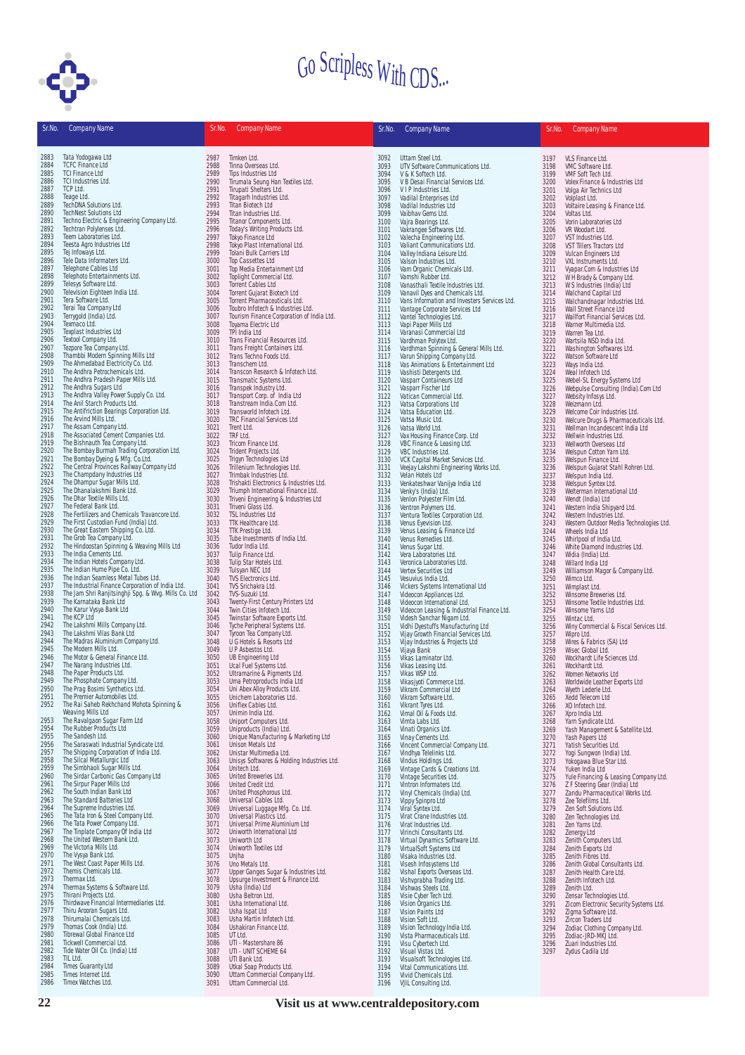# Go Scripless With CDS...

| Sr.No. | Company Name |
|---|---|
| 2883 | Tata Yodogawa Ltd |
| 2884 | TCFC Finance Ltd |
| 2885 | TCI Finance Ltd |
| 2886 | TCI Industries Ltd. |
| 2887 | TCP Ltd. |
| 2888 | Teage Ltd. |
| 2889 | TechDNA Solutions Ltd. |
| 2890 | TechNest Solutions Ltd |
| 2891 | Techno Electric & Engineering Company Ltd. |
| 2892 | Techtran Polylenses Ltd. |
| 2893 | Teem Laboratories Ltd. |
| 2894 | Teesta Agro Industries Ltd |
| 2895 | Tej Infoways Ltd. |
| 2896 | Tele Data Informaters Ltd. |
| 2897 | Telephone Cables Ltd |
| 2898 | Telephoto Entertainments Ltd. |
| 2899 | Telesys Software Ltd. |
| 2900 | Television Eighteen India Ltd. |
| 2901 | Tera Software Ltd. |
| 2902 | Terai Tea Company Ltd |
| 2903 | Terrygold (India) Ltd. |
| 2904 | Texmaco Ltd. |
| 2905 | Texplast Industries Ltd |
| 2906 | Textool Company Ltd. |
| 2907 | Tezpore Tea Company Ltd. |
| 2908 | Thambbi Modern Spinning Mills Ltd |
| 2909 | The Ahmedabad Electricity Co. Ltd. |
| 2910 | The Andhra Petrochemicals Ltd. |
| 2911 | The Andhra Pradesh Paper Mills Ltd. |
| 2912 | The Andhra Sugars Ltd |
| 2913 | The Andhra Valley Power Supply Co. Ltd. |
| 2914 | The Anil Starch Products Ltd. |
| 2915 | The Antifriction Bearings Corporation Ltd. |
| 2916 | The Arvind Mills Ltd. |
| 2917 | The Assam Company Ltd. |
| 2918 | The Associated Cement Companies Ltd. |
| 2919 | The Bishnauth Tea Company Ltd. |
| 2920 | The Bombay Burmah Trading Corporation Ltd. |
| 2921 | The Bombay Dyeing & Mfg. Co.Ltd. |
| 2922 | The Central Provinces Railway Company Ltd |
| 2923 | The Champdany Industries Ltd |
| 2924 | The Dhampur Sugar Mills Ltd. |
| 2925 | The Dhanalakshmi Bank Ltd. |
| 2926 | The Dhar Textile Mills Ltd. |
| 2927 | The Federal Bank Ltd. |
| 2928 | The Fertilizers and Chemicals Travancore Ltd. |
| 2929 | The First Custodian Fund (India) Ltd. |
| 2930 | The Great Eastern Shipping Co. Ltd. |
| 2931 | The Grob Tea Company Ltd. |
| 2932 | The Hindoostan Spinning & Weaving Mills Ltd |
| 2933 | The India Cements Ltd. |
| 2934 | The Indian Hotels Company Ltd. |
| 2935 | The Indian Hume Pipe Co. Ltd. |
| 2936 | The Indian Seamless Metal Tubes Ltd. |
| 2937 | The Industrial Finance Corporation of India Ltd. |
| 2938 | The Jam Shri Ranjitsinghji Spg. & Wvg. Mills Co. Ltd |
| 2939 | The Karnataka Bank Ltd |
| 2940 | The Karur Vysya Bank Ltd |
| 2941 | The KCP Ltd |
| 2942 | The Lakshmi Mills Company Ltd. |
| 2943 | The Lakshmi Vilas Bank Ltd |
| 2944 | The Madras Aluminium Company Ltd. |
| 2945 | The Modern Mills Ltd. |
| 2946 | The Motor & General Finance Ltd. |
| 2947 | The Narang Industries Ltd. |
| 2948 | The Paper Products Ltd. |
| 2949 | The Phosphate Company Ltd. |
| 2950 | The Prag Bosimi Synthetics Ltd. |
| 2951 | The Premier Automobiles Ltd. |
| 2952 | The Rai Saheb Rekhchand Mohota Spinning & Weaving Mills Ltd |
| 2953 | The Ravalgaon Sugar Farm Ltd |
| 2954 | The Rubber Products Ltd |
| 2955 | The Sandesh Ltd. |
| 2956 | The Saraswati Industrial Syndicate Ltd. |
| 2957 | The Shipping Corporation of India Ltd. |
| 2958 | The Silcal Metallurgic Ltd |
| 2959 | The Simbhaoli Sugar Mills Ltd. |
| 2960 | The Sirdar Carbonic Gas Company Ltd |
| 2961 | The Sirpur Paper Mills Ltd |
| 2962 | The South Indian Bank Ltd |
| 2963 | The Standard Batteries Ltd |
| 2964 | The Supreme Industries Ltd. |
| 2965 | The Tata Iron & Steel Company Ltd. |
| 2966 | The Tata Power Company Ltd. |
| 2967 | The Tinplate Company Of India Ltd |
| 2968 | The United Western Bank Ltd. |
| 2969 | The Victoria Mills Ltd. |
| 2970 | The Vysya Bank Ltd. |
| 2971 | The West Coast Paper Mills Ltd. |
| 2972 | Themis Chemicals Ltd. |
| 2973 | Thermax Ltd. |
| 2974 | Thermax Systems & Software Ltd. |
| 2975 | Thirani Projects Ltd. |
| 2976 | Thirdwave Financial Intermediaries Ltd. |
| 2977 | Thiru Arooran Sugars Ltd. |
| 2978 | Thirumalai Chemicals Ltd. |
| 2979 | Thomas Cook (India) Ltd. |
| 2980 | Tibrewal Global Finance Ltd |
| 2981 | Tickwell Commercial Ltd. |
| 2982 | Tide Water Oil Co. (India) Ltd |
| 2983 | TIL Ltd. |
| 2984 | Times Guaranty Ltd |
| 2985 | Times Internet Ltd. |
| 2986 | Timex Watches Ltd. |
| 2987 | Timken Ltd. |
| 2988 | Tinna Overseas Ltd. |
| 2989 | Tips Industries Ltd |
| 2990 | Tirumala Seung Han Textiles Ltd. |
| 2991 | Tirupati Shelters Ltd. |
| 2992 | Titagarh Industries Ltd. |
| 2993 | Titan Biotech Ltd |
| 2994 | Titan Industries Ltd. |
| 2995 | Titanor Components Ltd. |
| 2996 | Today's Writing Products Ltd. |
| 2997 | Tokyo Finance Ltd |
| 2998 | Tokyo Plast International Ltd. |
| 2999 | Tolani Bulk Carriers Ltd |
| 3000 | Top Cassettes Ltd |
| 3001 | Top Media Entertainment Ltd |
| 3002 | Toplight Commercial Ltd. |
| 3003 | Torrent Cables Ltd |
| 3004 | Torrent Gujarat Biotech Ltd |
| 3005 | Torrent Pharmaceuticals Ltd. |
| 3006 | Toubro Infotech & Industries Ltd. |
| 3007 | Tourism Finance Corporation of India Ltd. |
| 3008 | Toyama Electric Ltd |
| 3009 | TPI India Ltd |
| 3010 | Trans Financial Resources Ltd. |
| 3011 | Trans Freight Containers Ltd. |
| 3012 | Trans Techno Foods Ltd. |
| 3013 | Transchem Ltd. |
| 3014 | Transcon Research & Infotech Ltd. |
| 3015 | Transmatic Systems Ltd. |
| 3016 | Transpek Industry Ltd. |
| 3017 | Transport Corp. of India Ltd |
| 3018 | Transtream India.Com Ltd. |
| 3019 | Transworld Infotech Ltd. |
| 3020 | TRC Financial Services Ltd |
| 3021 | Trent Ltd. |
| 3022 | TRF Ltd. |
| 3023 | Tricom Finance Ltd. |
| 3024 | Trident Projects Ltd. |
| 3025 | Trigyn Technologies Ltd |
| 3026 | Trillenium Technologies Ltd. |
| 3027 | Trimbak Industries Ltd. |
| 3028 | Trishakti Electronics & Industries Ltd. |
| 3029 | Triumph International Finance Ltd. |
| 3030 | Triveni Engineering & Industries Ltd |
| 3031 | Triveni Glass Ltd. |
| 3032 | TSL Industries Ltd |
| 3033 | TTK Healthcare Ltd. |
| 3034 | TTK Prestige Ltd. |
| 3035 | Tube Investments of India Ltd. |
| 3036 | Tudor India Ltd. |
| 3037 | Tulip Finance Ltd. |
| 3038 | Tulip Star Hotels Ltd. |
| 3039 | Tulsyan NEC Ltd |
| 3040 | TVS Electronics Ltd. |
| 3041 | TVS Srichakra Ltd. |
| 3042 | TVS-Suzuki Ltd. |
| 3043 | Twenty-First Century Printers Ltd |
| 3044 | Twin Cities Infotech Ltd. |
| 3045 | Twinstar Software Exports Ltd. |
| 3046 | Tyche Peripheral Systems Ltd. |
| 3047 | Tyroon Tea Company Ltd. |
| 3048 | U G Hotels & Resorts Ltd |
| 3049 | U P Asbestos Ltd. |
| 3050 | UB Engineering Ltd |
| 3051 | Ucal Fuel Systems Ltd. |
| 3052 | Ultramarine & Pigments Ltd. |
| 3053 | Uma Petroproducts India Ltd |
| 3054 | Uni Abex Alloy Products Ltd. |
| 3055 | Unichem Laboratories Ltd. |
| 3056 | Uniflex Cables Ltd. |
| 3057 | Unimin India Ltd. |
| 3058 | Uniport Computers Ltd. |
| 3059 | Uniproducts (India) Ltd. |
| 3060 | Unique Manufacturing & Marketing Ltd |
| 3061 | Unison Metals Ltd |
| 3062 | Unistar Multimedia Ltd. |
| 3063 | Unisys Softwares & Holding Industries Ltd. |
| 3064 | Unitech Ltd. |
| 3065 | United Breweries Ltd. |
| 3066 | United Credit Ltd. |
| 3067 | United Phosphorous Ltd. |
| 3068 | Universal Cables Ltd. |
| 3069 | Universal Luggage Mfg. Co. Ltd. |
| 3070 | Universal Plastics Ltd. |
| 3071 | Universal Prime Aluminium Ltd |
| 3072 | Uniworth International Ltd |
| 3073 | Uniworth Ltd |
| 3074 | Uniworth Textiles Ltd |
| 3075 | Unjha |
| 3076 | Uno Metals Ltd. |
| 3077 | Upper Ganges Sugar & Industries Ltd. |
| 3078 | Upsurge Investment & Finance Ltd. |
| 3079 | Usha (India) Ltd |
| 3080 | Usha Beltron Ltd. |
| 3081 | Usha International Ltd. |
| 3082 | Usha Ispat Ltd |
| 3083 | Usha Martin Infotech Ltd. |
| 3084 | Ushakiran Finance Ltd. |
| 3085 | UT Ltd. |
| 3086 | UTI - Mastershare 86 |
| 3087 | UTI - UNIT SCHEME 64 |
| 3088 | UTI Bank Ltd. |
| 3089 | Utkal Soap Products Ltd. |
| 3090 | Uttam Commercial Company Ltd. |
| 3091 | Uttam Commercial Ltd. |
| 3092 | Uttam Steel Ltd. |
| 3093 | UTV Software Communications Ltd. |
| 3094 | V & K Softech Ltd. |
| 3095 | V B Desai Financial Services Ltd. |
| 3096 | V I P Industries Ltd. |
| 3097 | Vadilal Enterprises Ltd |
| 3098 | Vadilal Industries Ltd |
| 3099 | Vaibhav Gems Ltd. |
| 3100 | Vajra Bearings Ltd. |
| 3101 | Vakrangee Softwares Ltd. |
| 3102 | Valecha Engineering Ltd. |
| 3103 | Valiant Communications Ltd. |
| 3104 | Valley Indiana Leisure Ltd. |
| 3105 | Valson Industries Ltd. |
| 3106 | Vam Organic Chemicals Ltd. |
| 3107 | Vamshi Rubber Ltd. |
| 3108 | Vanasthali Textile Industries Ltd. |
| 3109 | Vanavil Dyes and Chemicals Ltd. |
| 3110 | Vans Information and Investers Services Ltd. |
| 3111 | Vantage Corporate Services Ltd |
| 3112 | Vantel Technologies Ltd. |
| 3113 | Vapi Paper Mills Ltd |
| 3114 | Varanasi Commercial Ltd |
| 3115 | Vardhman Polytex Ltd. |
| 3116 | Vardhman Spinning & General Mills Ltd. |
| 3117 | Varun Shipping Company Ltd. |
| 3118 | Vas Animations & Entertainment Ltd |
| 3119 | Vashisti Detergents Ltd. |
| 3120 | Vasparr Containeurs Ltd |
| 3121 | Vasparr Fischer Ltd |
| 3122 | Vatican Commercial Ltd. |
| 3123 | Vatsa Corporations Ltd |
| 3124 | Vatsa Education Ltd. |
| 3125 | Vatsa Music Ltd. |
| 3126 | Vatsa World Ltd. |
| 3127 | Vax Housing Finance Corp. Ltd |
| 3128 | VBC Finance & Leasing Ltd. |
| 3129 | VBC Industries Ltd. |
| 3130 | VCK Capital Market Services Ltd. |
| 3131 | Veejay Lakshmi Engineering Works Ltd. |
| 3132 | Velan Hotels Ltd |
| 3133 | Venkateshwar Vanijya India Ltd |
| 3134 | Venky's (India) Ltd. |
| 3135 | Venlon Polyester Film Ltd. |
| 3136 | Ventron Polymers Ltd. |
| 3137 | Ventura Textiles Corporation Ltd. |
| 3138 | Venus Eyevision Ltd. |
| 3139 | Venus Leasing & Finance Ltd |
| 3140 | Venus Remedies Ltd. |
| 3141 | Venus Sugar Ltd. |
| 3142 | Vera Laboratories Ltd. |
| 3143 | Veronica Laboratories Ltd. |
| 3144 | Vertex Securities Ltd |
| 3145 | Vesuvius India Ltd. |
| 3146 | Vickers Systems International Ltd |
| 3147 | Videocon Appliances Ltd. |
| 3148 | Videocon International Ltd. |
| 3149 | Videocon Leasing & Industrial Finance Ltd. |
| 3150 | Videsh Sanchar Nigam Ltd. |
| 3151 | Vidhi Dyestuffs Manufacturing Ltd |
| 3152 | Vijay Growth Financial Services Ltd. |
| 3153 | Vijay Industries & Projects Ltd |
| 3154 | Vijaya Bank |
| 3155 | Vikas Laminator Ltd. |
| 3156 | Vikas Leasing Ltd. |
| 3157 | Vikas WSP Ltd. |
| 3158 | Vikasjyoti Commerce Ltd. |
| 3159 | Vikram Commercial Ltd |
| 3160 | Vikram Software Ltd. |
| 3161 | Vikrant Tyres Ltd. |
| 3162 | Vimal Oil & Foods Ltd. |
| 3163 | Vimta Labs Ltd. |
| 3164 | Vinati Organics Ltd. |
| 3165 | Vinay Cements Ltd. |
| 3166 | Vincent Commercial Company Ltd. |
| 3167 | Vindhya Telelinks Ltd. |
| 3168 | Vindus Holdings Ltd. |
| 3169 | Vintage Cards & Creations Ltd. |
| 3170 | Vintage Securities Ltd. |
| 3171 | Vintron Informaters Ltd. |
| 3172 | Vinyl Chemicals (India) Ltd. |
| 3173 | Vippy Spinpro Ltd |
| 3174 | Viral Syntex Ltd. |
| 3175 | Virat Crane Industries Ltd. |
| 3176 | Virat Industries Ltd. |
| 3177 | Virinchi Consultants Ltd. |
| 3178 | Virtual Dynamics Software Ltd. |
| 3179 | VirtualSoft Systems Ltd |
| 3180 | Visaka Industries Ltd. |
| 3181 | Visesh Infosystems Ltd |
| 3182 | Vishal Exports Overseas Ltd. |
| 3183 | Vishvprabha Trading Ltd. |
| 3184 | Vishwas Steels Ltd. |
| 3185 | Visie Cyber Tech Ltd. |
| 3186 | Vision Organics Ltd. |
| 3187 | Vision Paints Ltd |
| 3188 | Vision Soft Ltd. |
| 3189 | Vision Technology India Ltd. |
| 3190 | Vista Pharmaceuticals Ltd. |
| 3191 | Visu Cybertech Ltd. |
| 3192 | Visual Vistas Ltd. |
| 3193 | Visualsoft Technologies Ltd. |
| 3194 | Vital Communications Ltd. |
| 3195 | Vivid Chemicals Ltd. |
| 3196 | VJIL Consulting Ltd. |
| 3197 | VLS Finance Ltd. |
| 3198 | VMC Software Ltd. |
| 3199 | VMF Soft Tech Ltd. |
| 3200 | Volex Finance & Industries Ltd |
| 3201 | Volga Air Technics Ltd |
| 3202 | Volplast Ltd. |
| 3203 | Voltaire Leasing & Finance Ltd. |
| 3204 | Voltas Ltd. |
| 3205 | Vorin Laboratories Ltd |
| 3206 | VR Woodart Ltd. |
| 3207 | VST Industries Ltd. |
| 3208 | VST Tillers Tractors Ltd |
| 3209 | Vulcan Engineers Ltd |
| 3210 | VXL Instruments Ltd. |
| 3211 | Vyapar.Com & Industries Ltd |
| 3212 | W H Brady & Company Ltd. |
| 3213 | W S Industries (India) Ltd |
| 3214 | Walchand Capital Ltd |
| 3215 | Walchandnagar Industries Ltd. |
| 3216 | Wall Street Finance Ltd |
| 3217 | Wallfort Financial Services Ltd. |
| 3218 | Warner Multimedia Ltd. |
| 3219 | Warren Tea Ltd. |
| 3220 | Wartsila NSD India Ltd. |
| 3221 | Washington Softwares Ltd. |
| 3222 | Watson Software Ltd |
| 3223 | Ways India Ltd. |
| 3224 | Weal Infotech Ltd. |
| 3225 | Webel-SL Energy Systems Ltd |
| 3226 | Webpulse Consulting (India).Com Ltd |
| 3227 | Websity Infosys Ltd. |
| 3228 | Weizmann Ltd. |
| 3229 | Welcome Coir Industries Ltd. |
| 3230 | Welcure Drugs & Pharmaceuticals Ltd. |
| 3231 | Wellman Incandescent India Ltd |
| 3232 | Wellwin Industries Ltd. |
| 3233 | Wellworth Overseas Ltd |
| 3234 | Welspun Cotton Yarn Ltd. |
| 3235 | Welspun Finance Ltd. |
| 3236 | Welspun Gujarat Stahl Rohren Ltd. |
| 3237 | Welspun India Ltd. |
| 3238 | Welspun Syntex Ltd. |
| 3239 | Welterman International Ltd |
| 3240 | Wendt (India) Ltd |
| 3241 | Western India Shipyard Ltd. |
| 3242 | Western Industries Ltd. |
| 3243 | Western Outdoor Media Technologies Ltd. |
| 3244 | Wheels India Ltd |
| 3245 | Whirlpool of India Ltd. |
| 3246 | White Diamond Industries Ltd. |
| 3247 | Widia (India) Ltd. |
| 3248 | Willard India Ltd |
| 3249 | Williamson Magor & Company Ltd. |
| 3250 | Wimco Ltd. |
| 3251 | Wimplast Ltd. |
| 3252 | Winsome Breweries Ltd. |
| 3253 | Winsome Textile Industries Ltd. |
| 3254 | Winsome Yarns Ltd |
| 3255 | Wintac Ltd. |
| 3256 | Winy Commercial & Fiscal Services Ltd. |
| 3257 | Wipro Ltd. |
| 3258 | Wires & Fabrics (SA) Ltd |
| 3259 | Wisec Global Ltd. |
| 3260 | Wockhardt Life Sciences Ltd. |
| 3261 | Wockhardt Ltd. |
| 3262 | Women Networks Ltd |
| 3263 | Worldwide Leather Exports Ltd |
| 3264 | Wyeth Lederle Ltd. |
| 3265 | Xedd Telecom Ltd |
| 3266 | XO Infotech Ltd. |
| 3267 | Xpro India Ltd. |
| 3268 | Yarn Syndicate Ltd. |
| 3269 | Yash Management & Satellite Ltd. |
| 3270 | Yash Papers Ltd |
| 3271 | Yatish Securities Ltd. |
| 3272 | Yogi Sungwon (India) Ltd. |
| 3273 | Yokogawa Blue Star Ltd. |
| 3274 | Yuken India Ltd |
| 3275 | Yule Financing & Leasing Company Ltd. |
| 3276 | Z F Steering Gear (India) Ltd |
| 3277 | Zandu Pharmaceutical Works Ltd. |
| 3278 | Zee Telefilms Ltd. |
| 3279 | Zen Soft Solutions Ltd. |
| 3280 | Zen Technologies Ltd. |
| 3281 | Zen Yarns Ltd. |
| 3282 | Zenergy Ltd |
| 3283 | Zenith Computers Ltd. |
| 3284 | Zenith Exports Ltd |
| 3285 | Zenith Fibres Ltd. |
| 3286 | Zenith Global Consultants Ltd. |
| 3287 | Zenith Health Care Ltd. |
| 3288 | Zenith Infotech Ltd. |
| 3289 | Zenith Ltd. |
| 3290 | Zensar Technologies Ltd. |
| 3291 | Zicom Electronic Security Systems Ltd. |
| 3292 | Zigma Software Ltd. |
| 3293 | Zircon Traders Ltd |
| 3294 | Zodiac Clothing Company Ltd. |
| 3295 | Zodiac-JRD-MKJ Ltd. |
| 3296 | Zuari Industries Ltd. |
| 3297 | Zydus Cadila Ltd |

**Visit us at www.centraldepository.com**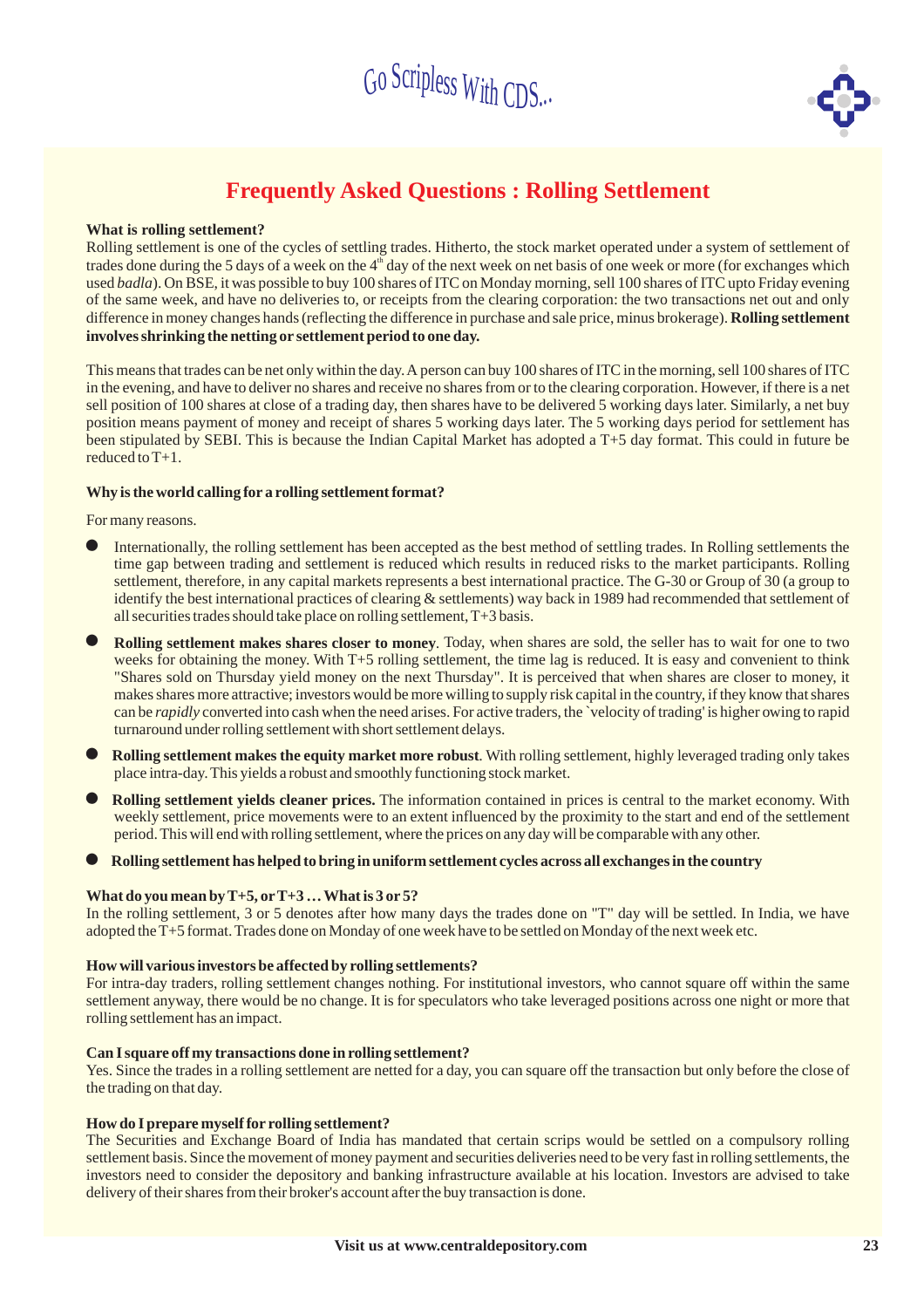## Frequently Asked Questions : Rolling Settlement

**What is rolling settlement?**

Rolling settlement is one of the cycles of settling trades. Hitherto, the stock market operated under a system of settlement of trades done during the 5 days of a week on the 4th day of the next week on net basis of one week or more (for exchanges which used *badla*). On BSE, it was possible to buy 100 shares of ITC on Monday morning, sell 100 shares of ITC upto Friday evening of the same week, and have no deliveries to, or receipts from the clearing corporation: the two transactions net out and only difference in money changes hands (reflecting the difference in purchase and sale price, minus brokerage). **Rolling settlement involves shrinking the netting or settlement period to one day.**

This means that trades can be net only within the day. A person can buy 100 shares of ITC in the morning, sell 100 shares of ITC in the evening, and have to deliver no shares and receive no shares from or to the clearing corporation. However, if there is a net sell position of 100 shares at close of a trading day, then shares have to be delivered 5 working days later. Similarly, a net buy position means payment of money and receipt of shares 5 working days later. The 5 working days period for settlement has been stipulated by SEBI. This is because the Indian Capital Market has adopted a T+5 day format. This could in future be reduced to T+1.

**Why is the world calling for a rolling settlement format?**

For many reasons.

- Internationally, the rolling settlement has been accepted as the best method of settling trades. In Rolling settlements the time gap between trading and settlement is reduced which results in reduced risks to the market participants. Rolling settlement, therefore, in any capital markets represents a best international practice. The G-30 or Group of 30 (a group to identify the best international practices of clearing & settlements) way back in 1989 had recommended that settlement of all securities trades should take place on rolling settlement, T+3 basis.
- **Rolling settlement makes shares closer to money**. Today, when shares are sold, the seller has to wait for one to two weeks for obtaining the money. With T+5 rolling settlement, the time lag is reduced. It is easy and convenient to think "Shares sold on Thursday yield money on the next Thursday". It is perceived that when shares are closer to money, it makes shares more attractive; investors would be more willing to supply risk capital in the country, if they know that shares can be *rapidly* converted into cash when the need arises. For active traders, the `velocity of trading' is higher owing to rapid turnaround under rolling settlement with short settlement delays.
- **Rolling settlement makes the equity market more robust**. With rolling settlement, highly leveraged trading only takes place intra-day. This yields a robust and smoothly functioning stock market.
- **Rolling settlement yields cleaner prices.** The information contained in prices is central to the market economy. With weekly settlement, price movements were to an extent influenced by the proximity to the start and end of the settlement period. This will end with rolling settlement, where the prices on any day will be comparable with any other.
- **Rolling settlement has helped to bring in uniform settlement cycles across all exchanges in the country**

**What do you mean by T+5, or T+3 ... What is 3 or 5?**

In the rolling settlement, 3 or 5 denotes after how many days the trades done on "T" day will be settled. In India, we have adopted the T+5 format. Trades done on Monday of one week have to be settled on Monday of the next week etc.

**How will various investors be affected by rolling settlements?**

For intra-day traders, rolling settlement changes nothing. For institutional investors, who cannot square off within the same settlement anyway, there would be no change. It is for speculators who take leveraged positions across one night or more that rolling settlement has an impact.

**Can I square off my transactions done in rolling settlement?**

Yes. Since the trades in a rolling settlement are netted for a day, you can square off the transaction but only before the close of the trading on that day.

**How do I prepare myself for rolling settlement?**

The Securities and Exchange Board of India has mandated that certain scrips would be settled on a compulsory rolling settlement basis. Since the movement of money payment and securities deliveries need to be very fast in rolling settlements, the investors need to consider the depository and banking infrastructure available at his location. Investors are advised to take delivery of their shares from their broker's account after the buy transaction is done.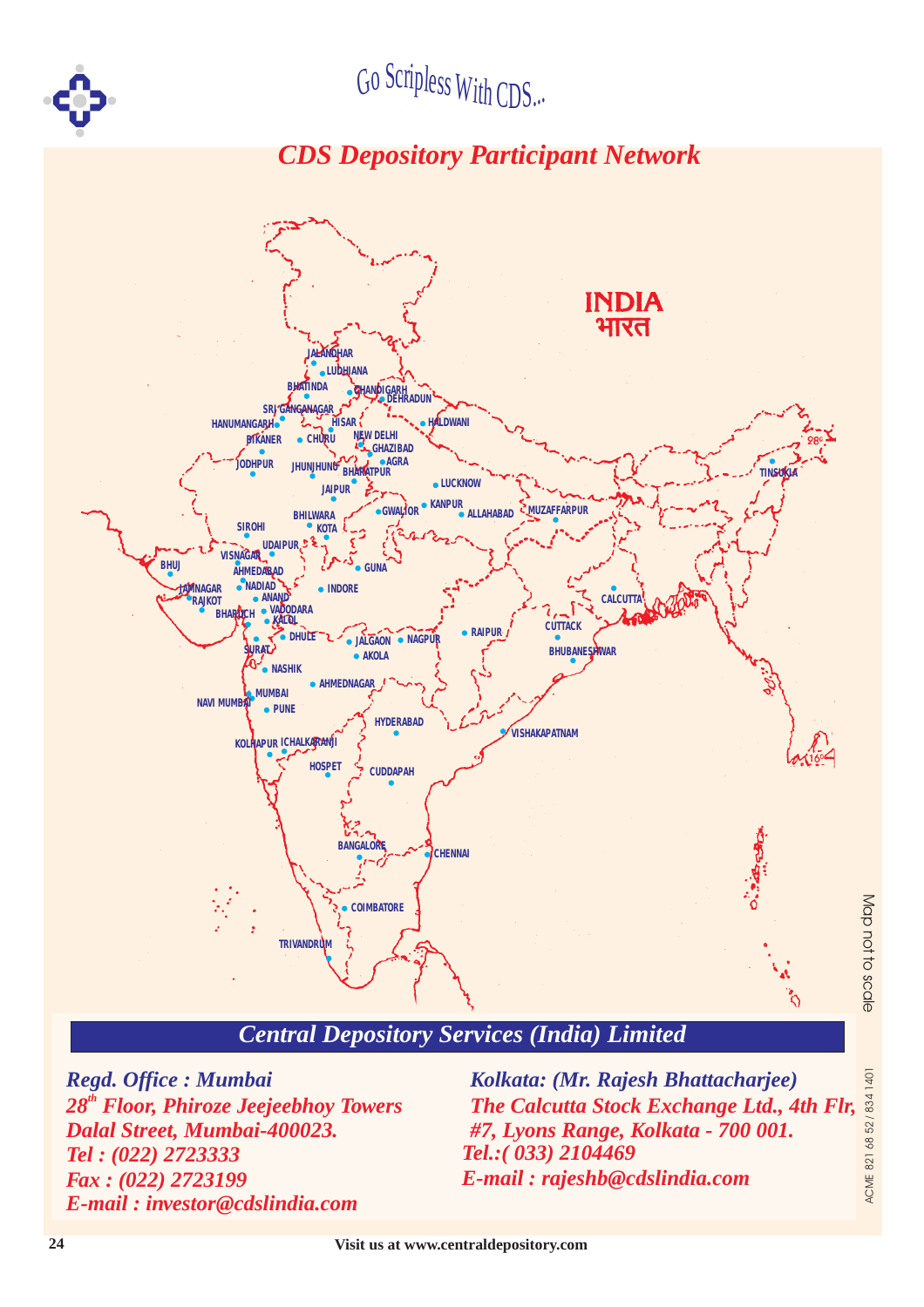Go Scripless With CDS...

## *CDS Depository Participant Network*

INDIA
भारत

JALANDHAR
LUDHIANA
BHATINDA
CHANDIGARH
DEHRADUN
SRI GANGANAGAR
HANUMANGARH
HISAR
HALDWANI
BIKANER
CHURU
NEW DELHI
GHAZIBAD
AGRA
JODHPUR
JHUNJHUNU
BHARATPUR
TINSUKIA
JAIPUR
LUCKNOW
KANPUR
GWALIOR
ALLAHABAD
MUZAFFARPUR
BHILWARA
SIROHI
KOTA
UDAIPUR
VISNAGAR
BHUJ
AHMEDABAD
GUNA
JAMNAGAR
NADIAD
INDORE
RAJKOT
ANAND
CALCUTTA
BHARUCH
VADODARA
KALOL
DHULE
JALGAON
NAGPUR
RAIPUR
CUTTACK
SURAT
AKOLA
BHUBANESHWAR
NASHIK
AHMEDNAGAR
MUMBAI
NAVI MUMBAI
PUNE
HYDERABAD
VISHAKAPATNAM
KOLHAPUR
ICHALKARANJI
HOSPET
CUDDAPAH
BANGALORE
CHENNAI
COIMBATORE
TRIVANDRUM

28°
16°

Map not to scale

## *Central Depository Services (India) Limited*

***Regd. Office : Mumbai***
***28th Floor, Phiroze Jeejeebhoy Towers***
***Dalal Street, Mumbai-400023.***
***Tel : (022) 2723333***
***Fax : (022) 2723199***
***E-mail : investor@cdslindia.com***

***Kolkata: (Mr. Rajesh Bhattacharjee)***
***The Calcutta Stock Exchange Ltd., 4th Flr,***
***#7, Lyons Range, Kolkata - 700 001.***
***Tel.:( 033) 2104469***
***E-mail : rajeshb@cdslindia.com***

ACME 821 68 52 / 834 1401

**Visit us at www.centraldepository.com**